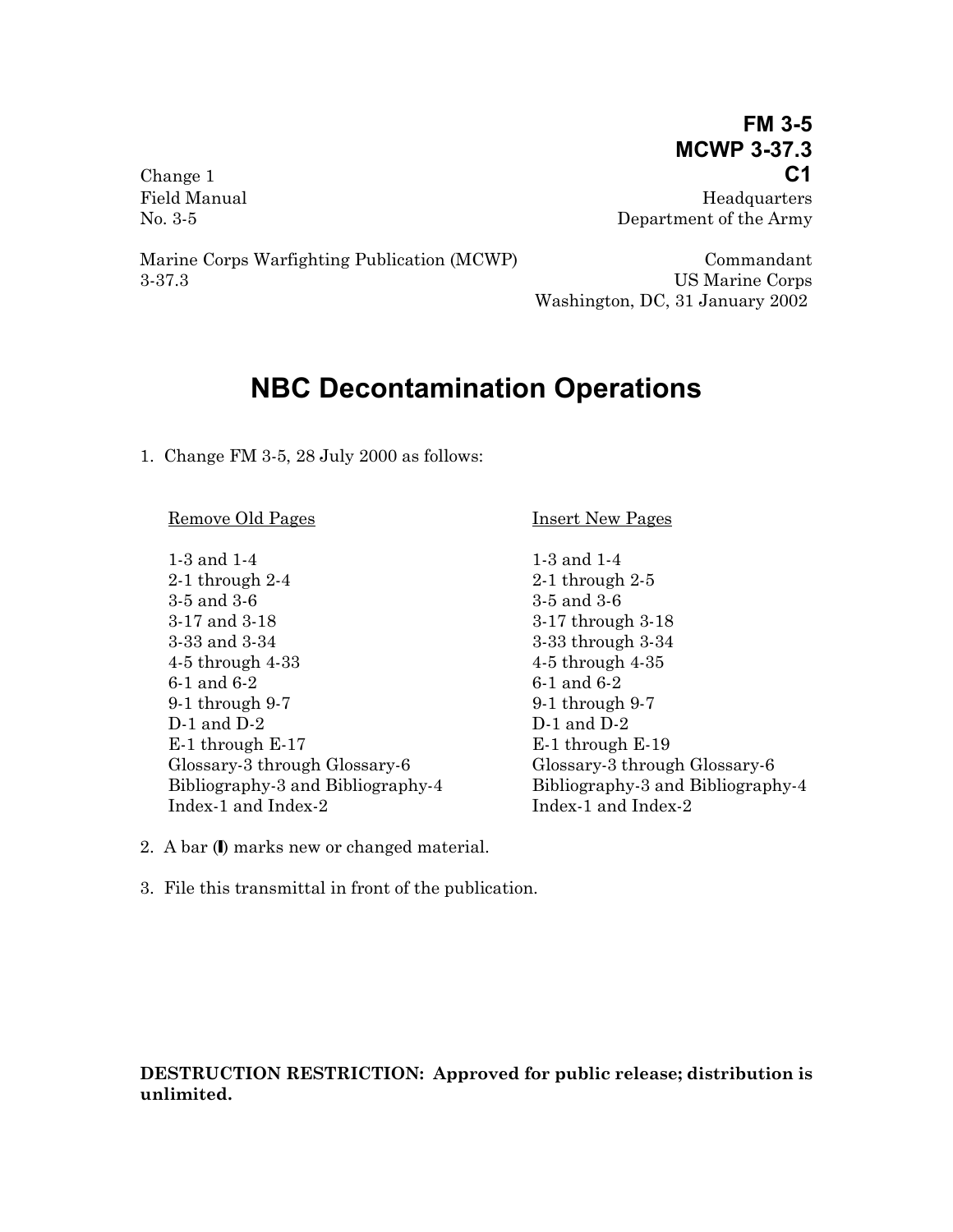**FM 3-5**
**MCWP 3-37.3**
**C1**

Change 1
Field Manual
No. 3-5

Headquarters
Department of the Army

Marine Corps Warfighting Publication (MCWP)
3-37.3

Commandant
US Marine Corps
Washington, DC, 31 January 2002

# NBC Decontamination Operations

1. Change FM 3-5, 28 July 2000 as follows:

| Remove Old Pages | Insert New Pages |
|---|---|
| 1-3 and 1-4 | 1-3 and 1-4 |
| 2-1 through 2-4 | 2-1 through 2-5 |
| 3-5 and 3-6 | 3-5 and 3-6 |
| 3-17 and 3-18 | 3-17 through 3-18 |
| 3-33 and 3-34 | 3-33 through 3-34 |
| 4-5 through 4-33 | 4-5 through 4-35 |
| 6-1 and 6-2 | 6-1 and 6-2 |
| 9-1 through 9-7 | 9-1 through 9-7 |
| D-1 and D-2 | D-1 and D-2 |
| E-1 through E-17 | E-1 through E-19 |
| Glossary-3 through Glossary-6 | Glossary-3 through Glossary-6 |
| Bibliography-3 and Bibliography-4 | Bibliography-3 and Bibliography-4 |
| Index-1 and Index-2 | Index-1 and Index-2 |

2. A bar (❙) marks new or changed material.

3. File this transmittal in front of the publication.

**DESTRUCTION RESTRICTION: Approved for public release; distribution is unlimited.**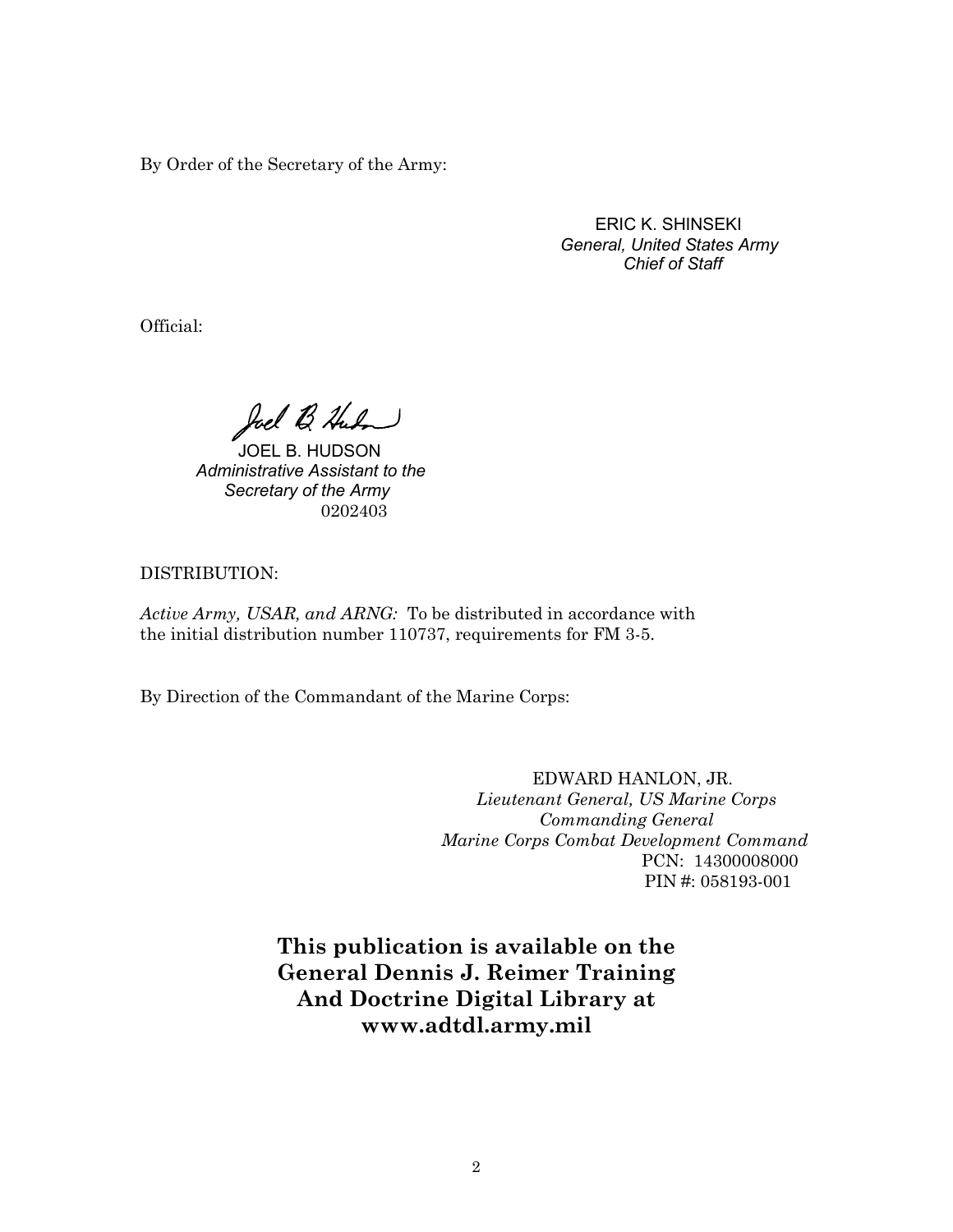By Order of the Secretary of the Army:

ERIC K. SHINSEKI
*General, United States Army*
*Chief of Staff*

Official:

JOEL B. HUDSON
*Administrative Assistant to the*
*Secretary of the Army*
0202403

DISTRIBUTION:

*Active Army, USAR, and ARNG:* To be distributed in accordance with the initial distribution number 110737, requirements for FM 3-5.

By Direction of the Commandant of the Marine Corps:

EDWARD HANLON, JR.
*Lieutenant General, US Marine Corps*
*Commanding General*
*Marine Corps Combat Development Command*
PCN: 14300008000
PIN #: 058193-001

**This publication is available on the General Dennis J. Reimer Training And Doctrine Digital Library at www.adtdl.army.mil**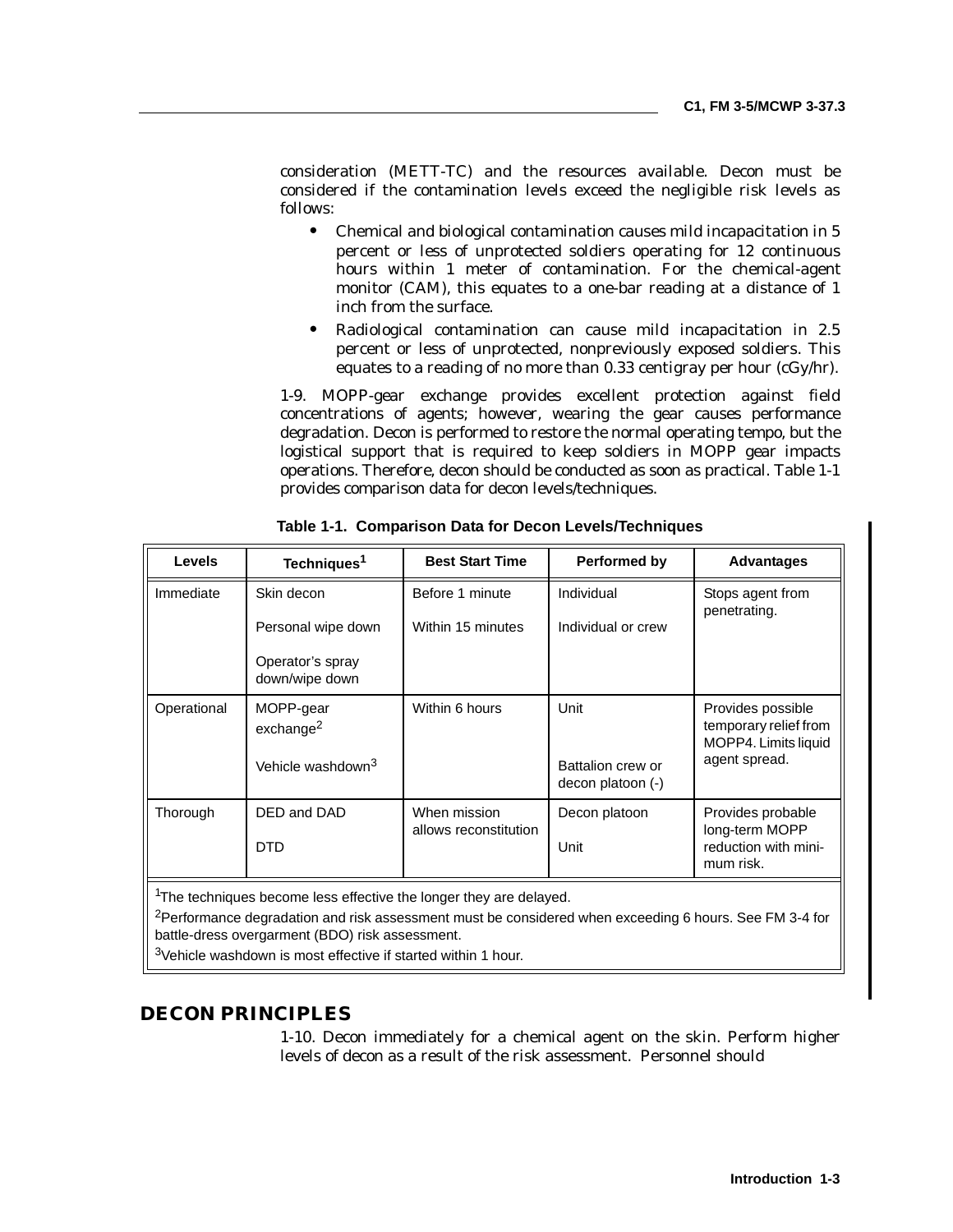consideration (METT-TC) and the resources available. Decon must be considered if the contamination levels exceed the negligible risk levels as follows:

- Chemical and biological contamination causes mild incapacitation in 5 percent or less of unprotected soldiers operating for 12 continuous hours within 1 meter of contamination. For the chemical-agent monitor (CAM), this equates to a one-bar reading at a distance of 1 inch from the surface.
- Radiological contamination can cause mild incapacitation in 2.5 percent or less of unprotected, nonpreviously exposed soldiers. This equates to a reading of no more than 0.33 centigray per hour (cGy/hr).

1-9. MOPP-gear exchange provides excellent protection against field concentrations of agents; however, wearing the gear causes performance degradation. Decon is performed to restore the normal operating tempo, but the logistical support that is required to keep soldiers in MOPP gear impacts operations. Therefore, decon should be conducted as soon as practical. Table 1-1 provides comparison data for decon levels/techniques.

**Table 1-1. Comparison Data for Decon Levels/Techniques**

| Levels | Techniques[1] | Best Start Time | Performed by | Advantages |
|---|---|---|---|---|
| Immediate | Skin decon<br>Personal wipe down<br>Operator's spray down/wipe down | Before 1 minute<br>Within 15 minutes | Individual<br>Individual or crew | Stops agent from penetrating. |
| Operational | MOPP-gear exchange[2]<br>Vehicle washdown[3] | Within 6 hours | Unit<br>Battalion crew or decon platoon (-) | Provides possible temporary relief from MOPP4. Limits liquid agent spread. |
| Thorough | DED and DAD<br>DTD | When mission allows reconstitution | Decon platoon<br>Unit | Provides probable long-term MOPP reduction with minimum risk. |

[1]The techniques become less effective the longer they are delayed.

[2]Performance degradation and risk assessment must be considered when exceeding 6 hours. See FM 3-4 for battle-dress overgarment (BDO) risk assessment.

[3]Vehicle washdown is most effective if started within 1 hour.

## DECON PRINCIPLES

1-10. Decon immediately for a chemical agent on the skin. Perform higher levels of decon as a result of the risk assessment. Personnel should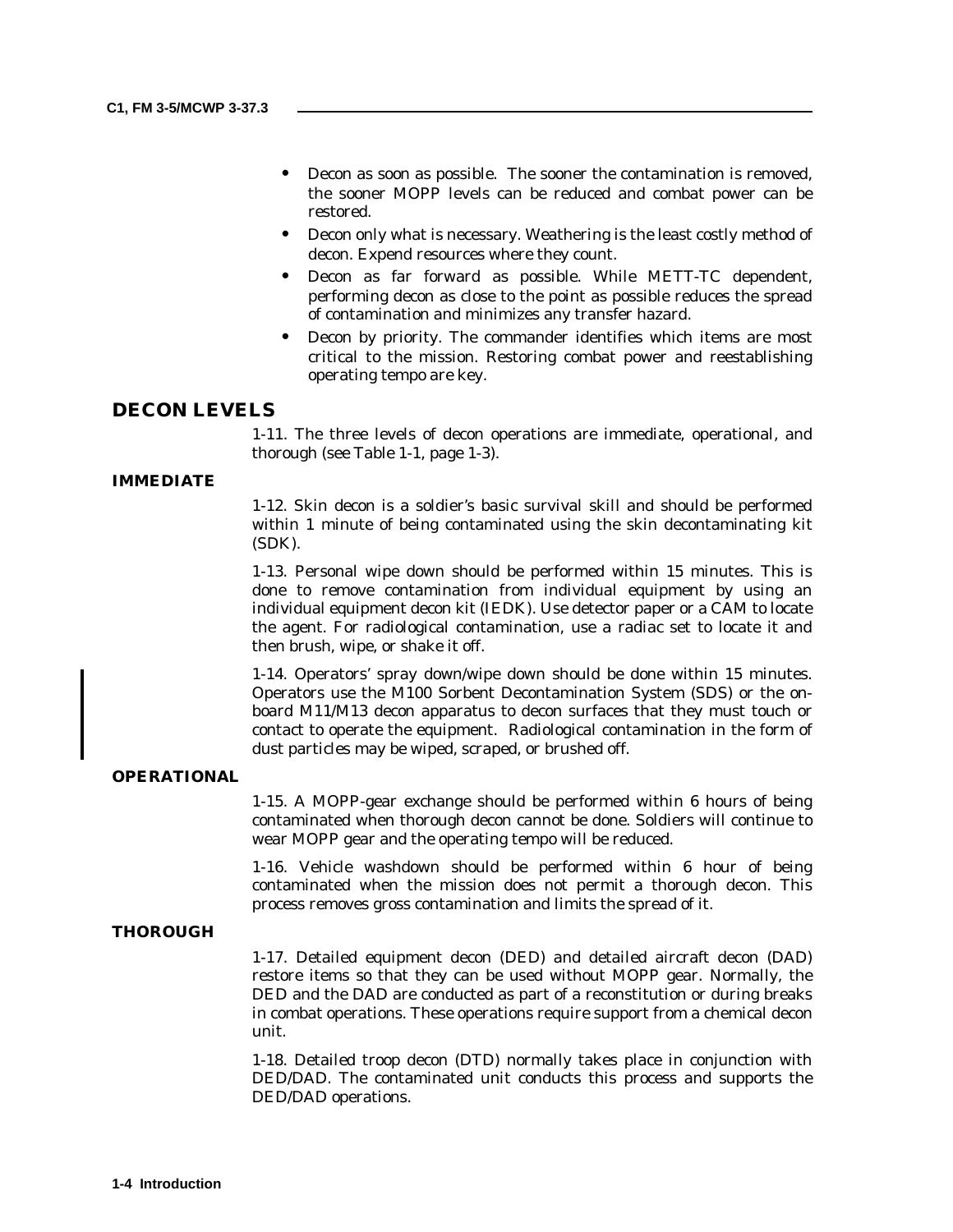- Decon as soon as possible. The sooner the contamination is removed, the sooner MOPP levels can be reduced and combat power can be restored.
- Decon only what is necessary. Weathering is the least costly method of decon. Expend resources where they count.
- Decon as far forward as possible. While METT-TC dependent, performing decon as close to the point as possible reduces the spread of contamination and minimizes any transfer hazard.
- Decon by priority. The commander identifies which items are most critical to the mission. Restoring combat power and reestablishing operating tempo are key.

## DECON LEVELS

1-11. The three levels of decon operations are immediate, operational, and thorough (see Table 1-1, page 1-3).

### IMMEDIATE

1-12. Skin decon is a soldier's basic survival skill and should be performed within 1 minute of being contaminated using the skin decontaminating kit (SDK).

1-13. Personal wipe down should be performed within 15 minutes. This is done to remove contamination from individual equipment by using an individual equipment decon kit (IEDK). Use detector paper or a CAM to locate the agent. For radiological contamination, use a radiac set to locate it and then brush, wipe, or shake it off.

1-14. Operators' spray down/wipe down should be done within 15 minutes. Operators use the M100 Sorbent Decontamination System (SDS) or the on-board M11/M13 decon apparatus to decon surfaces that they must touch or contact to operate the equipment. Radiological contamination in the form of dust particles may be wiped, scraped, or brushed off.

### OPERATIONAL

1-15. A MOPP-gear exchange should be performed within 6 hours of being contaminated when thorough decon cannot be done. Soldiers will continue to wear MOPP gear and the operating tempo will be reduced.

1-16. Vehicle washdown should be performed within 6 hour of being contaminated when the mission does not permit a thorough decon. This process removes gross contamination and limits the spread of it.

### THOROUGH

1-17. Detailed equipment decon (DED) and detailed aircraft decon (DAD) restore items so that they can be used without MOPP gear. Normally, the DED and the DAD are conducted as part of a reconstitution or during breaks in combat operations. These operations require support from a chemical decon unit.

1-18. Detailed troop decon (DTD) normally takes place in conjunction with DED/DAD. The contaminated unit conducts this process and supports the DED/DAD operations.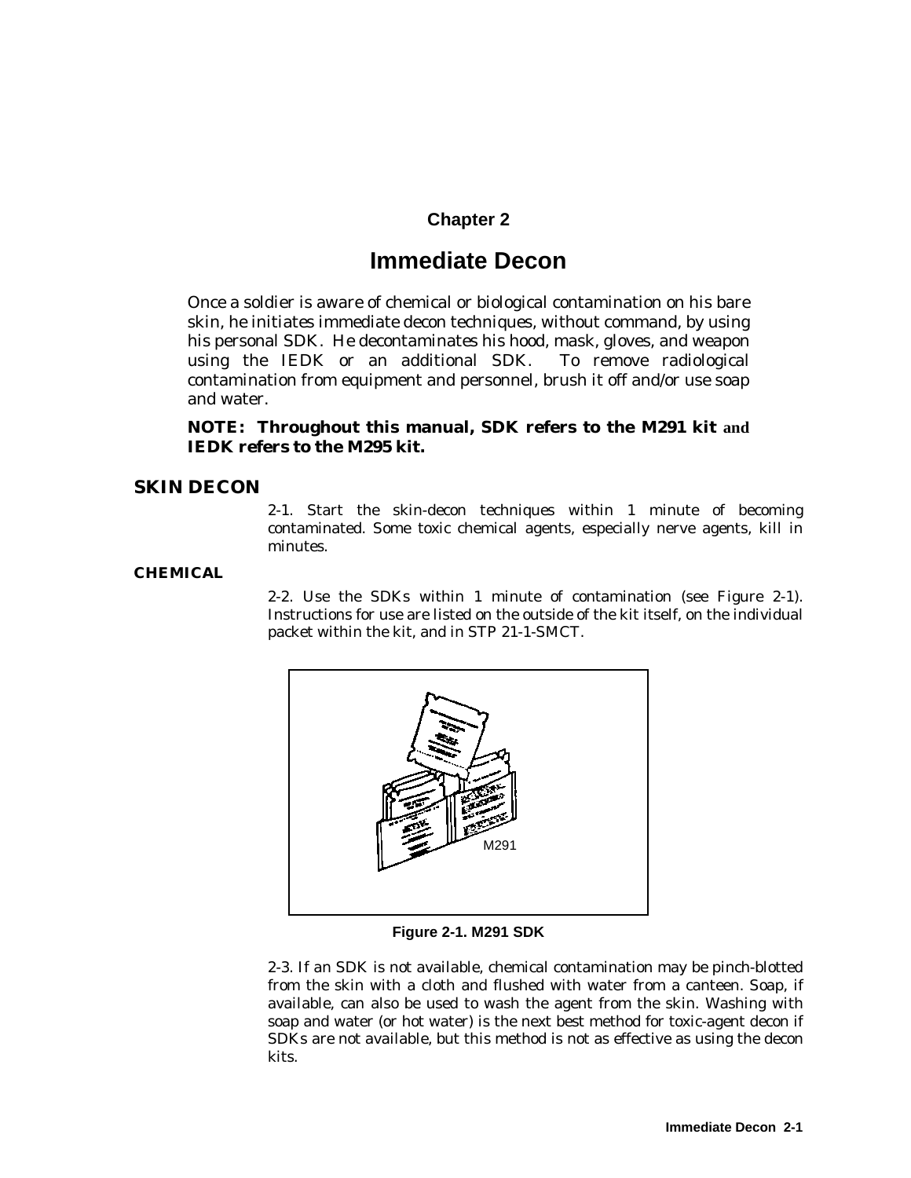# Chapter 2

# Immediate Decon

Once a soldier is aware of chemical or biological contamination on his bare skin, he initiates immediate decon techniques, without command, by using his personal SDK. He decontaminates his hood, mask, gloves, and weapon using the IEDK or an additional SDK. To remove radiological contamination from equipment and personnel, brush it off and/or use soap and water.

**NOTE: Throughout this manual, SDK refers to the M291 kit and IEDK refers to the M295 kit.**

## SKIN DECON

2-1. Start the skin-decon techniques within 1 minute of becoming contaminated. Some toxic chemical agents, especially nerve agents, kill in minutes.

### CHEMICAL

2-2. Use the SDKs within 1 minute of contamination (see Figure 2-1). Instructions for use are listed on the outside of the kit itself, on the individual packet within the kit, and in STP 21-1-SMCT.

M291

**Figure 2-1. M291 SDK**

2-3. If an SDK is not available, chemical contamination may be pinch-blotted from the skin with a cloth and flushed with water from a canteen. Soap, if available, can also be used to wash the agent from the skin. Washing with soap and water (or hot water) is the next best method for toxic-agent decon if SDKs are not available, but this method is not as effective as using the decon kits.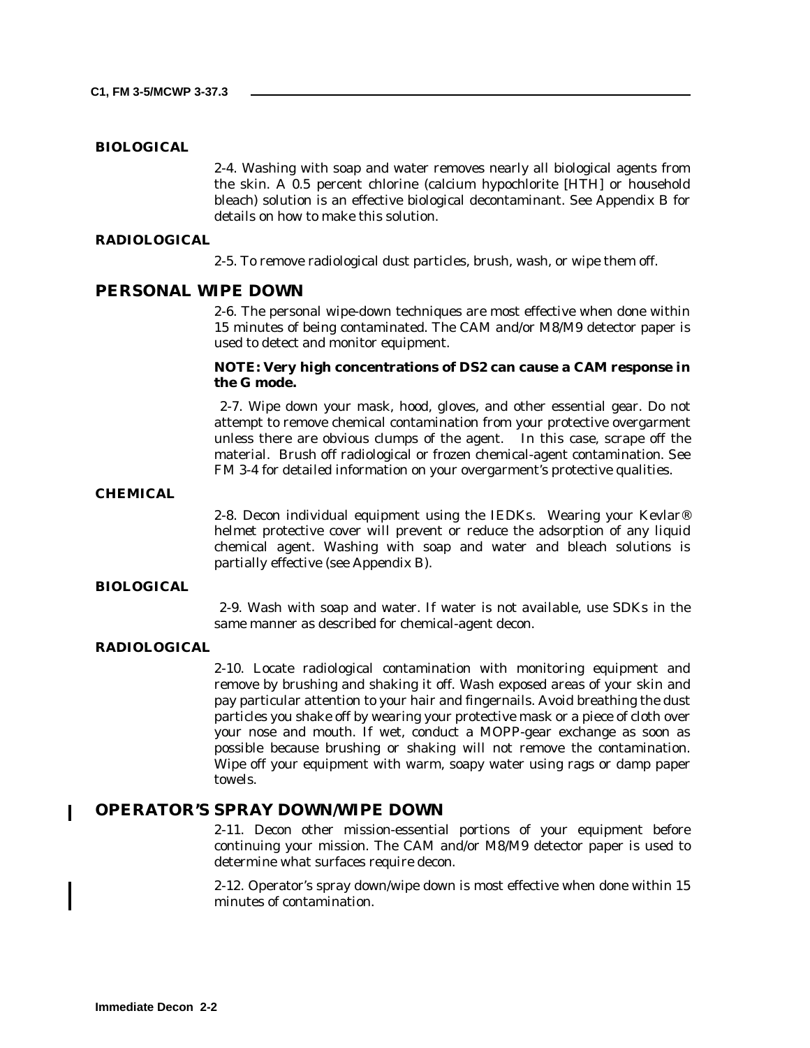### BIOLOGICAL

2-4. Washing with soap and water removes nearly all biological agents from the skin. A 0.5 percent chlorine (calcium hypochlorite [HTH] or household bleach) solution is an effective biological decontaminant. See Appendix B for details on how to make this solution.

### RADIOLOGICAL

2-5. To remove radiological dust particles, brush, wash, or wipe them off.

## PERSONAL WIPE DOWN

2-6. The personal wipe-down techniques are most effective when done within 15 minutes of being contaminated. The CAM and/or M8/M9 detector paper is used to detect and monitor equipment.

**NOTE: Very high concentrations of DS2 can cause a CAM response in the G mode.**

2-7. Wipe down your mask, hood, gloves, and other essential gear. Do not attempt to remove chemical contamination from your protective overgarment unless there are obvious clumps of the agent. In this case, scrape off the material. Brush off radiological or frozen chemical-agent contamination. See FM 3-4 for detailed information on your overgarment's protective qualities.

### CHEMICAL

2-8. Decon individual equipment using the IEDKs. Wearing your Kevlar® helmet protective cover will prevent or reduce the adsorption of any liquid chemical agent. Washing with soap and water and bleach solutions is partially effective (see Appendix B).

### BIOLOGICAL

2-9. Wash with soap and water. If water is not available, use SDKs in the same manner as described for chemical-agent decon.

### RADIOLOGICAL

2-10. Locate radiological contamination with monitoring equipment and remove by brushing and shaking it off. Wash exposed areas of your skin and pay particular attention to your hair and fingernails. Avoid breathing the dust particles you shake off by wearing your protective mask or a piece of cloth over your nose and mouth. If wet, conduct a MOPP-gear exchange as soon as possible because brushing or shaking will not remove the contamination. Wipe off your equipment with warm, soapy water using rags or damp paper towels.

## OPERATOR'S SPRAY DOWN/WIPE DOWN

2-11. Decon other mission-essential portions of your equipment before continuing your mission. The CAM and/or M8/M9 detector paper is used to determine what surfaces require decon.

2-12. Operator's spray down/wipe down is most effective when done within 15 minutes of contamination.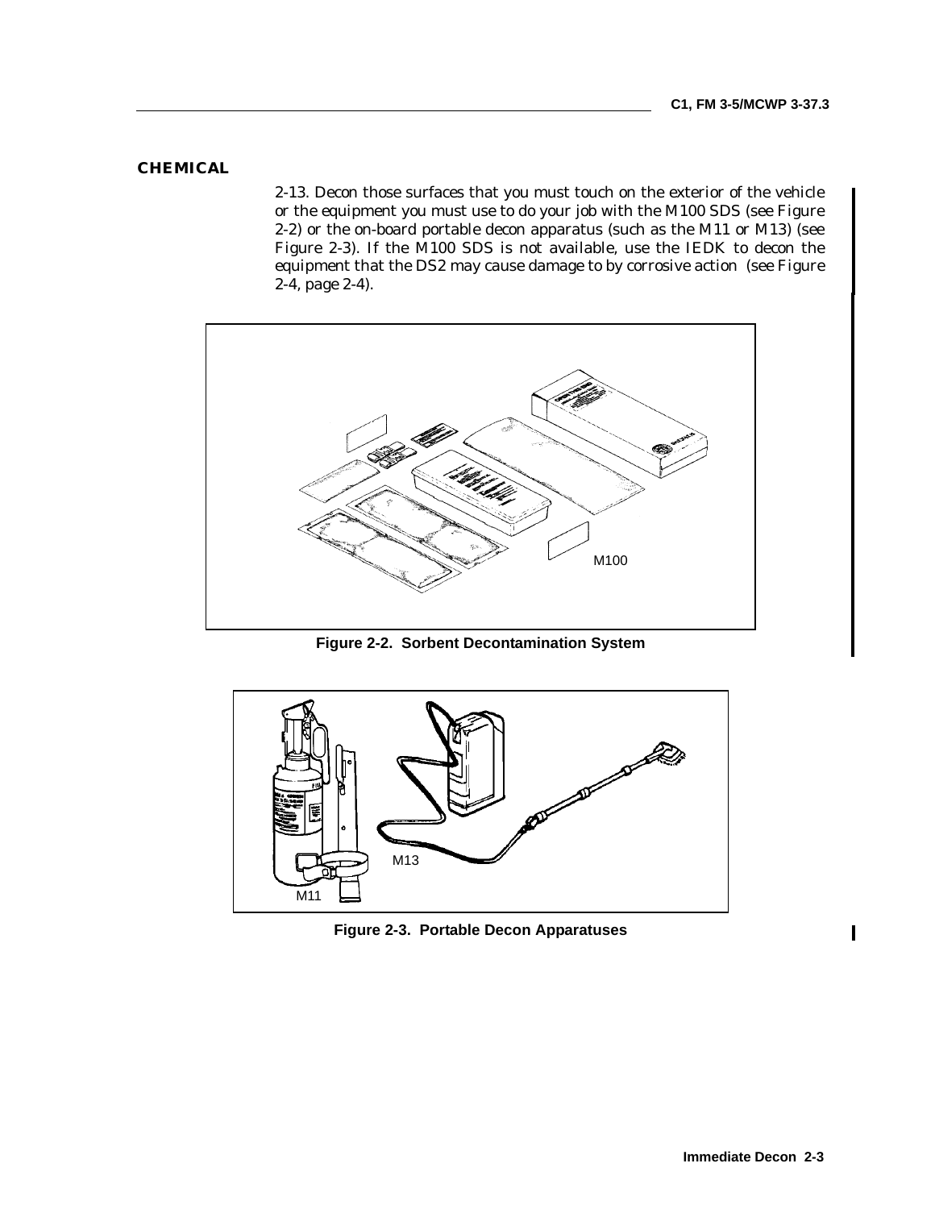## CHEMICAL

2-13. Decon those surfaces that you must touch on the exterior of the vehicle or the equipment you must use to do your job with the M100 SDS (see Figure 2-2) or the on-board portable decon apparatus (such as the M11 or M13) (see Figure 2-3). If the M100 SDS is not available, use the IEDK to decon the equipment that the DS2 may cause damage to by corrosive action (see Figure 2-4, page 2-4).

**Figure 2-2. Sorbent Decontamination System**

**Figure 2-3. Portable Decon Apparatuses**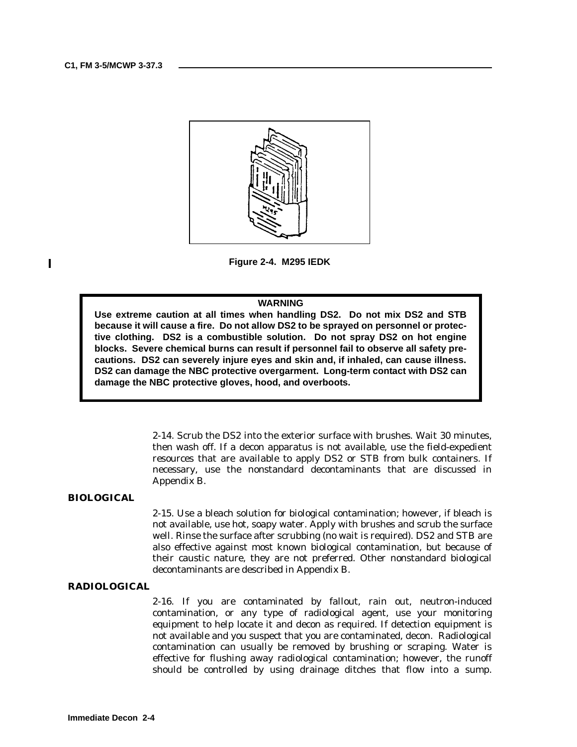**Figure 2-4. M295 IEDK**

**WARNING**

**Use extreme caution at all times when handling DS2. Do not mix DS2 and STB because it will cause a fire. Do not allow DS2 to be sprayed on personnel or protective clothing. DS2 is a combustible solution. Do not spray DS2 on hot engine blocks. Severe chemical burns can result if personnel fail to observe all safety precautions. DS2 can severely injure eyes and skin and, if inhaled, can cause illness. DS2 can damage the NBC protective overgarment. Long-term contact with DS2 can damage the NBC protective gloves, hood, and overboots.**

2-14. Scrub the DS2 into the exterior surface with brushes. Wait 30 minutes, then wash off. If a decon apparatus is not available, use the field-expedient resources that are available to apply DS2 or STB from bulk containers. If necessary, use the nonstandard decontaminants that are discussed in Appendix B.

## BIOLOGICAL

2-15. Use a bleach solution for biological contamination; however, if bleach is not available, use hot, soapy water. Apply with brushes and scrub the surface well. Rinse the surface after scrubbing (no wait is required). DS2 and STB are also effective against most known biological contamination, but because of their caustic nature, they are not preferred. Other nonstandard biological decontaminants are described in Appendix B.

## RADIOLOGICAL

2-16. If you are contaminated by fallout, rain out, neutron-induced contamination, or any type of radiological agent, use your monitoring equipment to help locate it and decon as required. If detection equipment is not available and you suspect that you are contaminated, decon. Radiological contamination can usually be removed by brushing or scraping. Water is effective for flushing away radiological contamination; however, the runoff should be controlled by using drainage ditches that flow into a sump.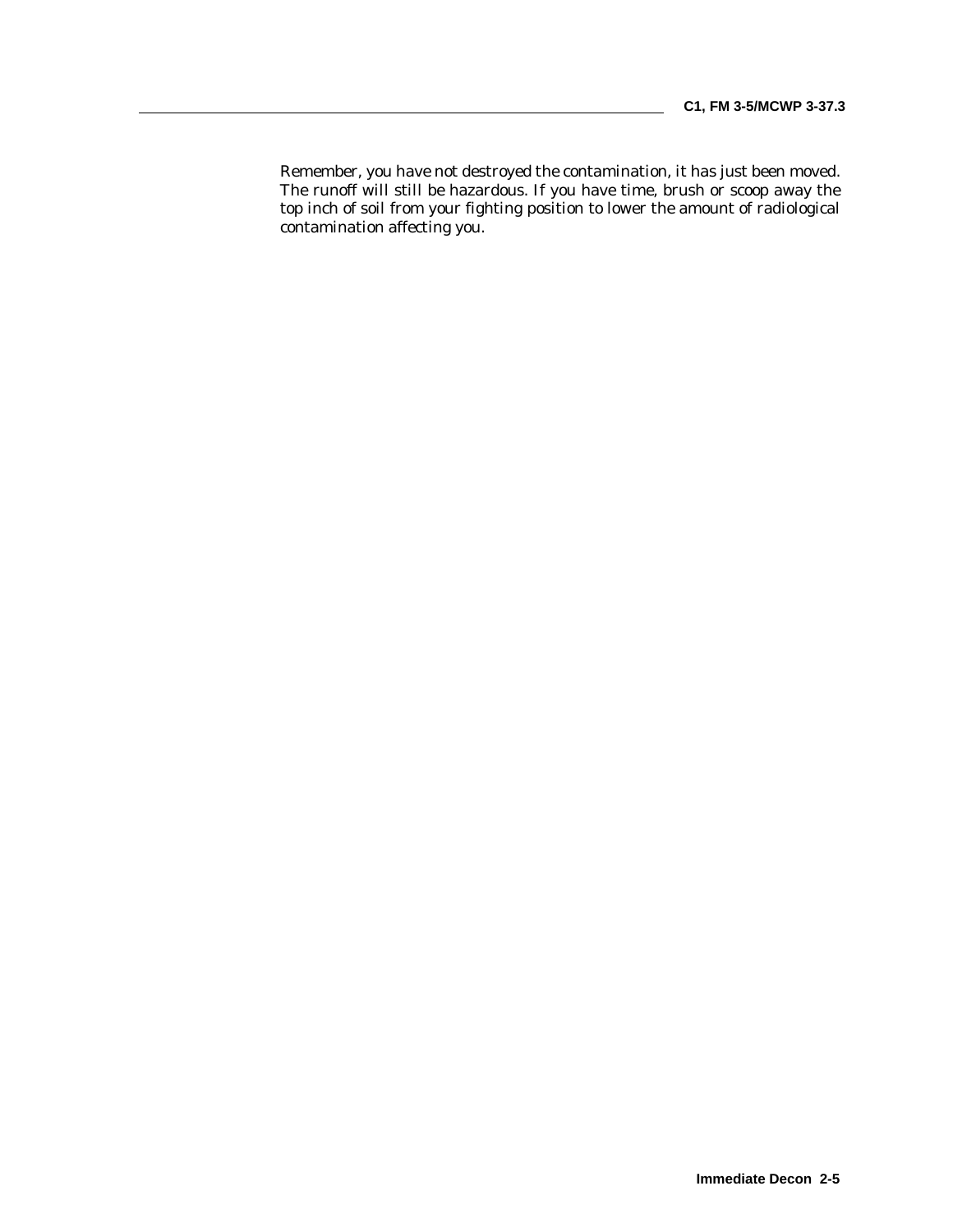Remember, you have not destroyed the contamination, it has just been moved. The runoff will still be hazardous. If you have time, brush or scoop away the top inch of soil from your fighting position to lower the amount of radiological contamination affecting you.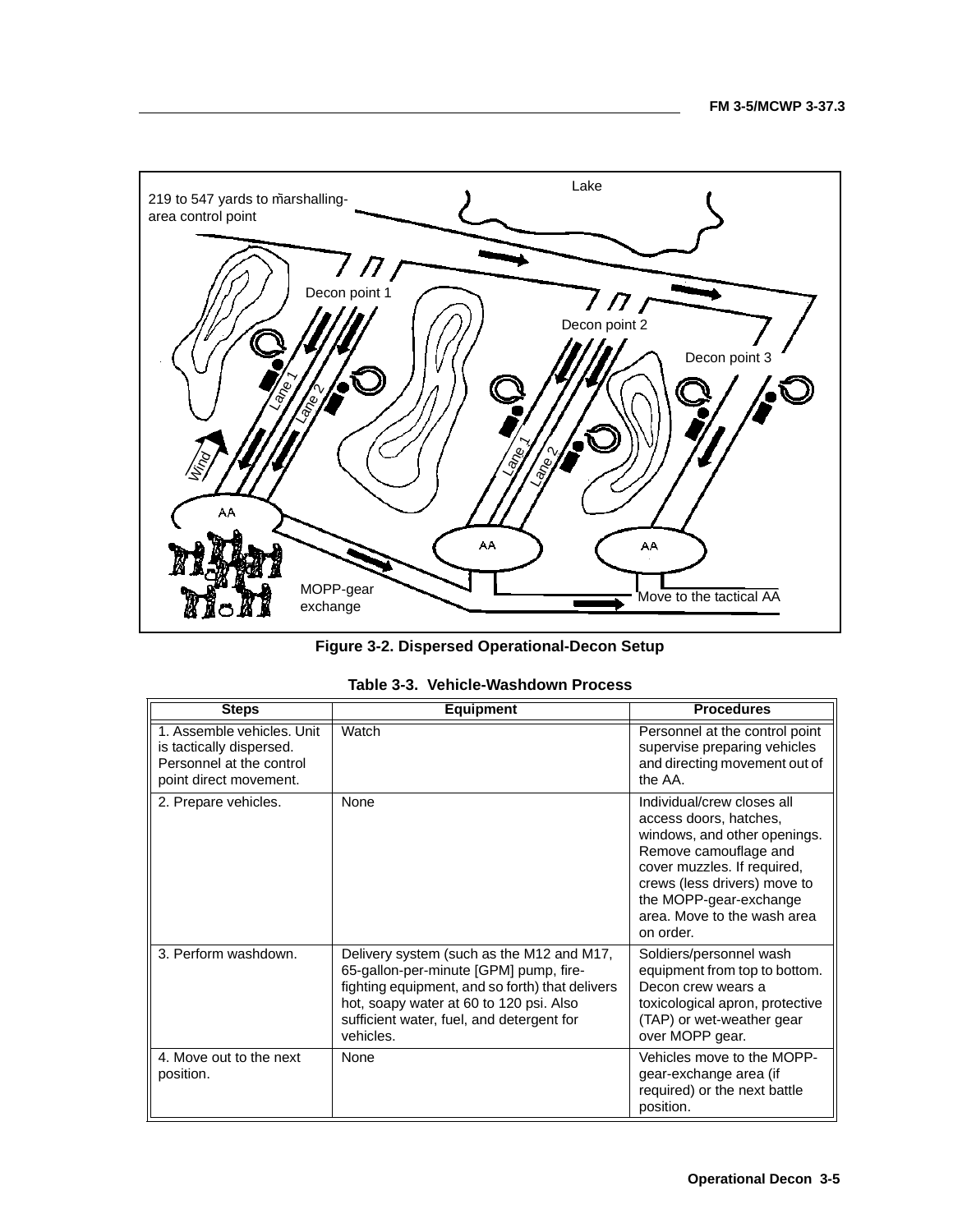Figure 3-2. Dispersed Operational-Decon Setup

**Table 3-3. Vehicle-Washdown Process**

| Steps | Equipment | Procedures |
|---|---|---|
| 1. Assemble vehicles. Unit is tactically dispersed. Personnel at the control point direct movement. | Watch | Personnel at the control point supervise preparing vehicles and directing movement out of the AA. |
| 2. Prepare vehicles. | None | Individual/crew closes all access doors, hatches, windows, and other openings. Remove camouflage and cover muzzles. If required, crews (less drivers) move to the MOPP-gear-exchange area. Move to the wash area on order. |
| 3. Perform washdown. | Delivery system (such as the M12 and M17, 65-gallon-per-minute [GPM] pump, fire-fighting equipment, and so forth) that delivers hot, soapy water at 60 to 120 psi. Also sufficient water, fuel, and detergent for vehicles. | Soldiers/personnel wash equipment from top to bottom. Decon crew wears a toxicological apron, protective (TAP) or wet-weather gear over MOPP gear. |
| 4. Move out to the next position. | None | Vehicles move to the MOPP-gear-exchange area (if required) or the next battle position. |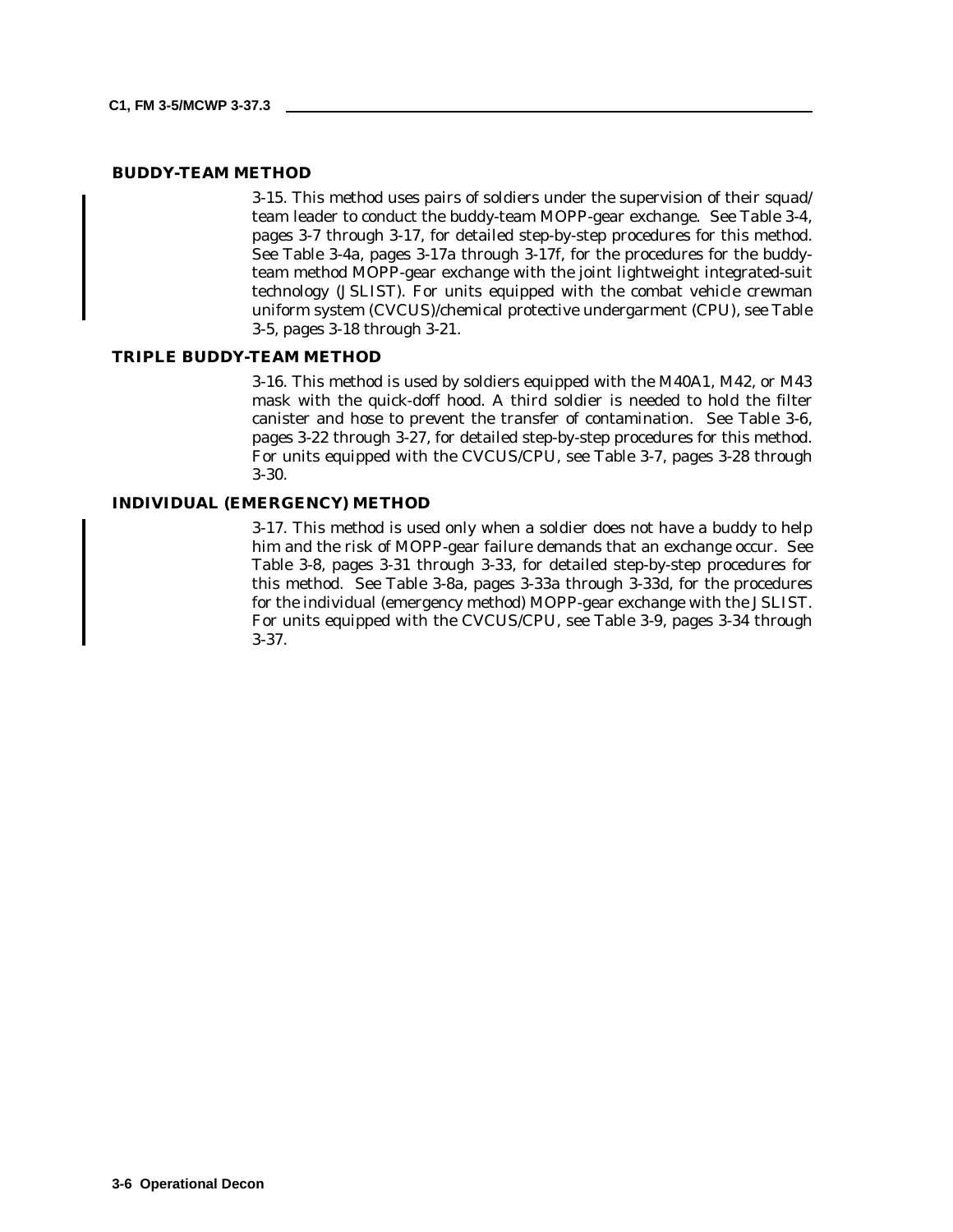## BUDDY-TEAM METHOD

3-15. This method uses pairs of soldiers under the supervision of their squad/ team leader to conduct the buddy-team MOPP-gear exchange. See Table 3-4, pages 3-7 through 3-17, for detailed step-by-step procedures for this method. See Table 3-4a, pages 3-17a through 3-17f, for the procedures for the buddy-team method MOPP-gear exchange with the joint lightweight integrated-suit technology (JSLIST). For units equipped with the combat vehicle crewman uniform system (CVCUS)/chemical protective undergarment (CPU), see Table 3-5, pages 3-18 through 3-21.

## TRIPLE BUDDY-TEAM METHOD

3-16. This method is used by soldiers equipped with the M40A1, M42, or M43 mask with the quick-doff hood. A third soldier is needed to hold the filter canister and hose to prevent the transfer of contamination. See Table 3-6, pages 3-22 through 3-27, for detailed step-by-step procedures for this method. For units equipped with the CVCUS/CPU, see Table 3-7, pages 3-28 through 3-30.

## INDIVIDUAL (EMERGENCY) METHOD

3-17. This method is used only when a soldier does not have a buddy to help him and the risk of MOPP-gear failure demands that an exchange occur. See Table 3-8, pages 3-31 through 3-33, for detailed step-by-step procedures for this method. See Table 3-8a, pages 3-33a through 3-33d, for the procedures for the individual (emergency method) MOPP-gear exchange with the JSLIST. For units equipped with the CVCUS/CPU, see Table 3-9, pages 3-34 through 3-37.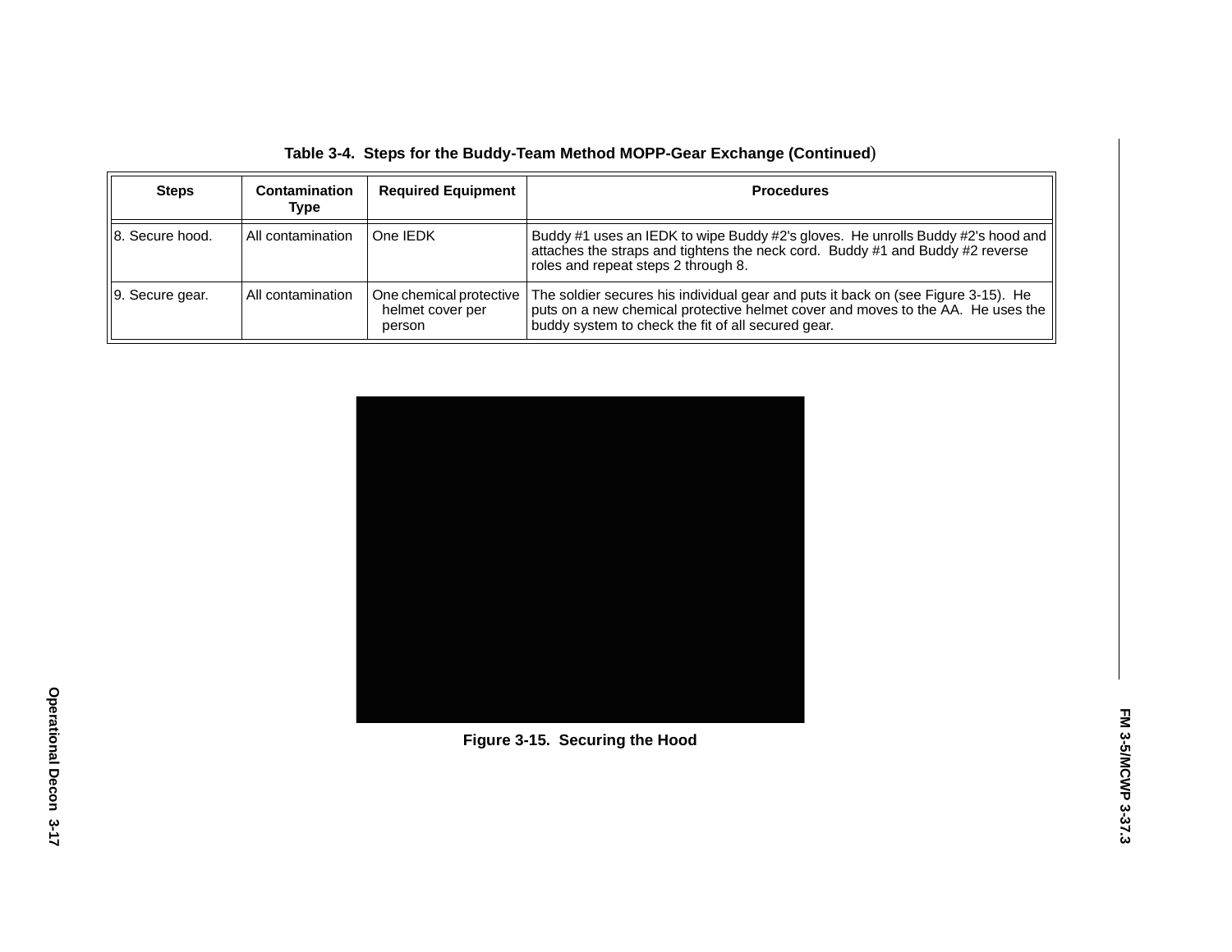**Table 3-4. Steps for the Buddy-Team Method MOPP-Gear Exchange (Continued)**

| Steps | Contamination Type | Required Equipment | Procedures |
|---|---|---|---|
| 8. Secure hood. | All contamination | One IEDK | Buddy #1 uses an IEDK to wipe Buddy #2's gloves. He unrolls Buddy #2's hood and attaches the straps and tightens the neck cord. Buddy #1 and Buddy #2 reverse roles and repeat steps 2 through 8. |
| 9. Secure gear. | All contamination | One chemical protective helmet cover per person | The soldier secures his individual gear and puts it back on (see Figure 3-15). He puts on a new chemical protective helmet cover and moves to the AA. He uses the buddy system to check the fit of all secured gear. |

**Figure 3-15. Securing the Hood**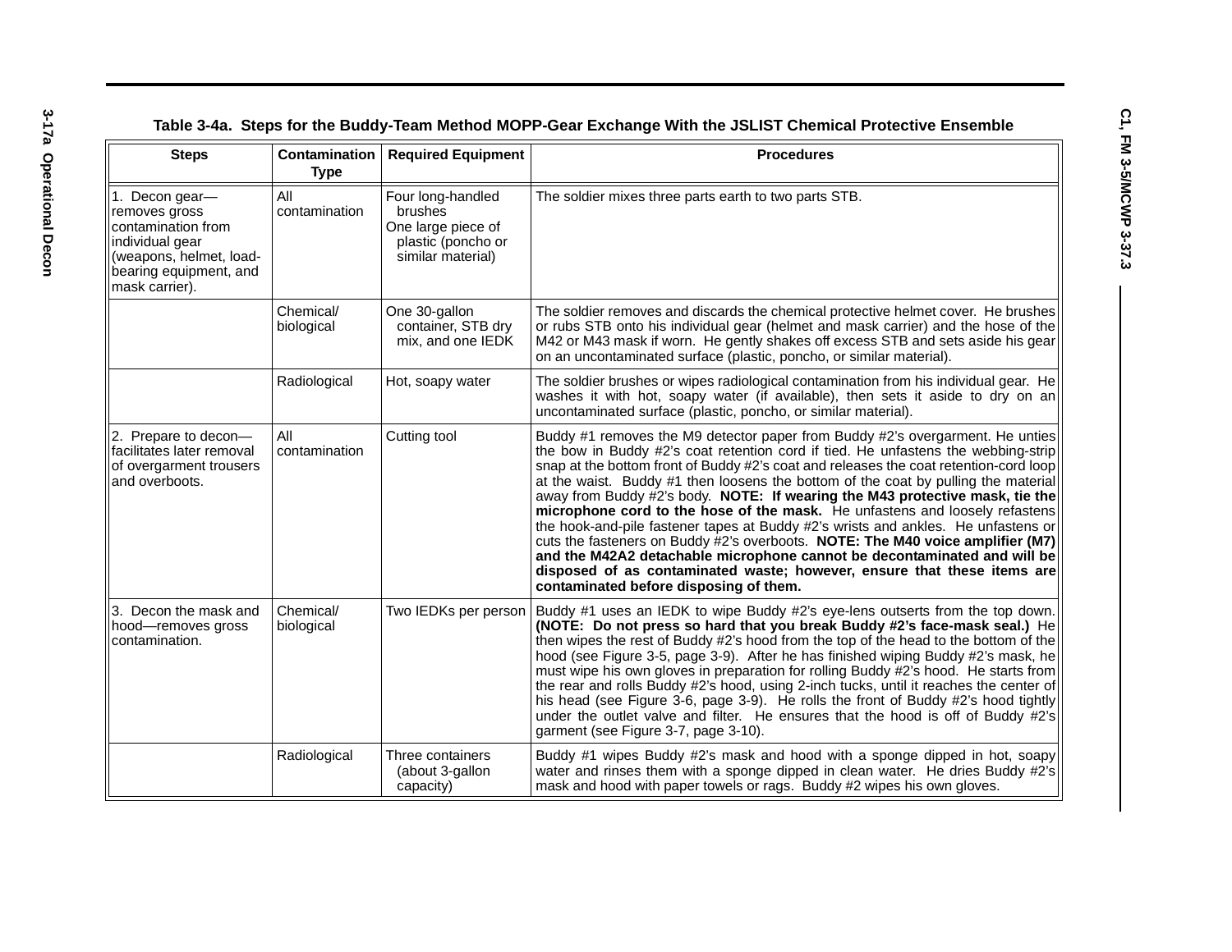**Table 3-4a. Steps for the Buddy-Team Method MOPP-Gear Exchange With the JSLIST Chemical Protective Ensemble**

| Steps | Contamination Type | Required Equipment | Procedures |
|---|---|---|---|
| 1. Decon gear—removes gross contamination from individual gear (weapons, helmet, load-bearing equipment, and mask carrier). | All contamination | Four long-handled brushes<br>One large piece of plastic (poncho or similar material) | The soldier mixes three parts earth to two parts STB. |
| | Chemical/ biological | One 30-gallon container, STB dry mix, and one IEDK | The soldier removes and discards the chemical protective helmet cover. He brushes or rubs STB onto his individual gear (helmet and mask carrier) and the hose of the M42 or M43 mask if worn. He gently shakes off excess STB and sets aside his gear on an uncontaminated surface (plastic, poncho, or similar material). |
| | Radiological | Hot, soapy water | The soldier brushes or wipes radiological contamination from his individual gear. He washes it with hot, soapy water (if available), then sets it aside to dry on an uncontaminated surface (plastic, poncho, or similar material). |
| 2. Prepare to decon—facilitates later removal of overgarment trousers and overboots. | All contamination | Cutting tool | Buddy #1 removes the M9 detector paper from Buddy #2's overgarment. He unties the bow in Buddy #2's coat retention cord if tied. He unfastens the webbing-strip snap at the bottom front of Buddy #2's coat and releases the coat retention-cord loop at the waist. Buddy #1 then loosens the bottom of the coat by pulling the material away from Buddy #2's body. **NOTE: If wearing the M43 protective mask, tie the microphone cord to the hose of the mask.** He unfastens and loosely refastens the hook-and-pile fastener tapes at Buddy #2's wrists and ankles. He unfastens or cuts the fasteners on Buddy #2's overboots. **NOTE: The M40 voice amplifier (M7) and the M42A2 detachable microphone cannot be decontaminated and will be disposed of as contaminated waste; however, ensure that these items are contaminated before disposing of them.** |
| 3. Decon the mask and hood—removes gross contamination. | Chemical/ biological | Two IEDKs per person | Buddy #1 uses an IEDK to wipe Buddy #2's eye-lens outserts from the top down. **(NOTE: Do not press so hard that you break Buddy #2's face-mask seal.)** He then wipes the rest of Buddy #2's hood from the top of the head to the bottom of the hood (see Figure 3-5, page 3-9). After he has finished wiping Buddy #2's mask, he must wipe his own gloves in preparation for rolling Buddy #2's hood. He starts from the rear and rolls Buddy #2's hood, using 2-inch tucks, until it reaches the center of his head (see Figure 3-6, page 3-9). He rolls the front of Buddy #2's hood tightly under the outlet valve and filter. He ensures that the hood is off of Buddy #2's garment (see Figure 3-7, page 3-10). |
| | Radiological | Three containers (about 3-gallon capacity) | Buddy #1 wipes Buddy #2's mask and hood with a sponge dipped in hot, soapy water and rinses them with a sponge dipped in clean water. He dries Buddy #2's mask and hood with paper towels or rags. Buddy #2 wipes his own gloves. |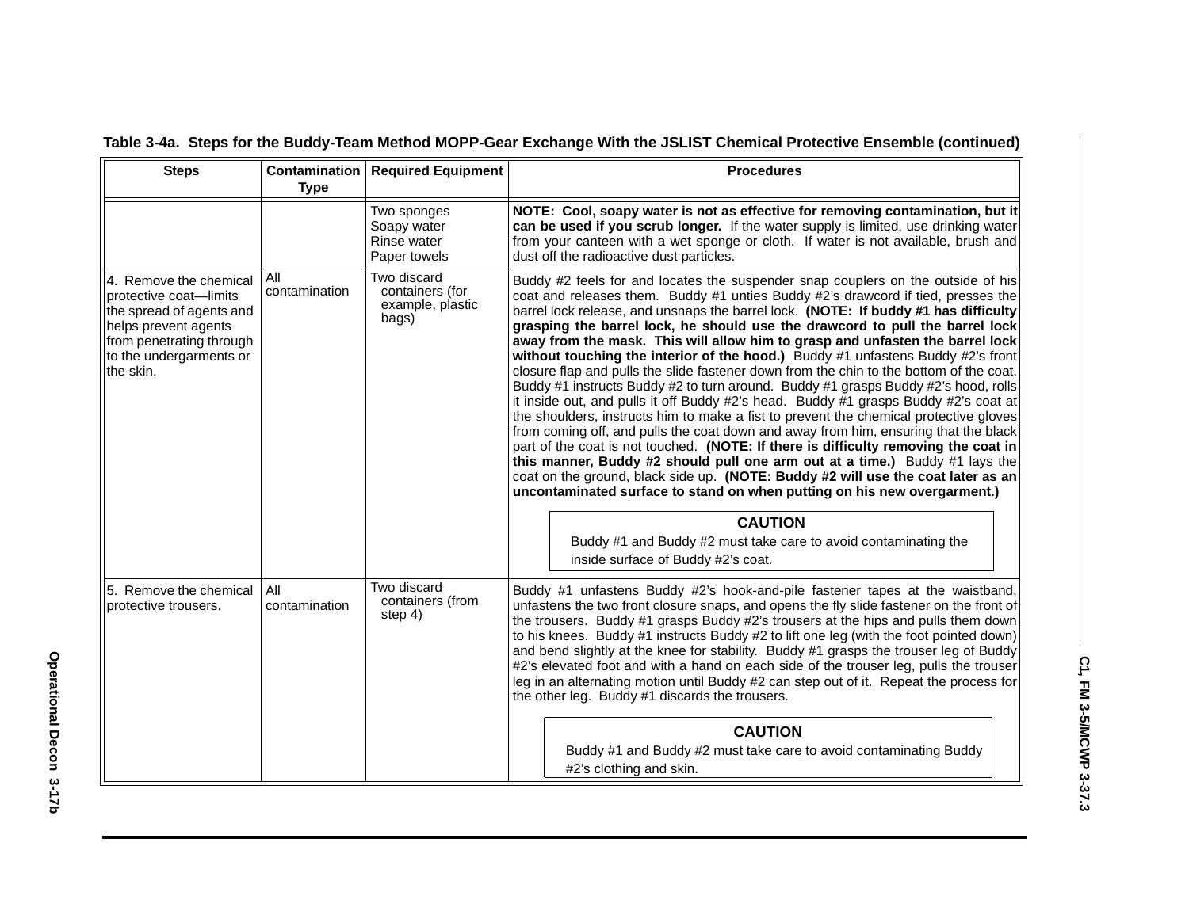**Table 3-4a. Steps for the Buddy-Team Method MOPP-Gear Exchange With the JSLIST Chemical Protective Ensemble (continued)**

| Steps | Contamination Type | Required Equipment | Procedures |
|---|---|---|---|
| | | Two sponges<br>Soapy water<br>Rinse water<br>Paper towels | **NOTE: Cool, soapy water is not as effective for removing contamination, but it can be used if you scrub longer.** If the water supply is limited, use drinking water from your canteen with a wet sponge or cloth. If water is not available, brush and dust off the radioactive dust particles. |
| 4. Remove the chemical protective coat—limits the spread of agents and helps prevent agents from penetrating through to the undergarments or the skin. | All contamination | Two discard containers (for example, plastic bags) | Buddy #2 feels for and locates the suspender snap couplers on the outside of his coat and releases them. Buddy #1 unties Buddy #2's drawcord if tied, presses the barrel lock release, and unsnaps the barrel lock. **(NOTE: If buddy #1 has difficulty grasping the barrel lock, he should use the drawcord to pull the barrel lock away from the mask. This will allow him to grasp and unfasten the barrel lock without touching the interior of the hood.)** Buddy #1 unfastens Buddy #2's front closure flap and pulls the slide fastener down from the chin to the bottom of the coat. Buddy #1 instructs Buddy #2 to turn around. Buddy #1 grasps Buddy #2's hood, rolls it inside out, and pulls it off Buddy #2's head. Buddy #1 grasps Buddy #2's coat at the shoulders, instructs him to make a fist to prevent the chemical protective gloves from coming off, and pulls the coat down and away from him, ensuring that the black part of the coat is not touched. **(NOTE: If there is difficulty removing the coat in this manner, Buddy #2 should pull one arm out at a time.)** Buddy #1 lays the coat on the ground, black side up. **(NOTE: Buddy #2 will use the coat later as an uncontaminated surface to stand on when putting on his new overgarment.)**<br><br>**CAUTION**<br>Buddy #1 and Buddy #2 must take care to avoid contaminating the inside surface of Buddy #2's coat. |
| 5. Remove the chemical protective trousers. | All contamination | Two discard containers (from step 4) | Buddy #1 unfastens Buddy #2's hook-and-pile fastener tapes at the waistband, unfastens the two front closure snaps, and opens the fly slide fastener on the front of the trousers. Buddy #1 grasps Buddy #2's trousers at the hips and pulls them down to his knees. Buddy #1 instructs Buddy #2 to lift one leg (with the foot pointed down) and bend slightly at the knee for stability. Buddy #1 grasps the trouser leg of Buddy #2's elevated foot and with a hand on each side of the trouser leg, pulls the trouser leg in an alternating motion until Buddy #2 can step out of it. Repeat the process for the other leg. Buddy #1 discards the trousers.<br><br>**CAUTION**<br>Buddy #1 and Buddy #2 must take care to avoid contaminating Buddy #2's clothing and skin. |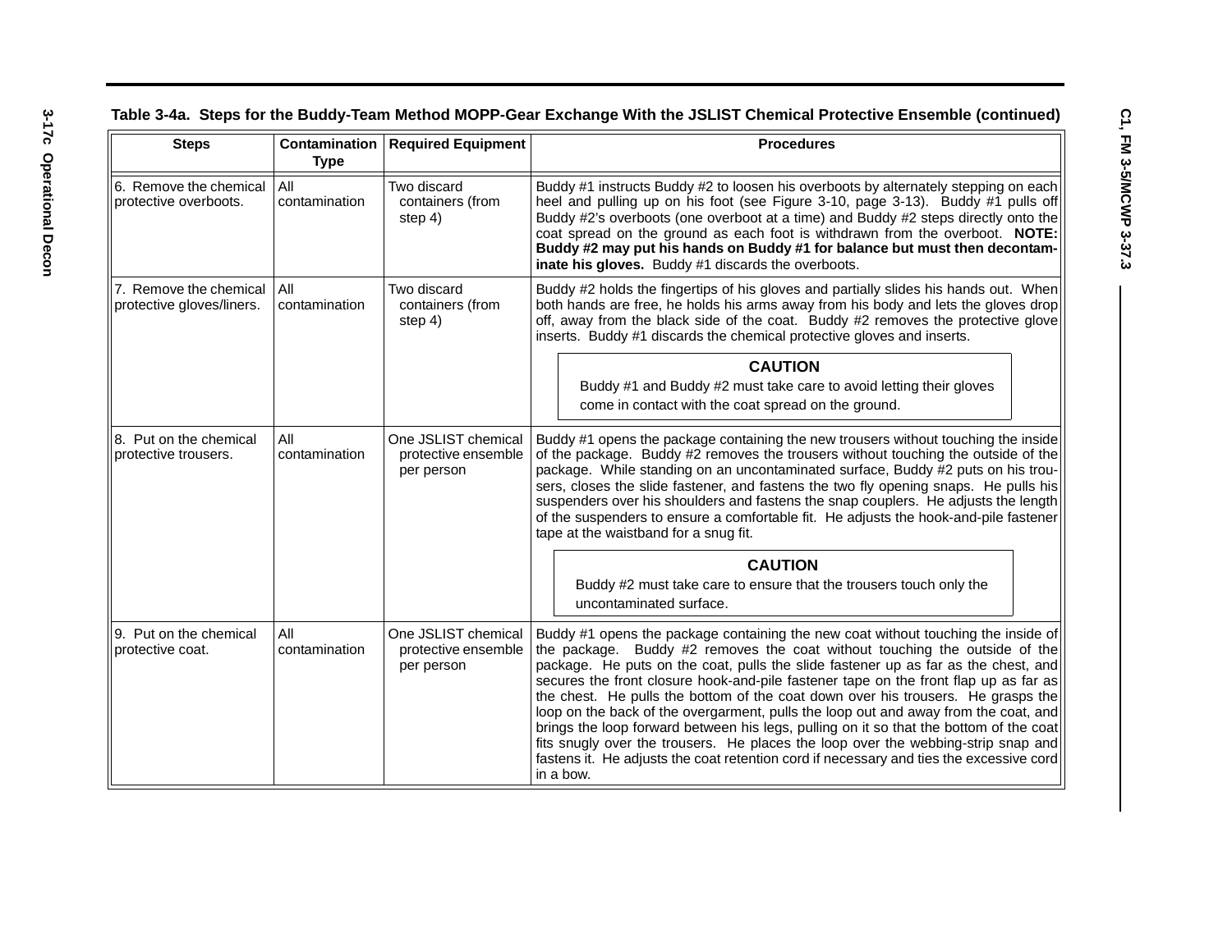**Table 3-4a. Steps for the Buddy-Team Method MOPP-Gear Exchange With the JSLIST Chemical Protective Ensemble (continued)**

| Steps | Contamination Type | Required Equipment | Procedures |
|---|---|---|---|
| 6. Remove the chemical protective overboots. | All contamination | Two discard containers (from step 4) | Buddy #1 instructs Buddy #2 to loosen his overboots by alternately stepping on each heel and pulling up on his foot (see Figure 3-10, page 3-13). Buddy #1 pulls off Buddy #2's overboots (one overboot at a time) and Buddy #2 steps directly onto the coat spread on the ground as each foot is withdrawn from the overboot. **NOTE: Buddy #2 may put his hands on Buddy #1 for balance but must then decontaminate his gloves.** Buddy #1 discards the overboots. |
| 7. Remove the chemical protective gloves/liners. | All contamination | Two discard containers (from step 4) | Buddy #2 holds the fingertips of his gloves and partially slides his hands out. When both hands are free, he holds his arms away from his body and lets the gloves drop off, away from the black side of the coat. Buddy #2 removes the protective glove inserts. Buddy #1 discards the chemical protective gloves and inserts. **CAUTION** Buddy #1 and Buddy #2 must take care to avoid letting their gloves come in contact with the coat spread on the ground. |
| 8. Put on the chemical protective trousers. | All contamination | One JSLIST chemical protective ensemble per person | Buddy #1 opens the package containing the new trousers without touching the inside of the package. Buddy #2 removes the trousers without touching the outside of the package. While standing on an uncontaminated surface, Buddy #2 puts on his trousers, closes the slide fastener, and fastens the two fly opening snaps. He pulls his suspenders over his shoulders and fastens the snap couplers. He adjusts the length of the suspenders to ensure a comfortable fit. He adjusts the hook-and-pile fastener tape at the waistband for a snug fit. **CAUTION** Buddy #2 must take care to ensure that the trousers touch only the uncontaminated surface. |
| 9. Put on the chemical protective coat. | All contamination | One JSLIST chemical protective ensemble per person | Buddy #1 opens the package containing the new coat without touching the inside of the package. Buddy #2 removes the coat without touching the outside of the package. He puts on the coat, pulls the slide fastener up as far as the chest, and secures the front closure hook-and-pile fastener tape on the front flap up as far as the chest. He pulls the bottom of the coat down over his trousers. He grasps the loop on the back of the overgarment, pulls the loop out and away from the coat, and brings the loop forward between his legs, pulling on it so that the bottom of the coat fits snugly over the trousers. He places the loop over the webbing-strip snap and fastens it. He adjusts the coat retention cord if necessary and ties the excessive cord in a bow. |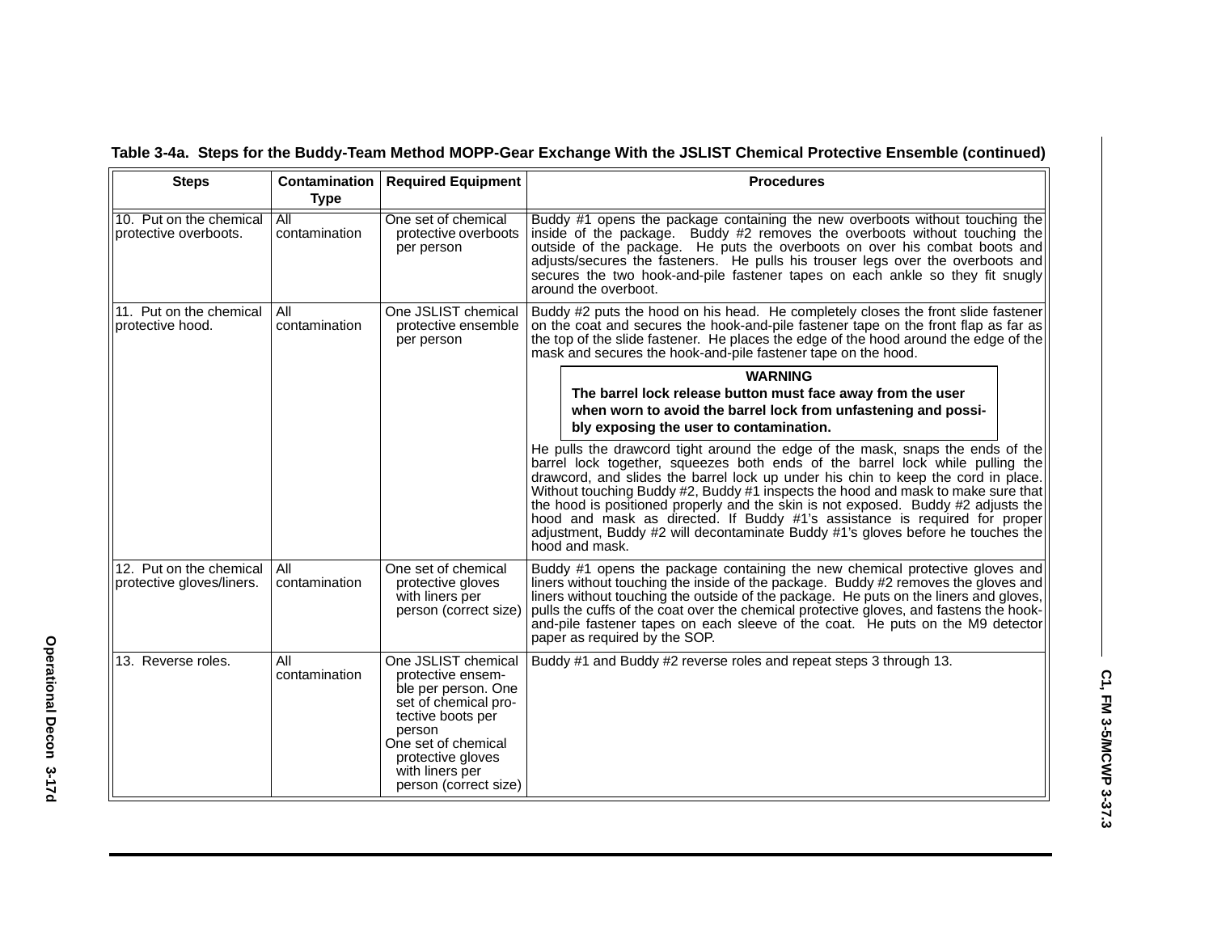**Table 3-4a. Steps for the Buddy-Team Method MOPP-Gear Exchange With the JSLIST Chemical Protective Ensemble (continued)**

| Steps | Contamination Type | Required Equipment | Procedures |
|---|---|---|---|
| 10. Put on the chemical protective overboots. | All contamination | One set of chemical protective overboots per person | Buddy #1 opens the package containing the new overboots without touching the inside of the package. Buddy #2 removes the overboots without touching the outside of the package. He puts the overboots on over his combat boots and adjusts/secures the fasteners. He pulls his trouser legs over the overboots and secures the two hook-and-pile fastener tapes on each ankle so they fit snugly around the overboot. |
| 11. Put on the chemical protective hood. | All contamination | One JSLIST chemical protective ensemble per person | Buddy #2 puts the hood on his head. He completely closes the front slide fastener on the coat and secures the hook-and-pile fastener tape on the front flap as far as the top of the slide fastener. He places the edge of the hood around the edge of the mask and secures the hook-and-pile fastener tape on the hood.<br><br>**WARNING**<br>**The barrel lock release button must face away from the user when worn to avoid the barrel lock from unfastening and possibly exposing the user to contamination.**<br><br>He pulls the drawcord tight around the edge of the mask, snaps the ends of the barrel lock together, squeezes both ends of the barrel lock while pulling the drawcord, and slides the barrel lock up under his chin to keep the cord in place. Without touching Buddy #2, Buddy #1 inspects the hood and mask to make sure that the hood is positioned properly and the skin is not exposed. Buddy #2 adjusts the hood and mask as directed. If Buddy #1's assistance is required for proper adjustment, Buddy #2 will decontaminate Buddy #1's gloves before he touches the hood and mask. |
| 12. Put on the chemical protective gloves/liners. | All contamination | One set of chemical protective gloves with liners per person (correct size) | Buddy #1 opens the package containing the new chemical protective gloves and liners without touching the inside of the package. Buddy #2 removes the gloves and liners without touching the outside of the package. He puts on the liners and gloves, pulls the cuffs of the coat over the chemical protective gloves, and fastens the hook-and-pile fastener tapes on each sleeve of the coat. He puts on the M9 detector paper as required by the SOP. |
| 13. Reverse roles. | All contamination | One JSLIST chemical protective ensemble per person. One set of chemical protective boots per person<br>One set of chemical protective gloves with liners per person (correct size) | Buddy #1 and Buddy #2 reverse roles and repeat steps 3 through 13. |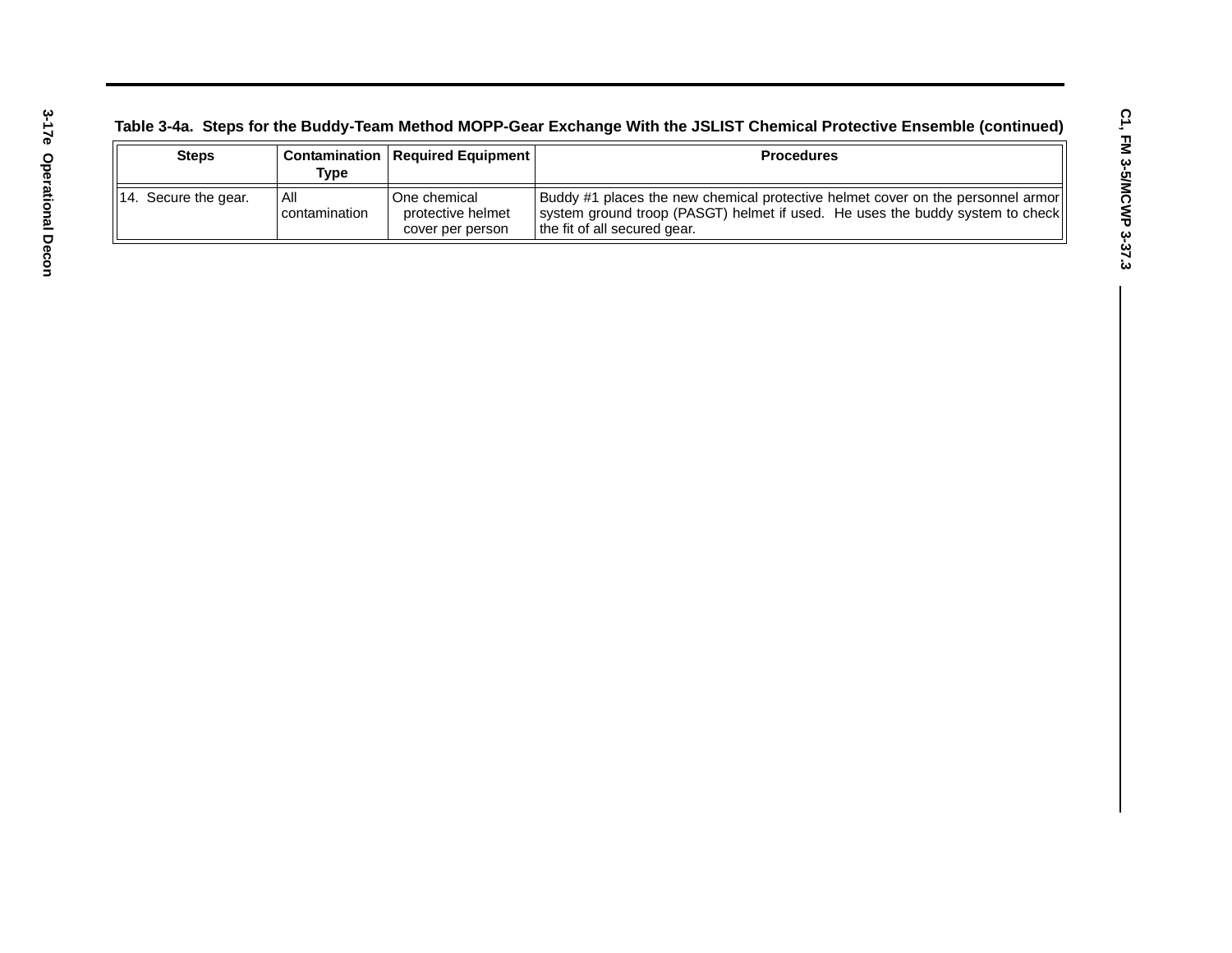Table 3-4a. Steps for the Buddy-Team Method MOPP-Gear Exchange With the JSLIST Chemical Protective Ensemble (continued)

| Steps | Contamination Type | Required Equipment | Procedures |
|---|---|---|---|
| 14. Secure the gear. | All contamination | One chemical protective helmet cover per person | Buddy #1 places the new chemical protective helmet cover on the personnel armor system ground troop (PASGT) helmet if used. He uses the buddy system to check the fit of all secured gear. |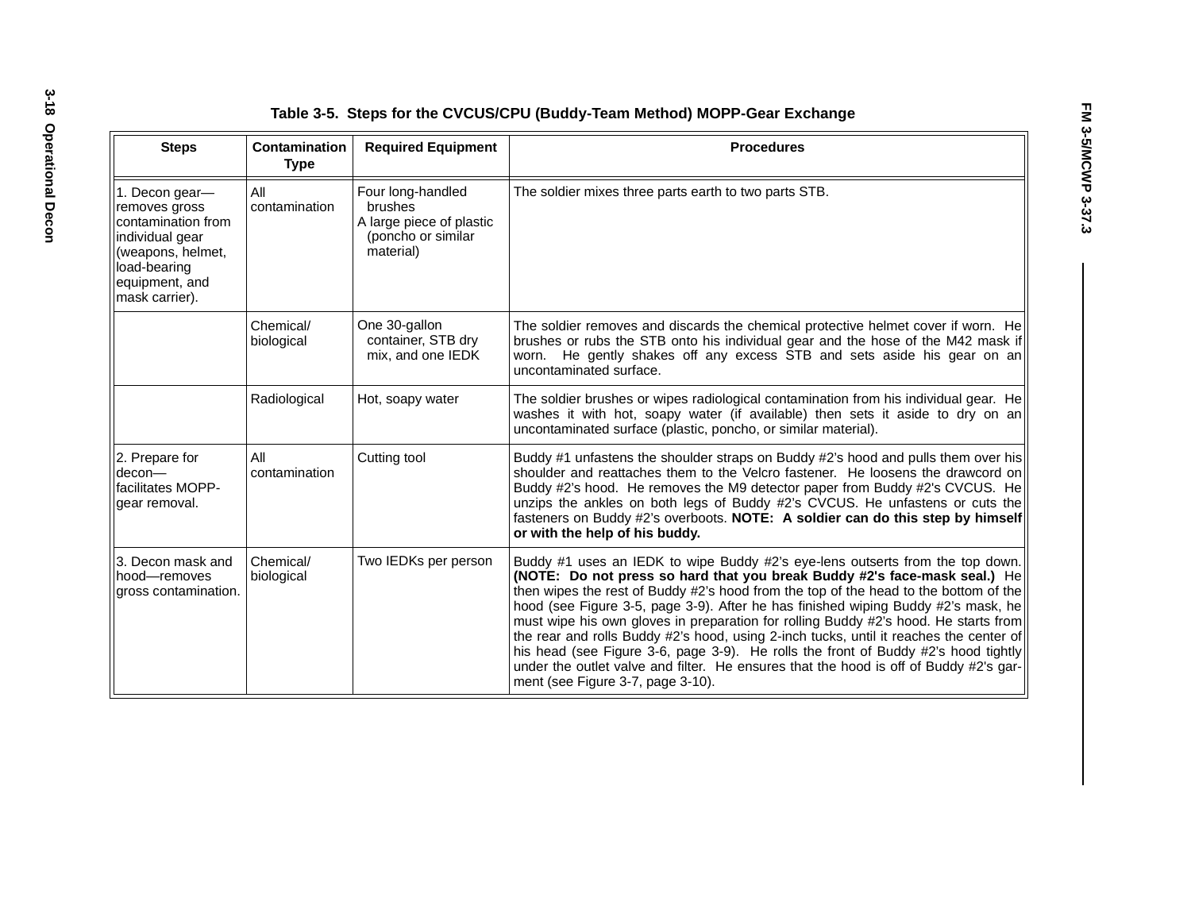**Table 3-5. Steps for the CVCUS/CPU (Buddy-Team Method) MOPP-Gear Exchange**

| Steps | Contamination Type | Required Equipment | Procedures |
|---|---|---|---|
| 1. Decon gear—removes gross contamination from individual gear (weapons, helmet, load-bearing equipment, and mask carrier). | All contamination | Four long-handled brushes<br>A large piece of plastic (poncho or similar material) | The soldier mixes three parts earth to two parts STB. |
| | Chemical/biological | One 30-gallon container, STB dry mix, and one IEDK | The soldier removes and discards the chemical protective helmet cover if worn. He brushes or rubs the STB onto his individual gear and the hose of the M42 mask if worn. He gently shakes off any excess STB and sets aside his gear on an uncontaminated surface. |
| | Radiological | Hot, soapy water | The soldier brushes or wipes radiological contamination from his individual gear. He washes it with hot, soapy water (if available) then sets it aside to dry on an uncontaminated surface (plastic, poncho, or similar material). |
| 2. Prepare for decon—facilitates MOPP-gear removal. | All contamination | Cutting tool | Buddy #1 unfastens the shoulder straps on Buddy #2's hood and pulls them over his shoulder and reattaches them to the Velcro fastener. He loosens the drawcord on Buddy #2's hood. He removes the M9 detector paper from Buddy #2's CVCUS. He unzips the ankles on both legs of Buddy #2's CVCUS. He unfastens or cuts the fasteners on Buddy #2's overboots. **NOTE: A soldier can do this step by himself or with the help of his buddy.** |
| 3. Decon mask and hood—removes gross contamination. | Chemical/biological | Two IEDKs per person | Buddy #1 uses an IEDK to wipe Buddy #2's eye-lens outserts from the top down. **(NOTE: Do not press so hard that you break Buddy #2's face-mask seal.)** He then wipes the rest of Buddy #2's hood from the top of the head to the bottom of the hood (see Figure 3-5, page 3-9). After he has finished wiping Buddy #2's mask, he must wipe his own gloves in preparation for rolling Buddy #2's hood. He starts from the rear and rolls Buddy #2's hood, using 2-inch tucks, until it reaches the center of his head (see Figure 3-6, page 3-9). He rolls the front of Buddy #2's hood tightly under the outlet valve and filter. He ensures that the hood is off of Buddy #2's garment (see Figure 3-7, page 3-10). |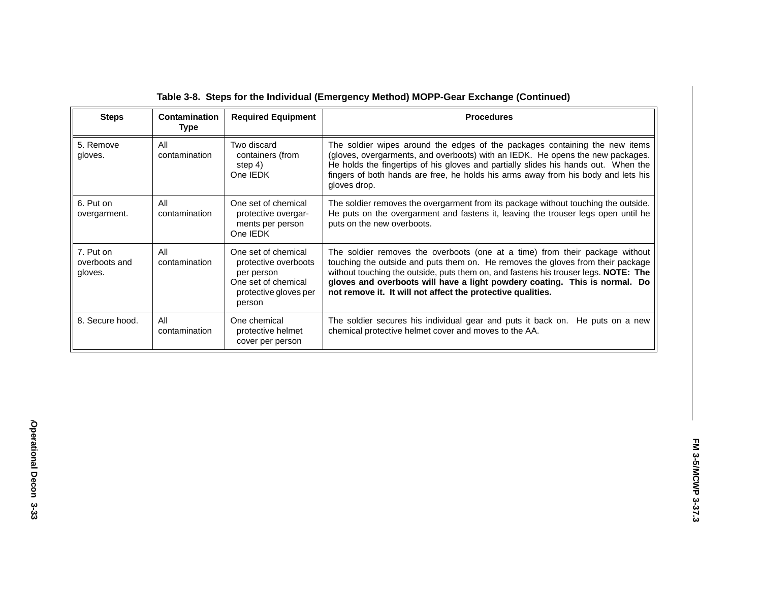**Table 3-8. Steps for the Individual (Emergency Method) MOPP-Gear Exchange (Continued)**

| Steps | Contamination Type | Required Equipment | Procedures |
|---|---|---|---|
| 5. Remove gloves. | All contamination | Two discard containers (from step 4)<br>One IEDK | The soldier wipes around the edges of the packages containing the new items (gloves, overgarments, and overboots) with an IEDK. He opens the new packages. He holds the fingertips of his gloves and partially slides his hands out. When the fingers of both hands are free, he holds his arms away from his body and lets his gloves drop. |
| 6. Put on overgarment. | All contamination | One set of chemical protective overgar-ments per person<br>One IEDK | The soldier removes the overgarment from its package without touching the outside. He puts on the overgarment and fastens it, leaving the trouser legs open until he puts on the new overboots. |
| 7. Put on overboots and gloves. | All contamination | One set of chemical protective overboots per person<br>One set of chemical protective gloves per person | The soldier removes the overboots (one at a time) from their package without touching the outside and puts them on. He removes the gloves from their package without touching the outside, puts them on, and fastens his trouser legs. **NOTE: The gloves and overboots will have a light powdery coating. This is normal. Do not remove it. It will not affect the protective qualities.** |
| 8. Secure hood. | All contamination | One chemical protective helmet cover per person | The soldier secures his individual gear and puts it back on. He puts on a new chemical protective helmet cover and moves to the AA. |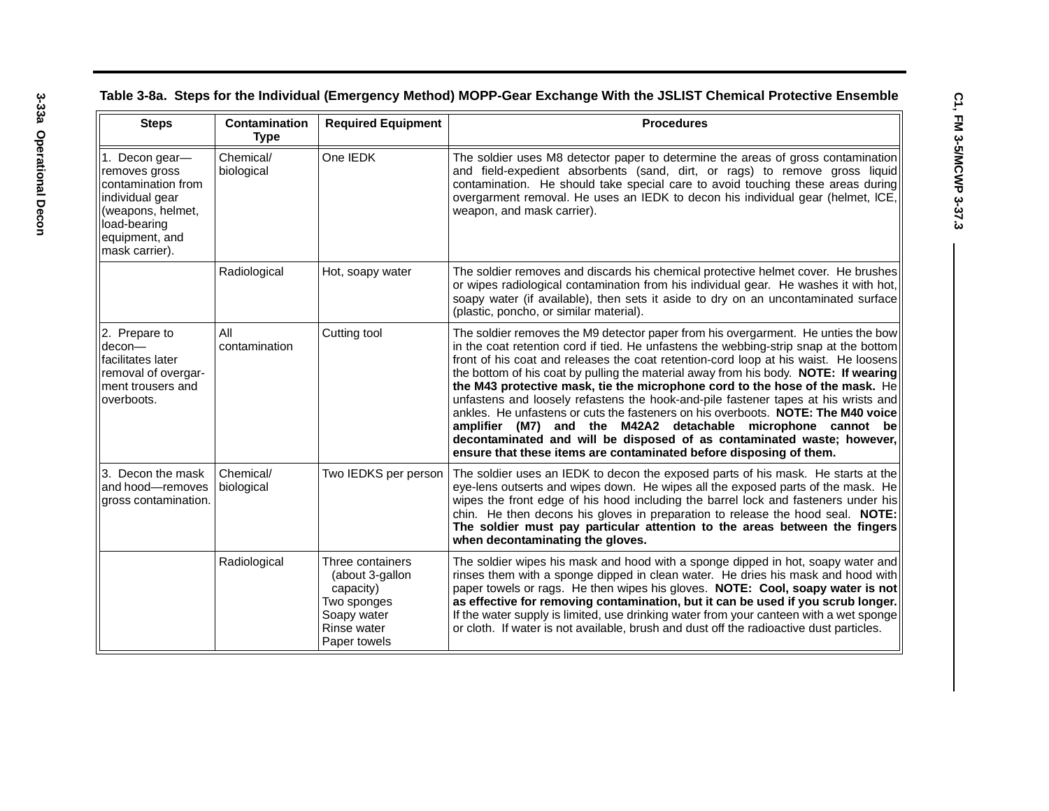### Table 3-8a. Steps for the Individual (Emergency Method) MOPP-Gear Exchange With the JSLIST Chemical Protective Ensemble

| Steps | Contamination Type | Required Equipment | Procedures |
|---|---|---|---|
| 1. Decon gear—removes gross contamination from individual gear (weapons, helmet, load-bearing equipment, and mask carrier). | Chemical/ biological | One IEDK | The soldier uses M8 detector paper to determine the areas of gross contamination and field-expedient absorbents (sand, dirt, or rags) to remove gross liquid contamination. He should take special care to avoid touching these areas during overgarment removal. He uses an IEDK to decon his individual gear (helmet, ICE, weapon, and mask carrier). |
| | Radiological | Hot, soapy water | The soldier removes and discards his chemical protective helmet cover. He brushes or wipes radiological contamination from his individual gear. He washes it with hot, soapy water (if available), then sets it aside to dry on an uncontaminated surface (plastic, poncho, or similar material). |
| 2. Prepare to decon—facilitates later removal of overgarment trousers and overboots. | All contamination | Cutting tool | The soldier removes the M9 detector paper from his overgarment. He unties the bow in the coat retention cord if tied. He unfastens the webbing-strip snap at the bottom front of his coat and releases the coat retention-cord loop at his waist. He loosens the bottom of his coat by pulling the material away from his body. **NOTE: If wearing the M43 protective mask, tie the microphone cord to the hose of the mask.** He unfastens and loosely refastens the hook-and-pile fastener tapes at his wrists and ankles. He unfastens or cuts the fasteners on his overboots. **NOTE: The M40 voice amplifier (M7) and the M42A2 detachable microphone cannot be decontaminated and will be disposed of as contaminated waste; however, ensure that these items are contaminated before disposing of them.** |
| 3. Decon the mask and hood—removes gross contamination. | Chemical/ biological | Two IEDKS per person | The soldier uses an IEDK to decon the exposed parts of his mask. He starts at the eye-lens outserts and wipes down. He wipes all the exposed parts of the mask. He wipes the front edge of his hood including the barrel lock and fasteners under his chin. He then decons his gloves in preparation to release the hood seal. **NOTE: The soldier must pay particular attention to the areas between the fingers when decontaminating the gloves.** |
| | Radiological | Three containers (about 3-gallon capacity)<br>Two sponges<br>Soapy water<br>Rinse water<br>Paper towels | The soldier wipes his mask and hood with a sponge dipped in hot, soapy water and rinses them with a sponge dipped in clean water. He dries his mask and hood with paper towels or rags. He then wipes his gloves. **NOTE: Cool, soapy water is not as effective for removing contamination, but it can be used if you scrub longer.** If the water supply is limited, use drinking water from your canteen with a wet sponge or cloth. If water is not available, brush and dust off the radioactive dust particles. |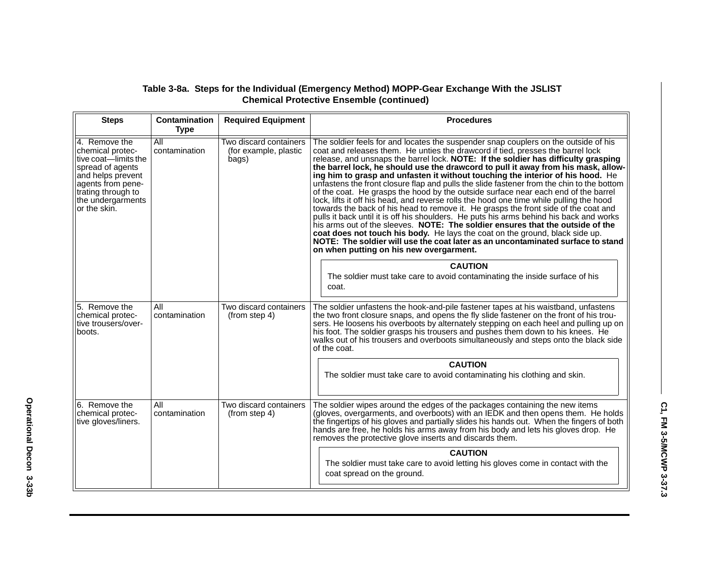**Table 3-8a. Steps for the Individual (Emergency Method) MOPP-Gear Exchange With the JSLIST Chemical Protective Ensemble (continued)**

| Steps | Contamination Type | Required Equipment | Procedures |
|---|---|---|---|
| 4. Remove the chemical protective coat—limits the spread of agents and helps prevent agents from penetrating through to the undergarments or the skin. | All contamination | Two discard containers (for example, plastic bags) | The soldier feels for and locates the suspender snap couplers on the outside of his coat and releases them. He unties the drawcord if tied, presses the barrel lock release, and unsnaps the barrel lock. **NOTE: If the soldier has difficulty grasping the barrel lock, he should use the drawcord to pull it away from his mask, allowing him to grasp and unfasten it without touching the interior of his hood.** He unfastens the front closure flap and pulls the slide fastener from the chin to the bottom of the coat. He grasps the hood by the outside surface near each end of the barrel lock, lifts it off his head, and reverse rolls the hood one time while pulling the hood towards the back of his head to remove it. He grasps the front side of the coat and pulls it back until it is off his shoulders. He puts his arms behind his back and works his arms out of the sleeves. **NOTE: The soldier ensures that the outside of the coat does not touch his body.** He lays the coat on the ground, black side up. **NOTE: The soldier will use the coat later as an uncontaminated surface to stand on when putting on his new overgarment.**<br><br>**CAUTION**<br>The soldier must take care to avoid contaminating the inside surface of his coat. |
| 5. Remove the chemical protective trousers/overboots. | All contamination | Two discard containers (from step 4) | The soldier unfastens the hook-and-pile fastener tapes at his waistband, unfastens the two front closure snaps, and opens the fly slide fastener on the front of his trousers. He loosens his overboots by alternately stepping on each heel and pulling up on his foot. The soldier grasps his trousers and pushes them down to his knees. He walks out of his trousers and overboots simultaneously and steps onto the black side of the coat.<br><br>**CAUTION**<br>The soldier must take care to avoid contaminating his clothing and skin. |
| 6. Remove the chemical protective gloves/liners. | All contamination | Two discard containers (from step 4) | The soldier wipes around the edges of the packages containing the new items (gloves, overgarments, and overboots) with an IEDK and then opens them. He holds the fingertips of his gloves and partially slides his hands out. When the fingers of both hands are free, he holds his arms away from his body and lets his gloves drop. He removes the protective glove inserts and discards them.<br><br>**CAUTION**<br>The soldier must take care to avoid letting his gloves come in contact with the coat spread on the ground. |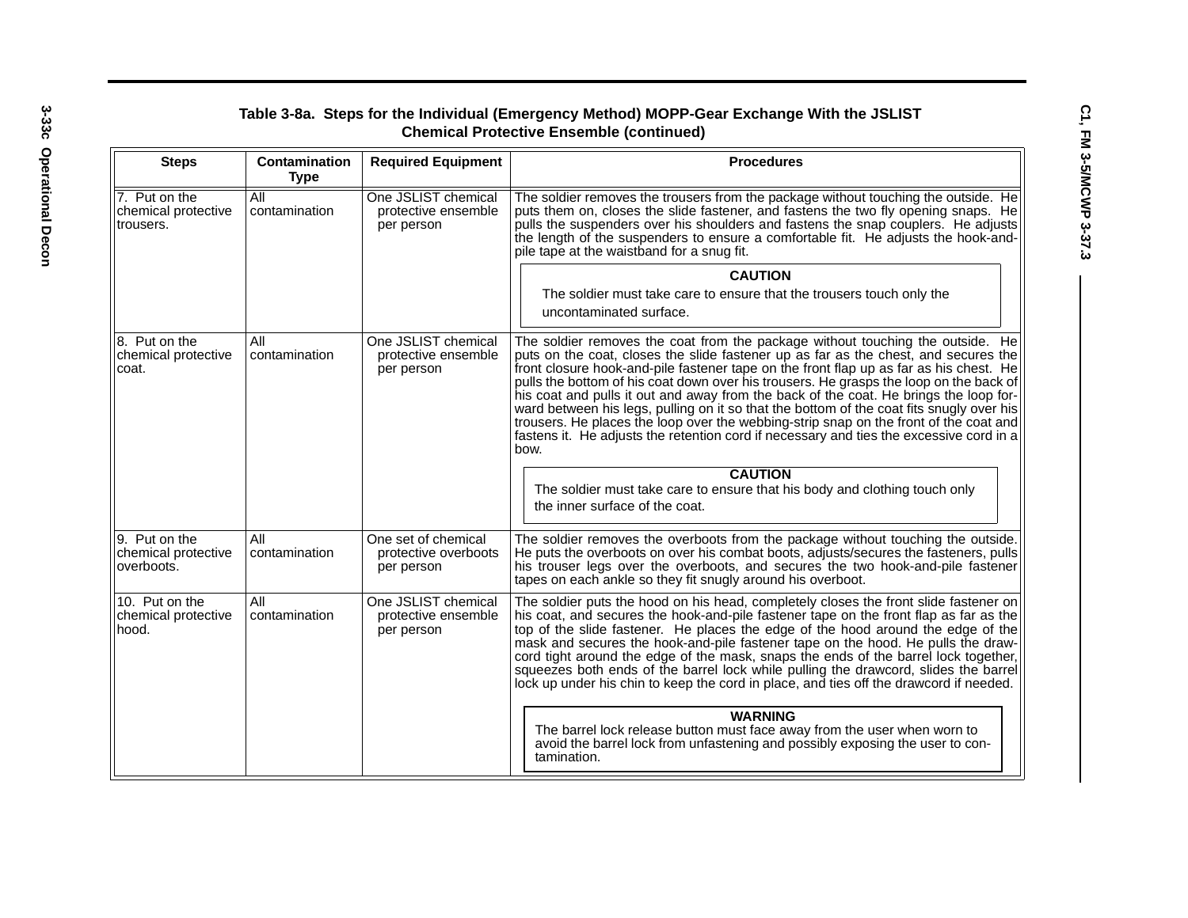**Table 3-8a. Steps for the Individual (Emergency Method) MOPP-Gear Exchange With the JSLIST Chemical Protective Ensemble (continued)**

| Steps | Contamination Type | Required Equipment | Procedures |
|---|---|---|---|
| 7. Put on the chemical protective trousers. | All contamination | One JSLIST chemical protective ensemble per person | The soldier removes the trousers from the package without touching the outside. He puts them on, closes the slide fastener, and fastens the two fly opening snaps. He pulls the suspenders over his shoulders and fastens the snap couplers. He adjusts the length of the suspenders to ensure a comfortable fit. He adjusts the hook-and-pile tape at the waistband for a snug fit.<br><br>**CAUTION**<br>The soldier must take care to ensure that the trousers touch only the uncontaminated surface. |
| 8. Put on the chemical protective coat. | All contamination | One JSLIST chemical protective ensemble per person | The soldier removes the coat from the package without touching the outside. He puts on the coat, closes the slide fastener up as far as the chest, and secures the front closure hook-and-pile fastener tape on the front flap up as far as his chest. He pulls the bottom of his coat down over his trousers. He grasps the loop on the back of his coat and pulls it out and away from the back of the coat. He brings the loop forward between his legs, pulling on it so that the bottom of the coat fits snugly over his trousers. He places the loop over the webbing-strip snap on the front of the coat and fastens it. He adjusts the retention cord if necessary and ties the excessive cord in a bow.<br><br>**CAUTION**<br>The soldier must take care to ensure that his body and clothing touch only the inner surface of the coat. |
| 9. Put on the chemical protective overboots. | All contamination | One set of chemical protective overboots per person | The soldier removes the overboots from the package without touching the outside. He puts the overboots on over his combat boots, adjusts/secures the fasteners, pulls his trouser legs over the overboots, and secures the two hook-and-pile fastener tapes on each ankle so they fit snugly around his overboot. |
| 10. Put on the chemical protective hood. | All contamination | One JSLIST chemical protective ensemble per person | The soldier puts the hood on his head, completely closes the front slide fastener on his coat, and secures the hook-and-pile fastener tape on the front flap as far as the top of the slide fastener. He places the edge of the hood around the edge of the mask and secures the hook-and-pile fastener tape on the hood. He pulls the drawcord tight around the edge of the mask, snaps the ends of the barrel lock together, squeezes both ends of the barrel lock while pulling the drawcord, slides the barrel lock up under his chin to keep the cord in place, and ties off the drawcord if needed.<br><br>**WARNING**<br>The barrel lock release button must face away from the user when worn to avoid the barrel lock from unfastening and possibly exposing the user to contamination. |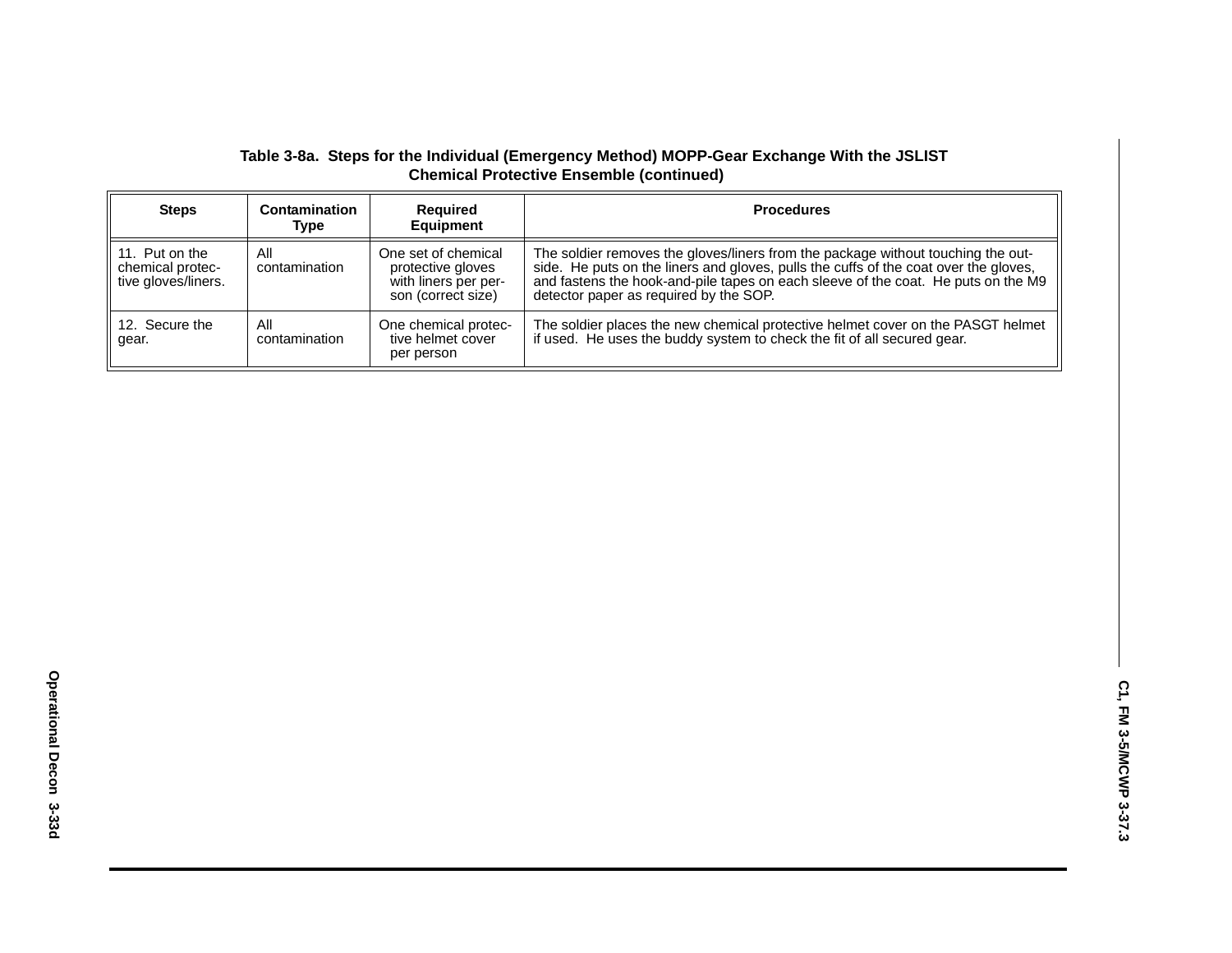**Table 3-8a. Steps for the Individual (Emergency Method) MOPP-Gear Exchange With the JSLIST Chemical Protective Ensemble (continued)**

| Steps | Contamination Type | Required Equipment | Procedures |
|---|---|---|---|
| 11. Put on the chemical protective gloves/liners. | All contamination | One set of chemical protective gloves with liners per person (correct size) | The soldier removes the gloves/liners from the package without touching the outside. He puts on the liners and gloves, pulls the cuffs of the coat over the gloves, and fastens the hook-and-pile tapes on each sleeve of the coat. He puts on the M9 detector paper as required by the SOP. |
| 12. Secure the gear. | All contamination | One chemical protective helmet cover per person | The soldier places the new chemical protective helmet cover on the PASGT helmet if used. He uses the buddy system to check the fit of all secured gear. |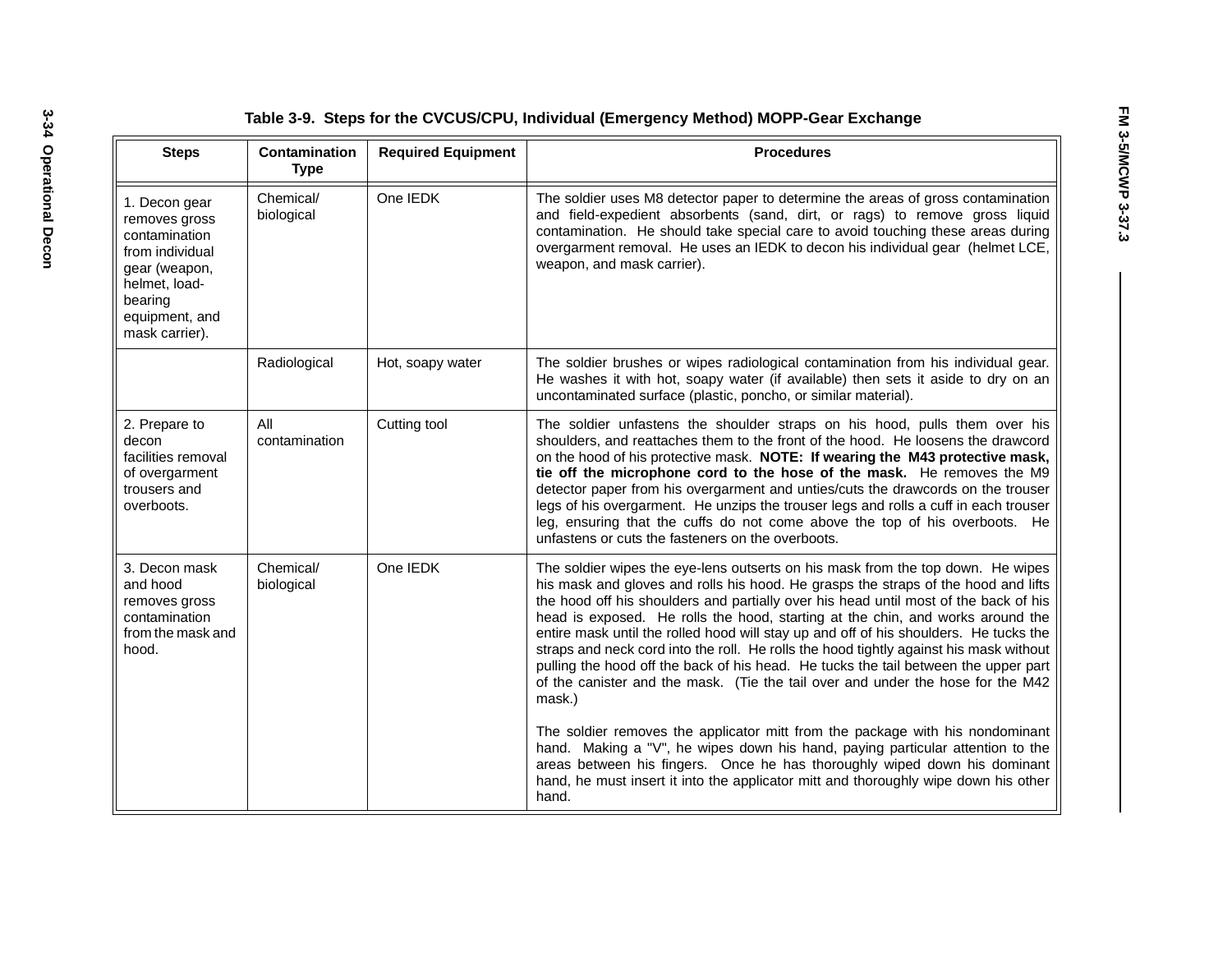**Table 3-9. Steps for the CVCUS/CPU, Individual (Emergency Method) MOPP-Gear Exchange**

| Steps | Contamination Type | Required Equipment | Procedures |
|---|---|---|---|
| 1. Decon gear removes gross contamination from individual gear (weapon, helmet, load-bearing equipment, and mask carrier). | Chemical/ biological | One IEDK | The soldier uses M8 detector paper to determine the areas of gross contamination and field-expedient absorbents (sand, dirt, or rags) to remove gross liquid contamination. He should take special care to avoid touching these areas during overgarment removal. He uses an IEDK to decon his individual gear (helmet LCE, weapon, and mask carrier). |
| | Radiological | Hot, soapy water | The soldier brushes or wipes radiological contamination from his individual gear. He washes it with hot, soapy water (if available) then sets it aside to dry on an uncontaminated surface (plastic, poncho, or similar material). |
| 2. Prepare to decon facilities removal of overgarment trousers and overboots. | All contamination | Cutting tool | The soldier unfastens the shoulder straps on his hood, pulls them over his shoulders, and reattaches them to the front of the hood. He loosens the drawcord on the hood of his protective mask. **NOTE: If wearing the M43 protective mask, tie off the microphone cord to the hose of the mask.** He removes the M9 detector paper from his overgarment and unties/cuts the drawcords on the trouser legs of his overgarment. He unzips the trouser legs and rolls a cuff in each trouser leg, ensuring that the cuffs do not come above the top of his overboots. He unfastens or cuts the fasteners on the overboots. |
| 3. Decon mask and hood removes gross contamination from the mask and hood. | Chemical/ biological | One IEDK | The soldier wipes the eye-lens outserts on his mask from the top down. He wipes his mask and gloves and rolls his hood. He grasps the straps of the hood and lifts the hood off his shoulders and partially over his head until most of the back of his head is exposed. He rolls the hood, starting at the chin, and works around the entire mask until the rolled hood will stay up and off of his shoulders. He tucks the straps and neck cord into the roll. He rolls the hood tightly against his mask without pulling the hood off the back of his head. He tucks the tail between the upper part of the canister and the mask. (Tie the tail over and under the hose for the M42 mask.)<br><br>The soldier removes the applicator mitt from the package with his nondominant hand. Making a "V", he wipes down his hand, paying particular attention to the areas between his fingers. Once he has thoroughly wiped down his dominant hand, he must insert it into the applicator mitt and thoroughly wipe down his other hand. |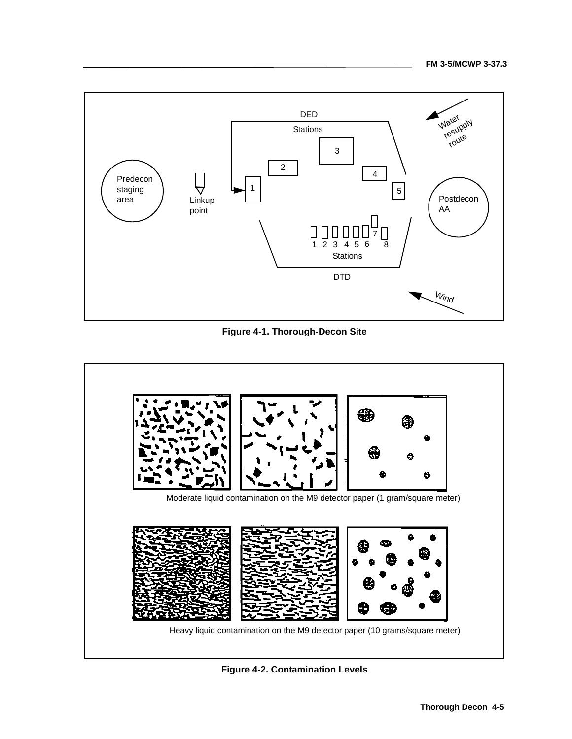DED

Stations

3

2

4

1

5

Predecon staging area

Linkup point

Postdecon AA

Water resupply route

7

1 2 3 4 5 6 8

Stations

DTD

Wind

**Figure 4-1. Thorough-Decon Site**

Moderate liquid contamination on the M9 detector paper (1 gram/square meter)

Heavy liquid contamination on the M9 detector paper (10 grams/square meter)

**Figure 4-2. Contamination Levels**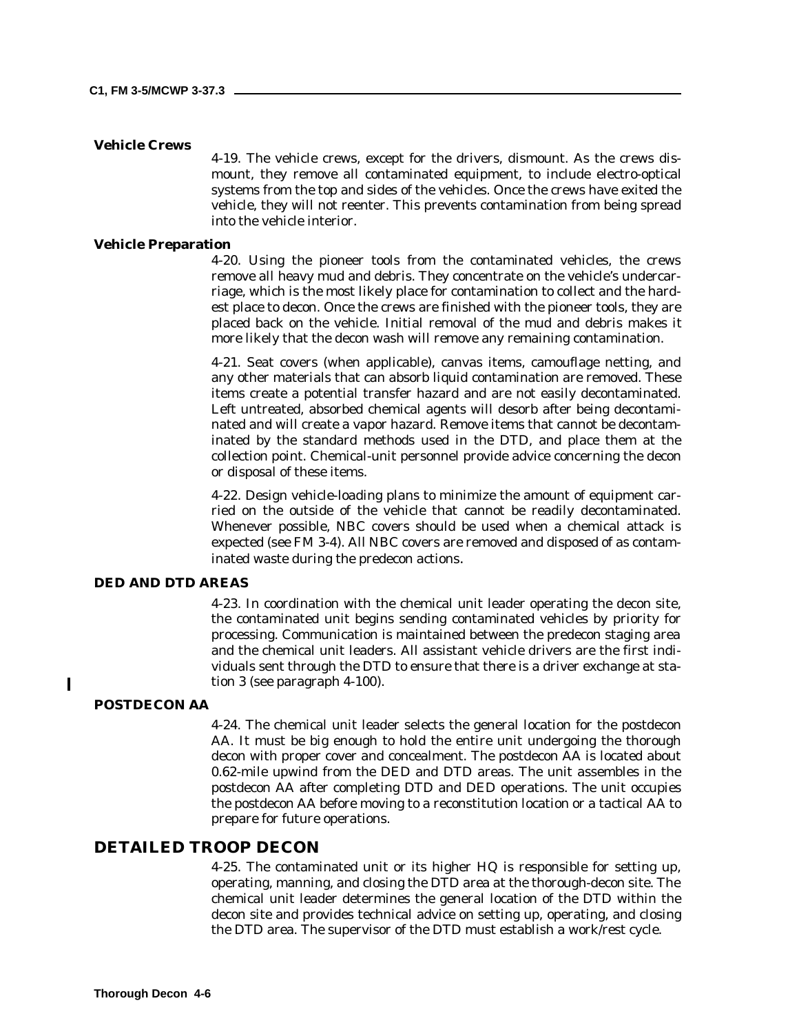### Vehicle Crews

4-19. The vehicle crews, except for the drivers, dismount. As the crews dismount, they remove all contaminated equipment, to include electro-optical systems from the top and sides of the vehicles. Once the crews have exited the vehicle, they will not reenter. This prevents contamination from being spread into the vehicle interior.

### Vehicle Preparation

4-20. Using the pioneer tools from the contaminated vehicles, the crews remove all heavy mud and debris. They concentrate on the vehicle's undercarriage, which is the most likely place for contamination to collect and the hardest place to decon. Once the crews are finished with the pioneer tools, they are placed back on the vehicle. Initial removal of the mud and debris makes it more likely that the decon wash will remove any remaining contamination.

4-21. Seat covers (when applicable), canvas items, camouflage netting, and any other materials that can absorb liquid contamination are removed. These items create a potential transfer hazard and are not easily decontaminated. Left untreated, absorbed chemical agents will desorb after being decontaminated and will create a vapor hazard. Remove items that cannot be decontaminated by the standard methods used in the DTD, and place them at the collection point. Chemical-unit personnel provide advice concerning the decon or disposal of these items.

4-22. Design vehicle-loading plans to minimize the amount of equipment carried on the outside of the vehicle that cannot be readily decontaminated. Whenever possible, NBC covers should be used when a chemical attack is expected (see FM 3-4). All NBC covers are removed and disposed of as contaminated waste during the predecon actions.

### DED AND DTD AREAS

4-23. In coordination with the chemical unit leader operating the decon site, the contaminated unit begins sending contaminated vehicles by priority for processing. Communication is maintained between the predecon staging area and the chemical unit leaders. All assistant vehicle drivers are the first individuals sent through the DTD to ensure that there is a driver exchange at station 3 (see paragraph 4-100).

### POSTDECON AA

4-24. The chemical unit leader selects the general location for the postdecon AA. It must be big enough to hold the entire unit undergoing the thorough decon with proper cover and concealment. The postdecon AA is located about 0.62-mile upwind from the DED and DTD areas. The unit assembles in the postdecon AA after completing DTD and DED operations. The unit occupies the postdecon AA before moving to a reconstitution location or a tactical AA to prepare for future operations.

## DETAILED TROOP DECON

4-25. The contaminated unit or its higher HQ is responsible for setting up, operating, manning, and closing the DTD area at the thorough-decon site. The chemical unit leader determines the general location of the DTD within the decon site and provides technical advice on setting up, operating, and closing the DTD area. The supervisor of the DTD must establish a work/rest cycle.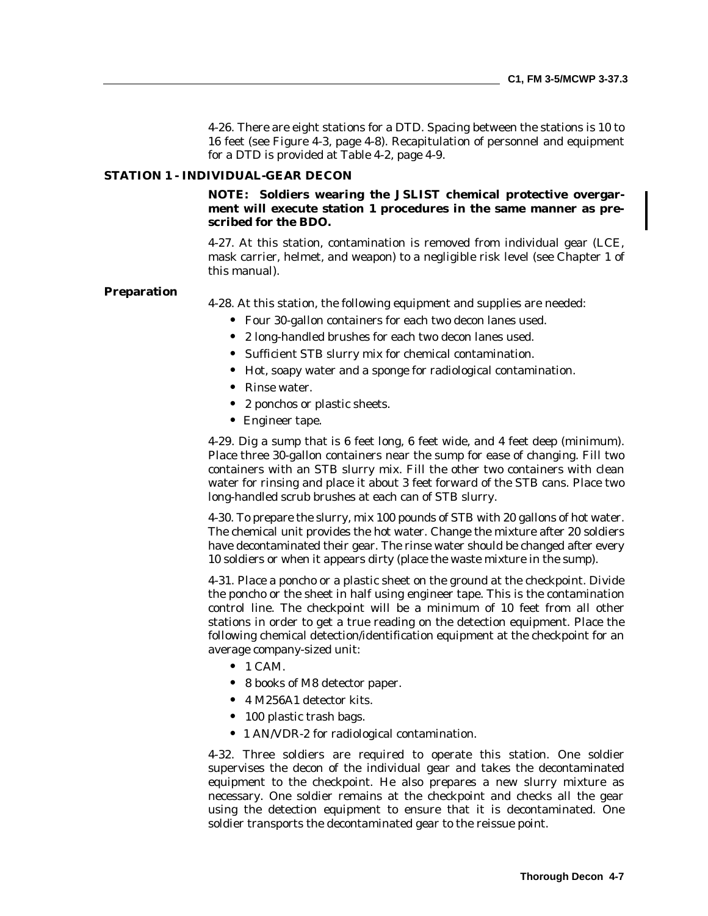4-26. There are eight stations for a DTD. Spacing between the stations is 10 to 16 feet (see Figure 4-3, page 4-8). Recapitulation of personnel and equipment for a DTD is provided at Table 4-2, page 4-9.

## STATION 1 - INDIVIDUAL-GEAR DECON

**NOTE: Soldiers wearing the JSLIST chemical protective overgarment will execute station 1 procedures in the same manner as prescribed for the BDO.**

4-27. At this station, contamination is removed from individual gear (LCE, mask carrier, helmet, and weapon) to a negligible risk level (see Chapter 1 of this manual).

### Preparation

4-28. At this station, the following equipment and supplies are needed:

- Four 30-gallon containers for each two decon lanes used.
- 2 long-handled brushes for each two decon lanes used.
- Sufficient STB slurry mix for chemical contamination.
- Hot, soapy water and a sponge for radiological contamination.
- Rinse water.
- 2 ponchos or plastic sheets.
- Engineer tape.

4-29. Dig a sump that is 6 feet long, 6 feet wide, and 4 feet deep (minimum). Place three 30-gallon containers near the sump for ease of changing. Fill two containers with an STB slurry mix. Fill the other two containers with clean water for rinsing and place it about 3 feet forward of the STB cans. Place two long-handled scrub brushes at each can of STB slurry.

4-30. To prepare the slurry, mix 100 pounds of STB with 20 gallons of hot water. The chemical unit provides the hot water. Change the mixture after 20 soldiers have decontaminated their gear. The rinse water should be changed after every 10 soldiers or when it appears dirty (place the waste mixture in the sump).

4-31. Place a poncho or a plastic sheet on the ground at the checkpoint. Divide the poncho or the sheet in half using engineer tape. This is the contamination control line. The checkpoint will be a minimum of 10 feet from all other stations in order to get a true reading on the detection equipment. Place the following chemical detection/identification equipment at the checkpoint for an average company-sized unit:

- 1 CAM.
- 8 books of M8 detector paper.
- 4 M256A1 detector kits.
- 100 plastic trash bags.
- 1 AN/VDR-2 for radiological contamination.

4-32. Three soldiers are required to operate this station. One soldier supervises the decon of the individual gear and takes the decontaminated equipment to the checkpoint. He also prepares a new slurry mixture as necessary. One soldier remains at the checkpoint and checks all the gear using the detection equipment to ensure that it is decontaminated. One soldier transports the decontaminated gear to the reissue point.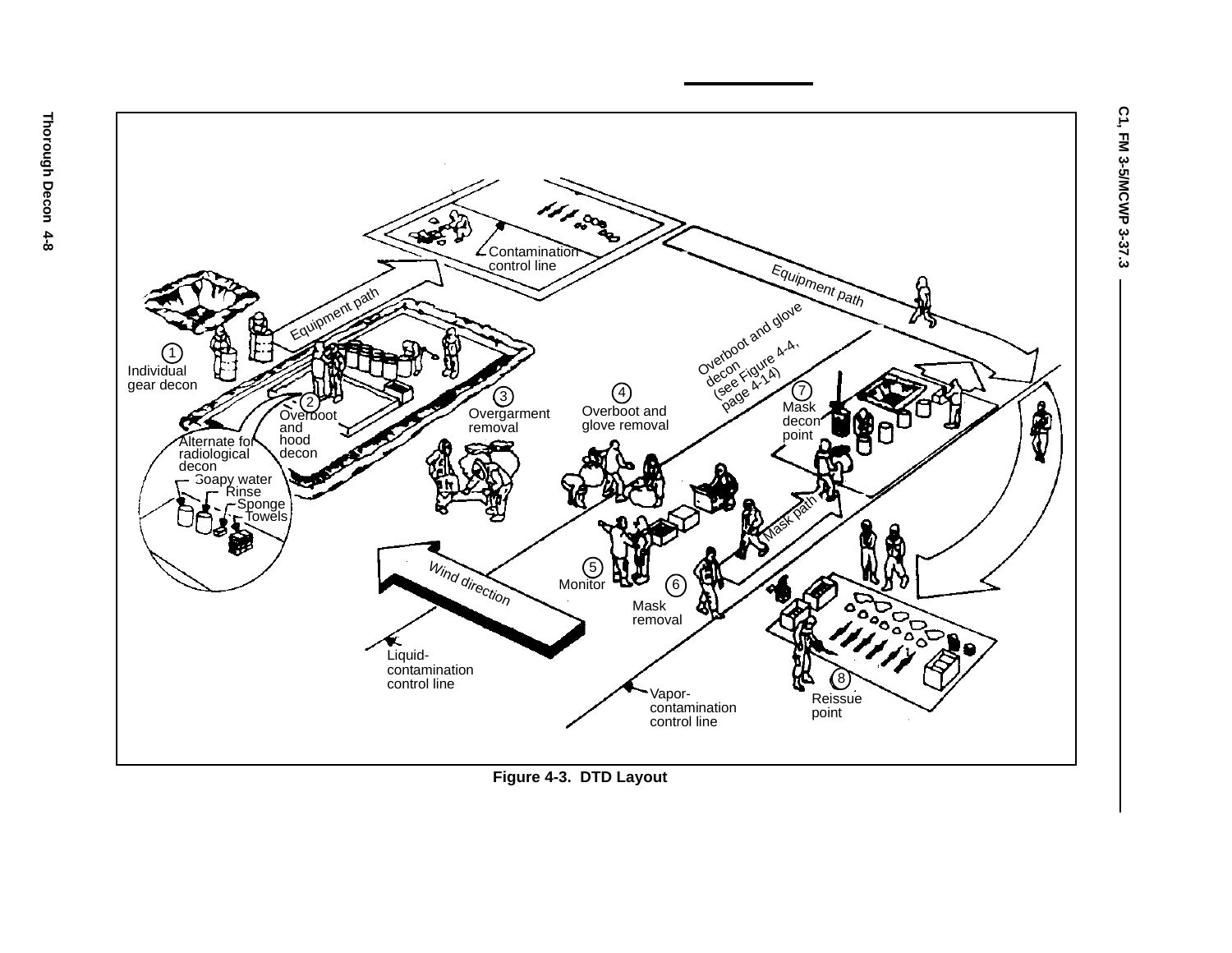Individual gear decon

Overboot and hood decon

Alternate for radiological decon

Soapy water

Rinse

Sponge

Towels

Equipment path

Contamination control line

Equipment path

Overgarment removal

Overboot and glove removal

Overboot and glove decon (see Figure 4-4, page 4-14)

Mask decon point

Mask path

Wind direction

Monitor

Mask removal

Liquid-contamination control line

Vapor-contamination control line

Reissue point

**Figure 4-3. DTD Layout**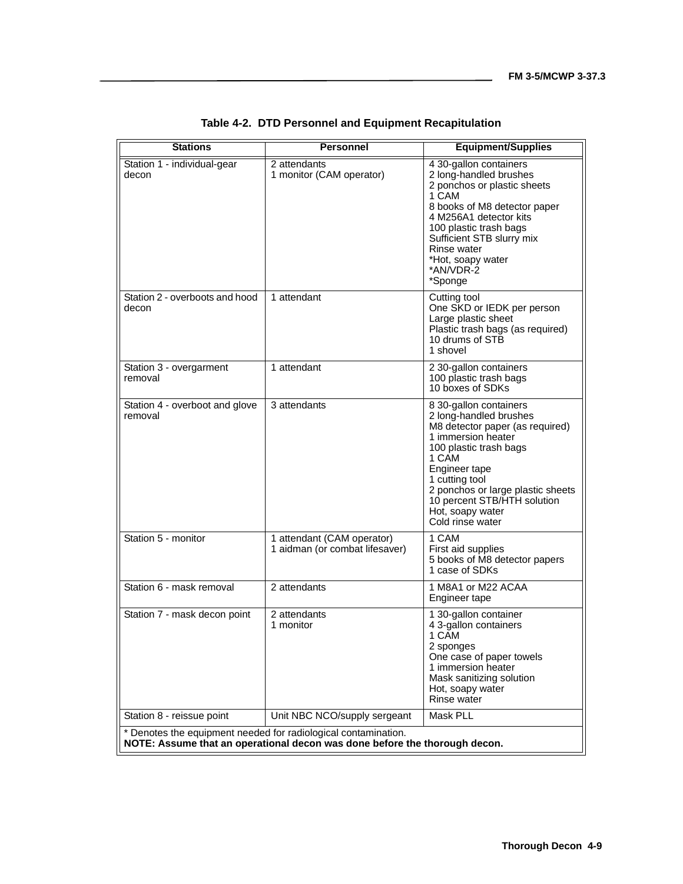**Table 4-2. DTD Personnel and Equipment Recapitulation**

| Stations | Personnel | Equipment/Supplies |
|---|---|---|
| Station 1 - individual-gear decon | 2 attendants<br>1 monitor (CAM operator) | 4 30-gallon containers<br>2 long-handled brushes<br>2 ponchos or plastic sheets<br>1 CAM<br>8 books of M8 detector paper<br>4 M256A1 detector kits<br>100 plastic trash bags<br>Sufficient STB slurry mix<br>Rinse water<br>*Hot, soapy water<br>*AN/VDR-2<br>*Sponge |
| Station 2 - overboots and hood decon | 1 attendant | Cutting tool<br>One SKD or IEDK per person<br>Large plastic sheet<br>Plastic trash bags (as required)<br>10 drums of STB<br>1 shovel |
| Station 3 - overgarment removal | 1 attendant | 2 30-gallon containers<br>100 plastic trash bags<br>10 boxes of SDKs |
| Station 4 - overboot and glove removal | 3 attendants | 8 30-gallon containers<br>2 long-handled brushes<br>M8 detector paper (as required)<br>1 immersion heater<br>100 plastic trash bags<br>1 CAM<br>Engineer tape<br>1 cutting tool<br>2 ponchos or large plastic sheets<br>10 percent STB/HTH solution<br>Hot, soapy water<br>Cold rinse water |
| Station 5 - monitor | 1 attendant (CAM operator)<br>1 aidman (or combat lifesaver) | 1 CAM<br>First aid supplies<br>5 books of M8 detector papers<br>1 case of SDKs |
| Station 6 - mask removal | 2 attendants | 1 M8A1 or M22 ACAA<br>Engineer tape |
| Station 7 - mask decon point | 2 attendants<br>1 monitor | 1 30-gallon container<br>4 3-gallon containers<br>1 CAM<br>2 sponges<br>One case of paper towels<br>1 immersion heater<br>Mask sanitizing solution<br>Hot, soapy water<br>Rinse water |
| Station 8 - reissue point | Unit NBC NCO/supply sergeant | Mask PLL |

* Denotes the equipment needed for radiological contamination.

**NOTE: Assume that an operational decon was done before the thorough decon.**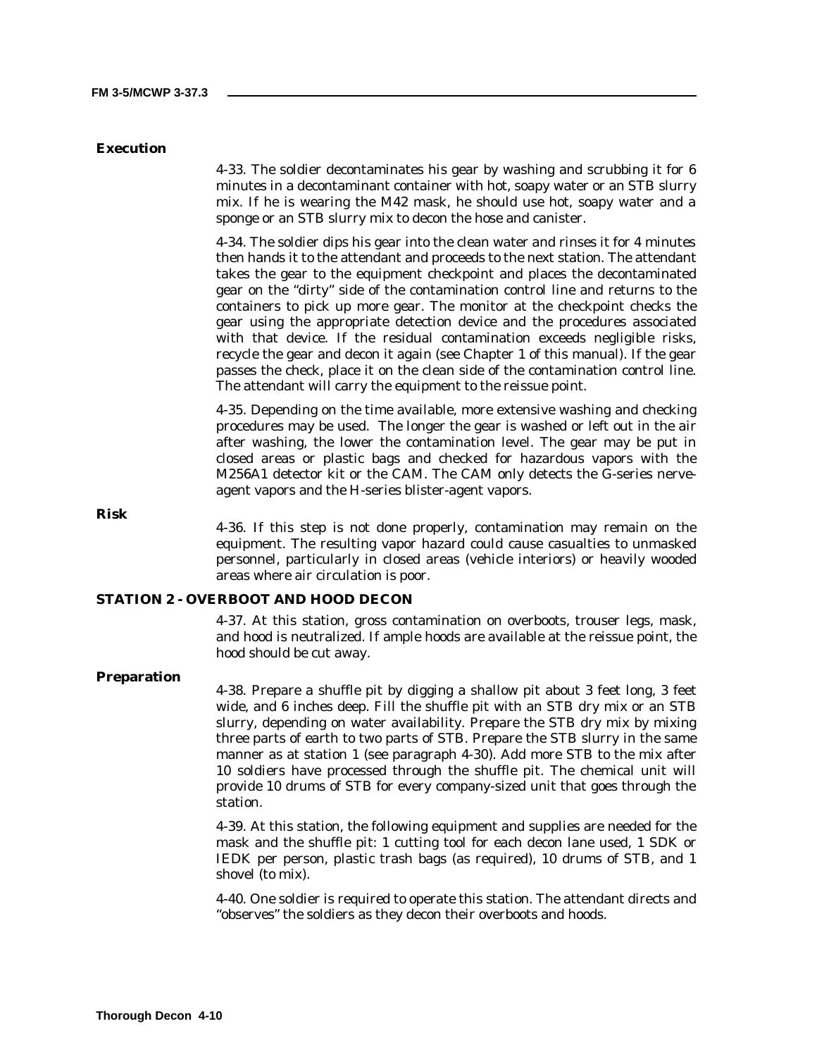### Execution

4-33. The soldier decontaminates his gear by washing and scrubbing it for 6 minutes in a decontaminant container with hot, soapy water or an STB slurry mix. If he is wearing the M42 mask, he should use hot, soapy water and a sponge or an STB slurry mix to decon the hose and canister.

4-34. The soldier dips his gear into the clean water and rinses it for 4 minutes then hands it to the attendant and proceeds to the next station. The attendant takes the gear to the equipment checkpoint and places the decontaminated gear on the "dirty" side of the contamination control line and returns to the containers to pick up more gear. The monitor at the checkpoint checks the gear using the appropriate detection device and the procedures associated with that device. If the residual contamination exceeds negligible risks, recycle the gear and decon it again (see Chapter 1 of this manual). If the gear passes the check, place it on the clean side of the contamination control line. The attendant will carry the equipment to the reissue point.

4-35. Depending on the time available, more extensive washing and checking procedures may be used. The longer the gear is washed or left out in the air after washing, the lower the contamination level. The gear may be put in closed areas or plastic bags and checked for hazardous vapors with the M256A1 detector kit or the CAM. The CAM only detects the G-series nerve-agent vapors and the H-series blister-agent vapors.

### Risk

4-36. If this step is not done properly, contamination may remain on the equipment. The resulting vapor hazard could cause casualties to unmasked personnel, particularly in closed areas (vehicle interiors) or heavily wooded areas where air circulation is poor.

## STATION 2 - OVERBOOT AND HOOD DECON

4-37. At this station, gross contamination on overboots, trouser legs, mask, and hood is neutralized. If ample hoods are available at the reissue point, the hood should be cut away.

### Preparation

4-38. Prepare a shuffle pit by digging a shallow pit about 3 feet long, 3 feet wide, and 6 inches deep. Fill the shuffle pit with an STB dry mix or an STB slurry, depending on water availability. Prepare the STB dry mix by mixing three parts of earth to two parts of STB. Prepare the STB slurry in the same manner as at station 1 (see paragraph 4-30). Add more STB to the mix after 10 soldiers have processed through the shuffle pit. The chemical unit will provide 10 drums of STB for every company-sized unit that goes through the station.

4-39. At this station, the following equipment and supplies are needed for the mask and the shuffle pit: 1 cutting tool for each decon lane used, 1 SDK or IEDK per person, plastic trash bags (as required), 10 drums of STB, and 1 shovel (to mix).

4-40. One soldier is required to operate this station. The attendant directs and "observes" the soldiers as they decon their overboots and hoods.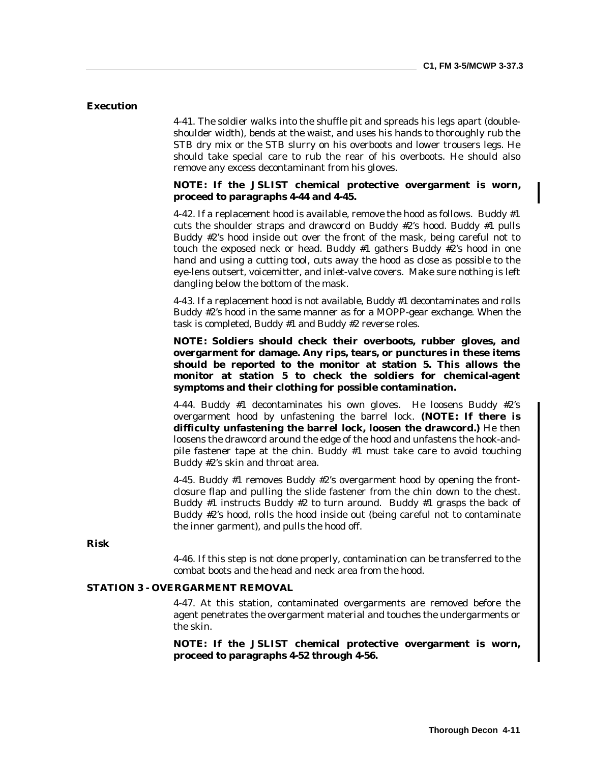**Execution**

4-41. The soldier walks into the shuffle pit and spreads his legs apart (double-shoulder width), bends at the waist, and uses his hands to thoroughly rub the STB dry mix or the STB slurry on his overboots and lower trousers legs. He should take special care to rub the rear of his overboots. He should also remove any excess decontaminant from his gloves.

**NOTE: If the JSLIST chemical protective overgarment is worn, proceed to paragraphs 4-44 and 4-45.**

4-42. If a replacement hood is available, remove the hood as follows. Buddy #1 cuts the shoulder straps and drawcord on Buddy #2's hood. Buddy #1 pulls Buddy #2's hood inside out over the front of the mask, being careful not to touch the exposed neck or head. Buddy #1 gathers Buddy #2's hood in one hand and using a cutting tool, cuts away the hood as close as possible to the eye-lens outsert, voicemitter, and inlet-valve covers. Make sure nothing is left dangling below the bottom of the mask.

4-43. If a replacement hood is not available, Buddy #1 decontaminates and rolls Buddy #2's hood in the same manner as for a MOPP-gear exchange. When the task is completed, Buddy #1 and Buddy #2 reverse roles.

**NOTE: Soldiers should check their overboots, rubber gloves, and overgarment for damage. Any rips, tears, or punctures in these items should be reported to the monitor at station 5. This allows the monitor at station 5 to check the soldiers for chemical-agent symptoms and their clothing for possible contamination.**

4-44. Buddy #1 decontaminates his own gloves. He loosens Buddy #2's overgarment hood by unfastening the barrel lock. **(NOTE: If there is difficulty unfastening the barrel lock, loosen the drawcord.)** He then loosens the drawcord around the edge of the hood and unfastens the hook-and-pile fastener tape at the chin. Buddy #1 must take care to avoid touching Buddy #2's skin and throat area.

4-45. Buddy #1 removes Buddy #2's overgarment hood by opening the front-closure flap and pulling the slide fastener from the chin down to the chest. Buddy #1 instructs Buddy #2 to turn around. Buddy #1 grasps the back of Buddy #2's hood, rolls the hood inside out (being careful not to contaminate the inner garment), and pulls the hood off.

**Risk**

4-46. If this step is not done properly, contamination can be transferred to the combat boots and the head and neck area from the hood.

## STATION 3 - OVERGARMENT REMOVAL

4-47. At this station, contaminated overgarments are removed before the agent penetrates the overgarment material and touches the undergarments or the skin.

**NOTE: If the JSLIST chemical protective overgarment is worn, proceed to paragraphs 4-52 through 4-56.**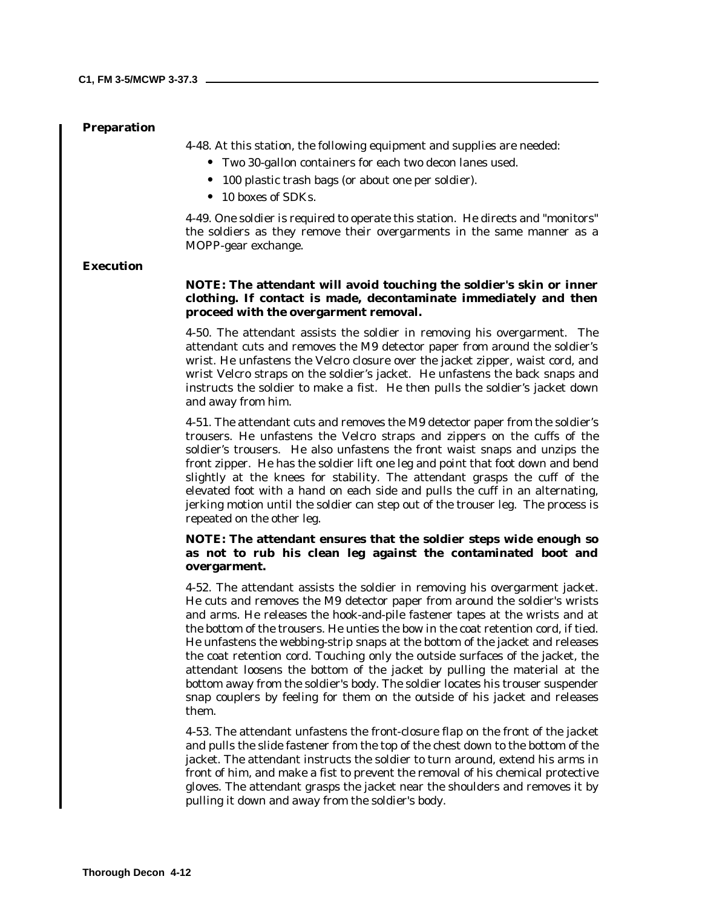### Preparation

4-48. At this station, the following equipment and supplies are needed:

- Two 30-gallon containers for each two decon lanes used.
- 100 plastic trash bags (or about one per soldier).
- 10 boxes of SDKs.

4-49. One soldier is required to operate this station. He directs and "monitors" the soldiers as they remove their overgarments in the same manner as a MOPP-gear exchange.

### Execution

**NOTE: The attendant will avoid touching the soldier's skin or inner clothing. If contact is made, decontaminate immediately and then proceed with the overgarment removal.**

4-50. The attendant assists the soldier in removing his overgarment. The attendant cuts and removes the M9 detector paper from around the soldier's wrist. He unfastens the Velcro closure over the jacket zipper, waist cord, and wrist Velcro straps on the soldier's jacket. He unfastens the back snaps and instructs the soldier to make a fist. He then pulls the soldier's jacket down and away from him.

4-51. The attendant cuts and removes the M9 detector paper from the soldier's trousers. He unfastens the Velcro straps and zippers on the cuffs of the soldier's trousers. He also unfastens the front waist snaps and unzips the front zipper. He has the soldier lift one leg and point that foot down and bend slightly at the knees for stability. The attendant grasps the cuff of the elevated foot with a hand on each side and pulls the cuff in an alternating, jerking motion until the soldier can step out of the trouser leg. The process is repeated on the other leg.

**NOTE: The attendant ensures that the soldier steps wide enough so as not to rub his clean leg against the contaminated boot and overgarment.**

4-52. The attendant assists the soldier in removing his overgarment jacket. He cuts and removes the M9 detector paper from around the soldier's wrists and arms. He releases the hook-and-pile fastener tapes at the wrists and at the bottom of the trousers. He unties the bow in the coat retention cord, if tied. He unfastens the webbing-strip snaps at the bottom of the jacket and releases the coat retention cord. Touching only the outside surfaces of the jacket, the attendant loosens the bottom of the jacket by pulling the material at the bottom away from the soldier's body. The soldier locates his trouser suspender snap couplers by feeling for them on the outside of his jacket and releases them.

4-53. The attendant unfastens the front-closure flap on the front of the jacket and pulls the slide fastener from the top of the chest down to the bottom of the jacket. The attendant instructs the soldier to turn around, extend his arms in front of him, and make a fist to prevent the removal of his chemical protective gloves. The attendant grasps the jacket near the shoulders and removes it by pulling it down and away from the soldier's body.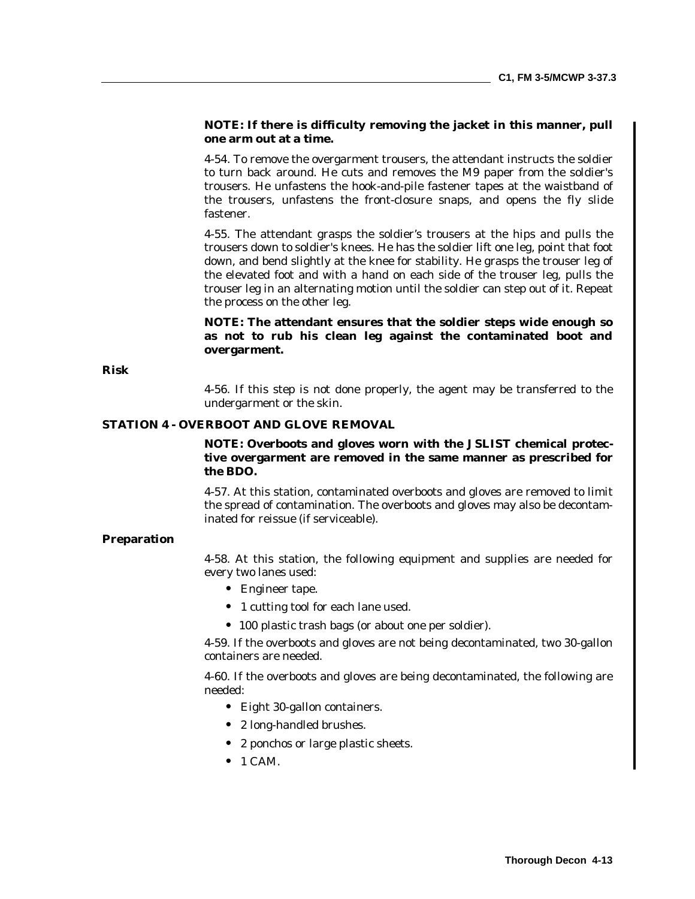**NOTE: If there is difficulty removing the jacket in this manner, pull one arm out at a time.**

4-54. To remove the overgarment trousers, the attendant instructs the soldier to turn back around. He cuts and removes the M9 paper from the soldier's trousers. He unfastens the hook-and-pile fastener tapes at the waistband of the trousers, unfastens the front-closure snaps, and opens the fly slide fastener.

4-55. The attendant grasps the soldier's trousers at the hips and pulls the trousers down to soldier's knees. He has the soldier lift one leg, point that foot down, and bend slightly at the knee for stability. He grasps the trouser leg of the elevated foot and with a hand on each side of the trouser leg, pulls the trouser leg in an alternating motion until the soldier can step out of it. Repeat the process on the other leg.

**NOTE: The attendant ensures that the soldier steps wide enough so as not to rub his clean leg against the contaminated boot and overgarment.**

### Risk

4-56. If this step is not done properly, the agent may be transferred to the undergarment or the skin.

## STATION 4 - OVERBOOT AND GLOVE REMOVAL

**NOTE: Overboots and gloves worn with the JSLIST chemical protective overgarment are removed in the same manner as prescribed for the BDO.**

4-57. At this station, contaminated overboots and gloves are removed to limit the spread of contamination. The overboots and gloves may also be decontaminated for reissue (if serviceable).

### Preparation

4-58. At this station, the following equipment and supplies are needed for every two lanes used:

- Engineer tape.
- 1 cutting tool for each lane used.
- 100 plastic trash bags (or about one per soldier).

4-59. If the overboots and gloves are not being decontaminated, two 30-gallon containers are needed.

4-60. If the overboots and gloves are being decontaminated, the following are needed:

- Eight 30-gallon containers.
- 2 long-handled brushes.
- 2 ponchos or large plastic sheets.
- 1 CAM.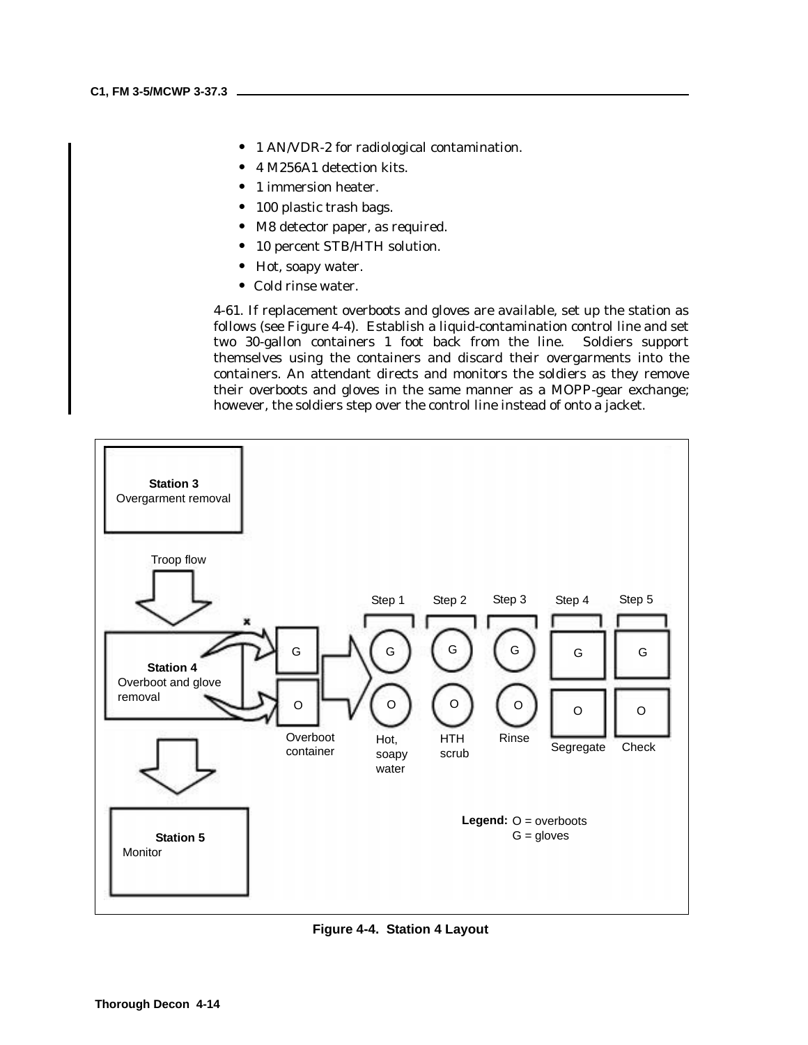- 1 AN/VDR-2 for radiological contamination.
- 4 M256A1 detection kits.
- 1 immersion heater.
- 100 plastic trash bags.
- M8 detector paper, as required.
- 10 percent STB/HTH solution.
- Hot, soapy water.
- Cold rinse water.

4-61. If replacement overboots and gloves are available, set up the station as follows (see Figure 4-4). Establish a liquid-contamination control line and set two 30-gallon containers 1 foot back from the line. Soldiers support themselves using the containers and discard their overgarments into the containers. An attendant directs and monitors the soldiers as they remove their overboots and gloves in the same manner as a MOPP-gear exchange; however, the soldiers step over the control line instead of onto a jacket.

Station 3 Overgarment removal

Troop flow

Station 4 Overboot and glove removal

Station 5 Monitor

Overboot container

Step 1 — Hot, soapy water

Step 2 — HTH scrub

Step 3 — Rinse

Step 4 — Segregate

Step 5 — Check

Legend: O = overboots, G = gloves

**Figure 4-4. Station 4 Layout**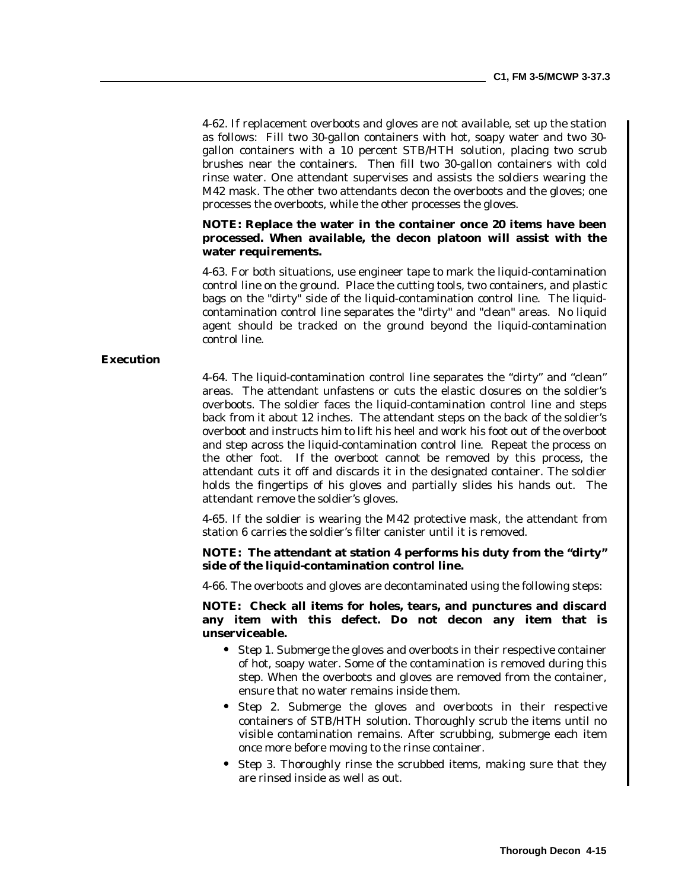4-62. If replacement overboots and gloves are not available, set up the station as follows: Fill two 30-gallon containers with hot, soapy water and two 30-gallon containers with a 10 percent STB/HTH solution, placing two scrub brushes near the containers. Then fill two 30-gallon containers with cold rinse water. One attendant supervises and assists the soldiers wearing the M42 mask. The other two attendants decon the overboots and the gloves; one processes the overboots, while the other processes the gloves.

**NOTE: Replace the water in the container once 20 items have been processed. When available, the decon platoon will assist with the water requirements.**

4-63. For both situations, use engineer tape to mark the liquid-contamination control line on the ground. Place the cutting tools, two containers, and plastic bags on the "dirty" side of the liquid-contamination control line. The liquid-contamination control line separates the "dirty" and "clean" areas. No liquid agent should be tracked on the ground beyond the liquid-contamination control line.

### Execution

4-64. The liquid-contamination control line separates the "dirty" and "clean" areas. The attendant unfastens or cuts the elastic closures on the soldier's overboots. The soldier faces the liquid-contamination control line and steps back from it about 12 inches. The attendant steps on the back of the soldier's overboot and instructs him to lift his heel and work his foot out of the overboot and step across the liquid-contamination control line. Repeat the process on the other foot. If the overboot cannot be removed by this process, the attendant cuts it off and discards it in the designated container. The soldier holds the fingertips of his gloves and partially slides his hands out. The attendant remove the soldier's gloves.

4-65. If the soldier is wearing the M42 protective mask, the attendant from station 6 carries the soldier's filter canister until it is removed.

**NOTE: The attendant at station 4 performs his duty from the "dirty" side of the liquid-contamination control line.**

4-66. The overboots and gloves are decontaminated using the following steps:

**NOTE: Check all items for holes, tears, and punctures and discard any item with this defect. Do not decon any item that is unserviceable.**

- Step 1. Submerge the gloves and overboots in their respective container of hot, soapy water. Some of the contamination is removed during this step. When the overboots and gloves are removed from the container, ensure that no water remains inside them.
- Step 2. Submerge the gloves and overboots in their respective containers of STB/HTH solution. Thoroughly scrub the items until no visible contamination remains. After scrubbing, submerge each item once more before moving to the rinse container.
- Step 3. Thoroughly rinse the scrubbed items, making sure that they are rinsed inside as well as out.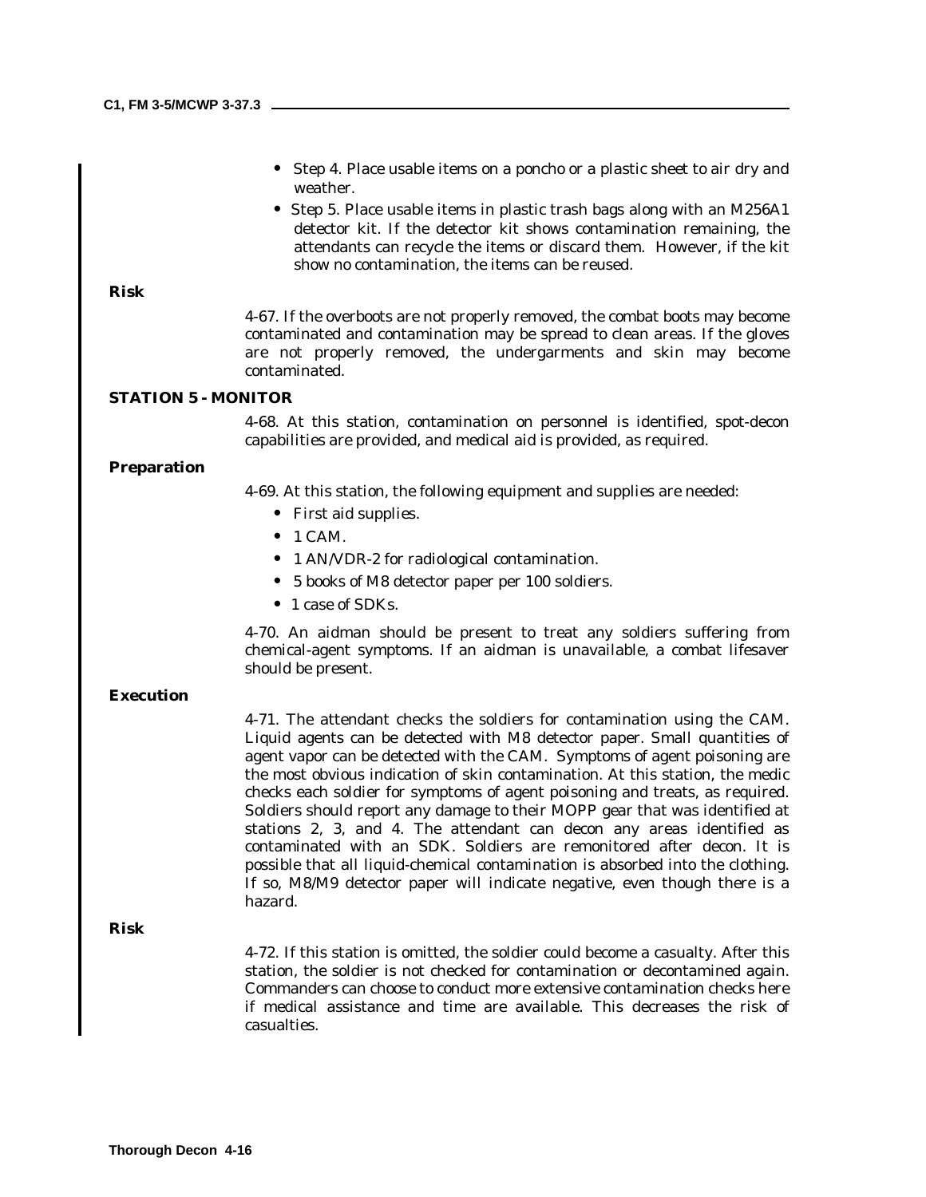- Step 4. Place usable items on a poncho or a plastic sheet to air dry and weather.
- Step 5. Place usable items in plastic trash bags along with an M256A1 detector kit. If the detector kit shows contamination remaining, the attendants can recycle the items or discard them. However, if the kit show no contamination, the items can be reused.

**Risk**

4-67. If the overboots are not properly removed, the combat boots may become contaminated and contamination may be spread to clean areas. If the gloves are not properly removed, the undergarments and skin may become contaminated.

## STATION 5 - MONITOR

4-68. At this station, contamination on personnel is identified, spot-decon capabilities are provided, and medical aid is provided, as required.

**Preparation**

4-69. At this station, the following equipment and supplies are needed:

- First aid supplies.
- 1 CAM.
- 1 AN/VDR-2 for radiological contamination.
- 5 books of M8 detector paper per 100 soldiers.
- 1 case of SDKs.

4-70. An aidman should be present to treat any soldiers suffering from chemical-agent symptoms. If an aidman is unavailable, a combat lifesaver should be present.

**Execution**

4-71. The attendant checks the soldiers for contamination using the CAM. Liquid agents can be detected with M8 detector paper. Small quantities of agent vapor can be detected with the CAM. Symptoms of agent poisoning are the most obvious indication of skin contamination. At this station, the medic checks each soldier for symptoms of agent poisoning and treats, as required. Soldiers should report any damage to their MOPP gear that was identified at stations 2, 3, and 4. The attendant can decon any areas identified as contaminated with an SDK. Soldiers are remonitored after decon. It is possible that all liquid-chemical contamination is absorbed into the clothing. If so, M8/M9 detector paper will indicate negative, even though there is a hazard.

**Risk**

4-72. If this station is omitted, the soldier could become a casualty. After this station, the soldier is not checked for contamination or decontamined again. Commanders can choose to conduct more extensive contamination checks here if medical assistance and time are available. This decreases the risk of casualties.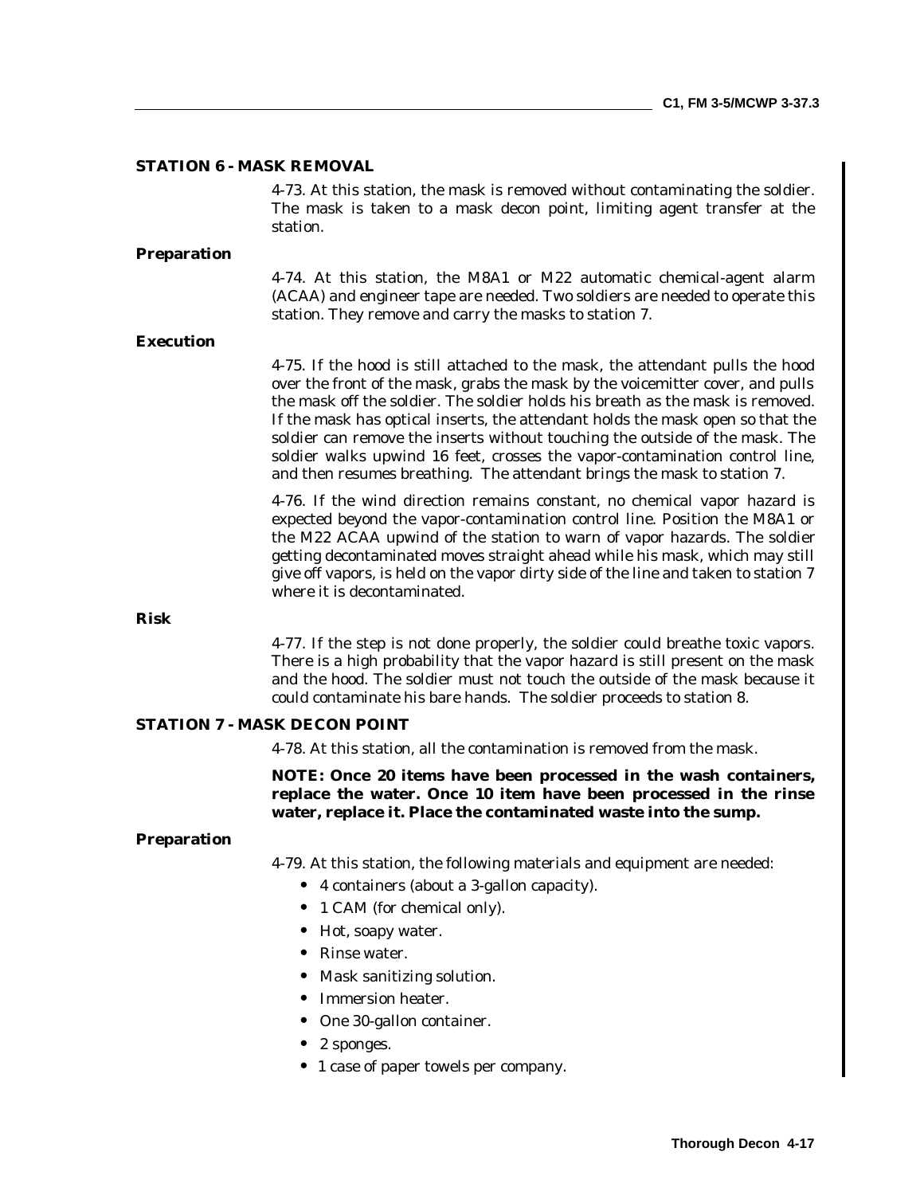## STATION 6 - MASK REMOVAL

4-73. At this station, the mask is removed without contaminating the soldier. The mask is taken to a mask decon point, limiting agent transfer at the station.

### Preparation

4-74. At this station, the M8A1 or M22 automatic chemical-agent alarm (ACAA) and engineer tape are needed. Two soldiers are needed to operate this station. They remove and carry the masks to station 7.

### Execution

4-75. If the hood is still attached to the mask, the attendant pulls the hood over the front of the mask, grabs the mask by the voicemitter cover, and pulls the mask off the soldier. The soldier holds his breath as the mask is removed. If the mask has optical inserts, the attendant holds the mask open so that the soldier can remove the inserts without touching the outside of the mask. The soldier walks upwind 16 feet, crosses the vapor-contamination control line, and then resumes breathing. The attendant brings the mask to station 7.

4-76. If the wind direction remains constant, no chemical vapor hazard is expected beyond the vapor-contamination control line. Position the M8A1 or the M22 ACAA upwind of the station to warn of vapor hazards. The soldier getting decontaminated moves straight ahead while his mask, which may still give off vapors, is held on the vapor dirty side of the line and taken to station 7 where it is decontaminated.

### Risk

4-77. If the step is not done properly, the soldier could breathe toxic vapors. There is a high probability that the vapor hazard is still present on the mask and the hood. The soldier must not touch the outside of the mask because it could contaminate his bare hands. The soldier proceeds to station 8.

## STATION 7 - MASK DECON POINT

4-78. At this station, all the contamination is removed from the mask.

**NOTE: Once 20 items have been processed in the wash containers, replace the water. Once 10 item have been processed in the rinse water, replace it. Place the contaminated waste into the sump.**

### Preparation

4-79. At this station, the following materials and equipment are needed:

- 4 containers (about a 3-gallon capacity).
- 1 CAM (for chemical only).
- Hot, soapy water.
- Rinse water.
- Mask sanitizing solution.
- Immersion heater.
- One 30-gallon container.
- 2 sponges.
- 1 case of paper towels per company.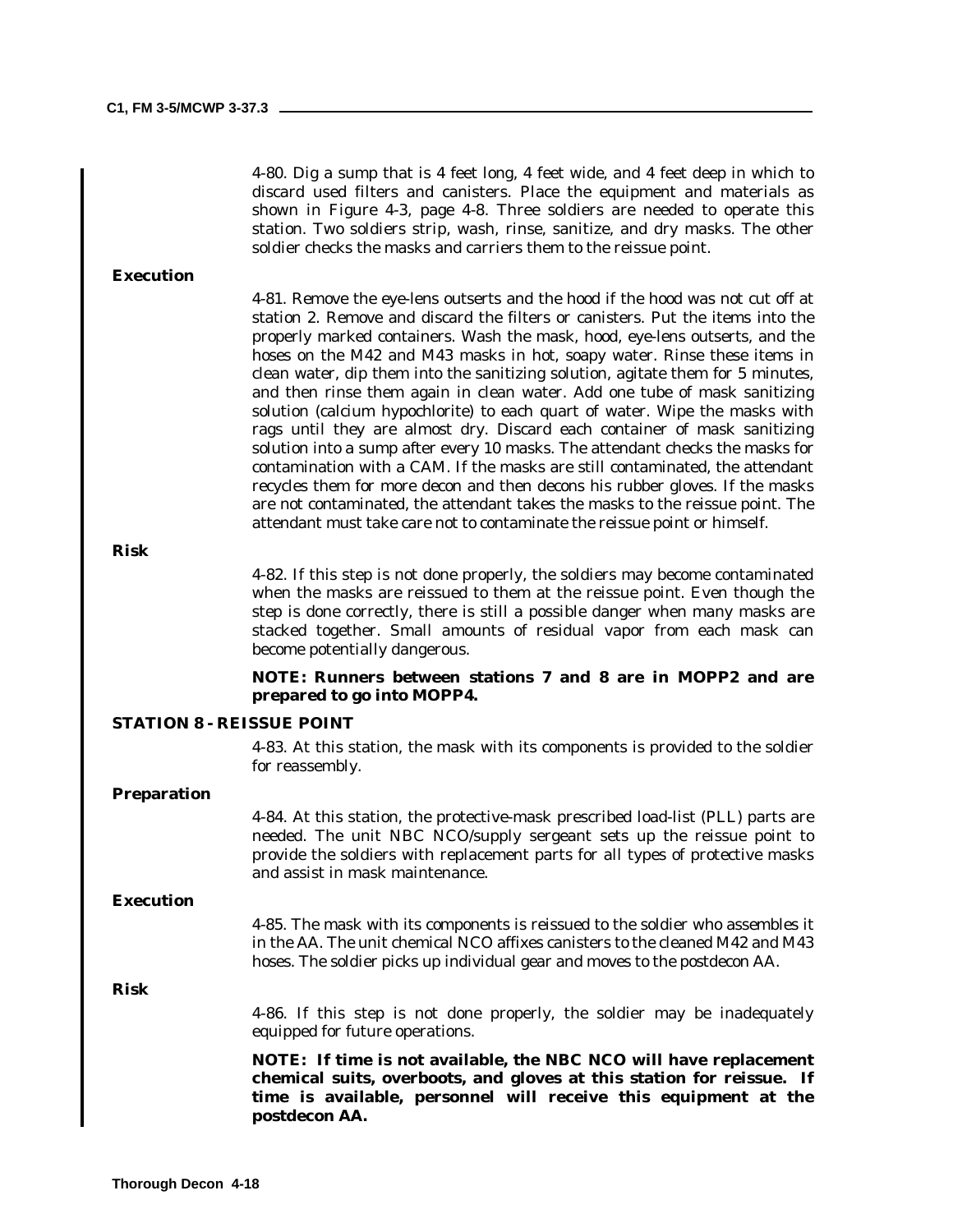4-80. Dig a sump that is 4 feet long, 4 feet wide, and 4 feet deep in which to discard used filters and canisters. Place the equipment and materials as shown in Figure 4-3, page 4-8. Three soldiers are needed to operate this station. Two soldiers strip, wash, rinse, sanitize, and dry masks. The other soldier checks the masks and carriers them to the reissue point.

**Execution**

4-81. Remove the eye-lens outserts and the hood if the hood was not cut off at station 2. Remove and discard the filters or canisters. Put the items into the properly marked containers. Wash the mask, hood, eye-lens outserts, and the hoses on the M42 and M43 masks in hot, soapy water. Rinse these items in clean water, dip them into the sanitizing solution, agitate them for 5 minutes, and then rinse them again in clean water. Add one tube of mask sanitizing solution (calcium hypochlorite) to each quart of water. Wipe the masks with rags until they are almost dry. Discard each container of mask sanitizing solution into a sump after every 10 masks. The attendant checks the masks for contamination with a CAM. If the masks are still contaminated, the attendant recycles them for more decon and then decons his rubber gloves. If the masks are not contaminated, the attendant takes the masks to the reissue point. The attendant must take care not to contaminate the reissue point or himself.

**Risk**

4-82. If this step is not done properly, the soldiers may become contaminated when the masks are reissued to them at the reissue point. Even though the step is done correctly, there is still a possible danger when many masks are stacked together. Small amounts of residual vapor from each mask can become potentially dangerous.

**NOTE: Runners between stations 7 and 8 are in MOPP2 and are prepared to go into MOPP4.**

## STATION 8 - REISSUE POINT

4-83. At this station, the mask with its components is provided to the soldier for reassembly.

**Preparation**

4-84. At this station, the protective-mask prescribed load-list (PLL) parts are needed. The unit NBC NCO/supply sergeant sets up the reissue point to provide the soldiers with replacement parts for all types of protective masks and assist in mask maintenance.

**Execution**

4-85. The mask with its components is reissued to the soldier who assembles it in the AA. The unit chemical NCO affixes canisters to the cleaned M42 and M43 hoses. The soldier picks up individual gear and moves to the postdecon AA.

**Risk**

4-86. If this step is not done properly, the soldier may be inadequately equipped for future operations.

**NOTE: If time is not available, the NBC NCO will have replacement chemical suits, overboots, and gloves at this station for reissue. If time is available, personnel will receive this equipment at the postdecon AA.**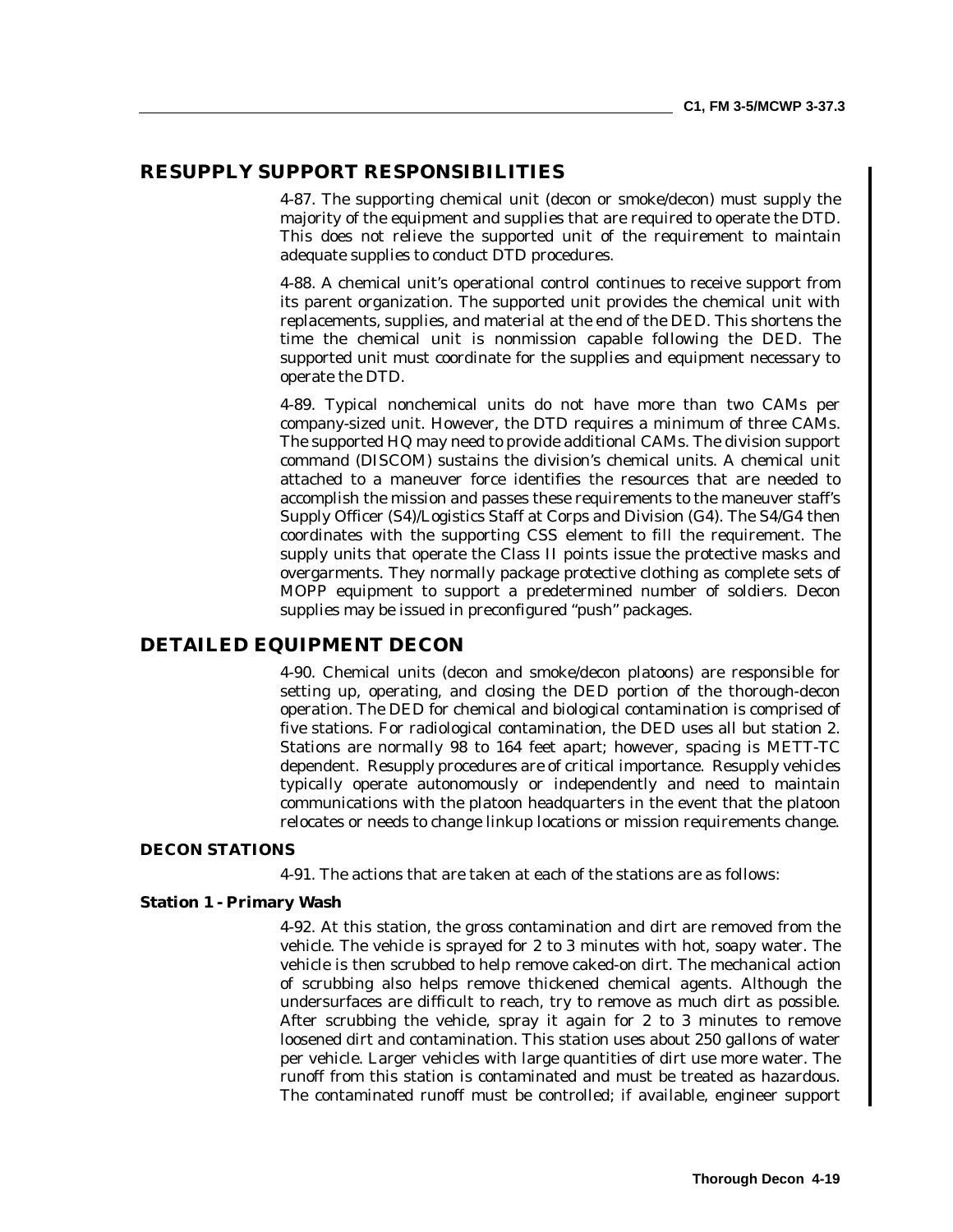## RESUPPLY SUPPORT RESPONSIBILITIES

4-87. The supporting chemical unit (decon or smoke/decon) must supply the majority of the equipment and supplies that are required to operate the DTD. This does not relieve the supported unit of the requirement to maintain adequate supplies to conduct DTD procedures.

4-88. A chemical unit's operational control continues to receive support from its parent organization. The supported unit provides the chemical unit with replacements, supplies, and material at the end of the DED. This shortens the time the chemical unit is nonmission capable following the DED. The supported unit must coordinate for the supplies and equipment necessary to operate the DTD.

4-89. Typical nonchemical units do not have more than two CAMs per company-sized unit. However, the DTD requires a minimum of three CAMs. The supported HQ may need to provide additional CAMs. The division support command (DISCOM) sustains the division's chemical units. A chemical unit attached to a maneuver force identifies the resources that are needed to accomplish the mission and passes these requirements to the maneuver staff's Supply Officer (S4)/Logistics Staff at Corps and Division (G4). The S4/G4 then coordinates with the supporting CSS element to fill the requirement. The supply units that operate the Class II points issue the protective masks and overgarments. They normally package protective clothing as complete sets of MOPP equipment to support a predetermined number of soldiers. Decon supplies may be issued in preconfigured "push" packages.

## DETAILED EQUIPMENT DECON

4-90. Chemical units (decon and smoke/decon platoons) are responsible for setting up, operating, and closing the DED portion of the thorough-decon operation. The DED for chemical and biological contamination is comprised of five stations. For radiological contamination, the DED uses all but station 2. Stations are normally 98 to 164 feet apart; however, spacing is METT-TC dependent. Resupply procedures are of critical importance. Resupply vehicles typically operate autonomously or independently and need to maintain communications with the platoon headquarters in the event that the platoon relocates or needs to change linkup locations or mission requirements change.

### DECON STATIONS

4-91. The actions that are taken at each of the stations are as follows:

#### Station 1 - Primary Wash

4-92. At this station, the gross contamination and dirt are removed from the vehicle. The vehicle is sprayed for 2 to 3 minutes with hot, soapy water. The vehicle is then scrubbed to help remove caked-on dirt. The mechanical action of scrubbing also helps remove thickened chemical agents. Although the undersurfaces are difficult to reach, try to remove as much dirt as possible. After scrubbing the vehicle, spray it again for 2 to 3 minutes to remove loosened dirt and contamination. This station uses about 250 gallons of water per vehicle. Larger vehicles with large quantities of dirt use more water. The runoff from this station is contaminated and must be treated as hazardous. The contaminated runoff must be controlled; if available, engineer support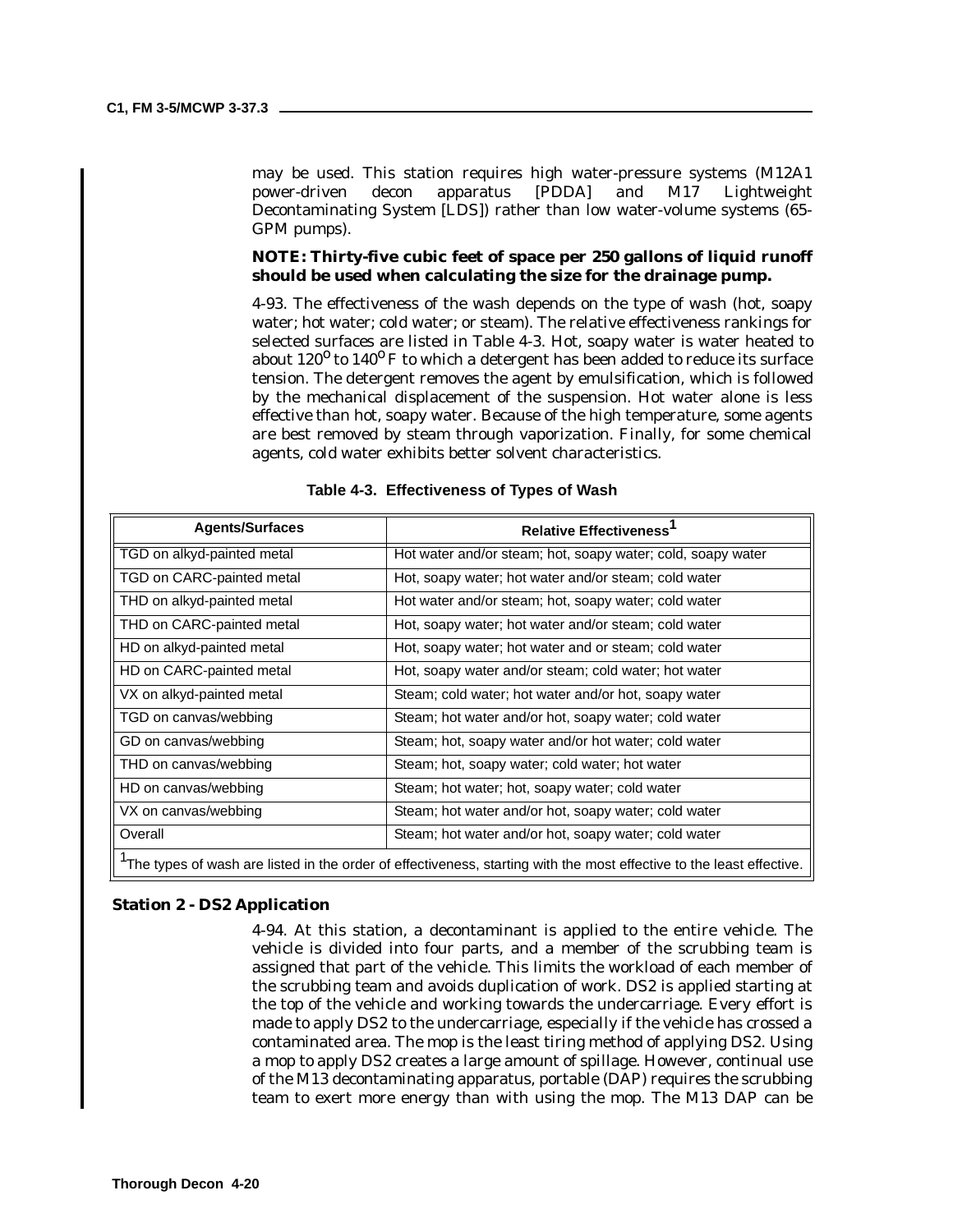may be used. This station requires high water-pressure systems (M12A1 power-driven decon apparatus [PDDA] and M17 Lightweight Decontaminating System [LDS]) rather than low water-volume systems (65-GPM pumps).

**NOTE: Thirty-five cubic feet of space per 250 gallons of liquid runoff should be used when calculating the size for the drainage pump.**

4-93. The effectiveness of the wash depends on the type of wash (hot, soapy water; hot water; cold water; or steam). The relative effectiveness rankings for selected surfaces are listed in Table 4-3. Hot, soapy water is water heated to about 120° to 140° F to which a detergent has been added to reduce its surface tension. The detergent removes the agent by emulsification, which is followed by the mechanical displacement of the suspension. Hot water alone is less effective than hot, soapy water. Because of the high temperature, some agents are best removed by steam through vaporization. Finally, for some chemical agents, cold water exhibits better solvent characteristics.

**Table 4-3. Effectiveness of Types of Wash**

| Agents/Surfaces | Relative Effectiveness[1] |
|---|---|
| TGD on alkyd-painted metal | Hot water and/or steam; hot, soapy water; cold, soapy water |
| TGD on CARC-painted metal | Hot, soapy water; hot water and/or steam; cold water |
| THD on alkyd-painted metal | Hot water and/or steam; hot, soapy water; cold water |
| THD on CARC-painted metal | Hot, soapy water; hot water and/or steam; cold water |
| HD on alkyd-painted metal | Hot, soapy water; hot water and or steam; cold water |
| HD on CARC-painted metal | Hot, soapy water and/or steam; cold water; hot water |
| VX on alkyd-painted metal | Steam; cold water; hot water and/or hot, soapy water |
| TGD on canvas/webbing | Steam; hot water and/or hot, soapy water; cold water |
| GD on canvas/webbing | Steam; hot, soapy water and/or hot water; cold water |
| THD on canvas/webbing | Steam; hot, soapy water; cold water; hot water |
| HD on canvas/webbing | Steam; hot water; hot, soapy water; cold water |
| VX on canvas/webbing | Steam; hot water and/or hot, soapy water; cold water |
| Overall | Steam; hot water and/or hot, soapy water; cold water |

[1]The types of wash are listed in the order of effectiveness, starting with the most effective to the least effective.

### Station 2 - DS2 Application

4-94. At this station, a decontaminant is applied to the entire vehicle. The vehicle is divided into four parts, and a member of the scrubbing team is assigned that part of the vehicle. This limits the workload of each member of the scrubbing team and avoids duplication of work. DS2 is applied starting at the top of the vehicle and working towards the undercarriage. Every effort is made to apply DS2 to the undercarriage, especially if the vehicle has crossed a contaminated area. The mop is the least tiring method of applying DS2. Using a mop to apply DS2 creates a large amount of spillage. However, continual use of the M13 decontaminating apparatus, portable (DAP) requires the scrubbing team to exert more energy than with using the mop. The M13 DAP can be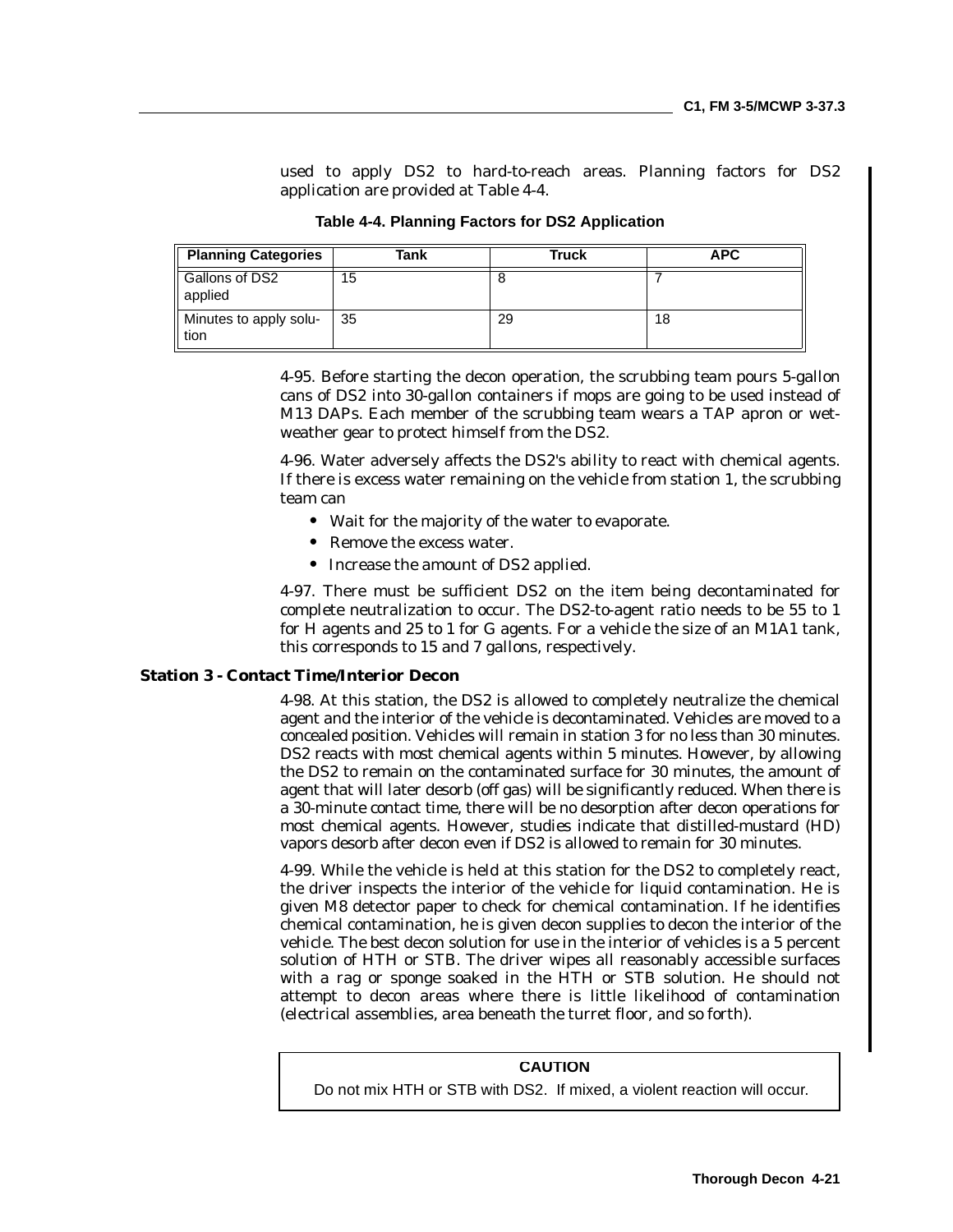used to apply DS2 to hard-to-reach areas. Planning factors for DS2 application are provided at Table 4-4.

**Table 4-4. Planning Factors for DS2 Application**

| Planning Categories | Tank | Truck | APC |
|---|---|---|---|
| Gallons of DS2 applied | 15 | 8 | 7 |
| Minutes to apply solution | 35 | 29 | 18 |

4-95. Before starting the decon operation, the scrubbing team pours 5-gallon cans of DS2 into 30-gallon containers if mops are going to be used instead of M13 DAPs. Each member of the scrubbing team wears a TAP apron or wet-weather gear to protect himself from the DS2.

4-96. Water adversely affects the DS2's ability to react with chemical agents. If there is excess water remaining on the vehicle from station 1, the scrubbing team can

- Wait for the majority of the water to evaporate.
- Remove the excess water.
- Increase the amount of DS2 applied.

4-97. There must be sufficient DS2 on the item being decontaminated for complete neutralization to occur. The DS2-to-agent ratio needs to be 55 to 1 for H agents and 25 to 1 for G agents. For a vehicle the size of an M1A1 tank, this corresponds to 15 and 7 gallons, respectively.

### Station 3 - Contact Time/Interior Decon

4-98. At this station, the DS2 is allowed to completely neutralize the chemical agent and the interior of the vehicle is decontaminated. Vehicles are moved to a concealed position. Vehicles will remain in station 3 for no less than 30 minutes. DS2 reacts with most chemical agents within 5 minutes. However, by allowing the DS2 to remain on the contaminated surface for 30 minutes, the amount of agent that will later desorb (off gas) will be significantly reduced. When there is a 30-minute contact time, there will be no desorption after decon operations for most chemical agents. However, studies indicate that distilled-mustard (HD) vapors desorb after decon even if DS2 is allowed to remain for 30 minutes.

4-99. While the vehicle is held at this station for the DS2 to completely react, the driver inspects the interior of the vehicle for liquid contamination. He is given M8 detector paper to check for chemical contamination. If he identifies chemical contamination, he is given decon supplies to decon the interior of the vehicle. The best decon solution for use in the interior of vehicles is a 5 percent solution of HTH or STB. The driver wipes all reasonably accessible surfaces with a rag or sponge soaked in the HTH or STB solution. He should not attempt to decon areas where there is little likelihood of contamination (electrical assemblies, area beneath the turret floor, and so forth).

**CAUTION**

Do not mix HTH or STB with DS2. If mixed, a violent reaction will occur.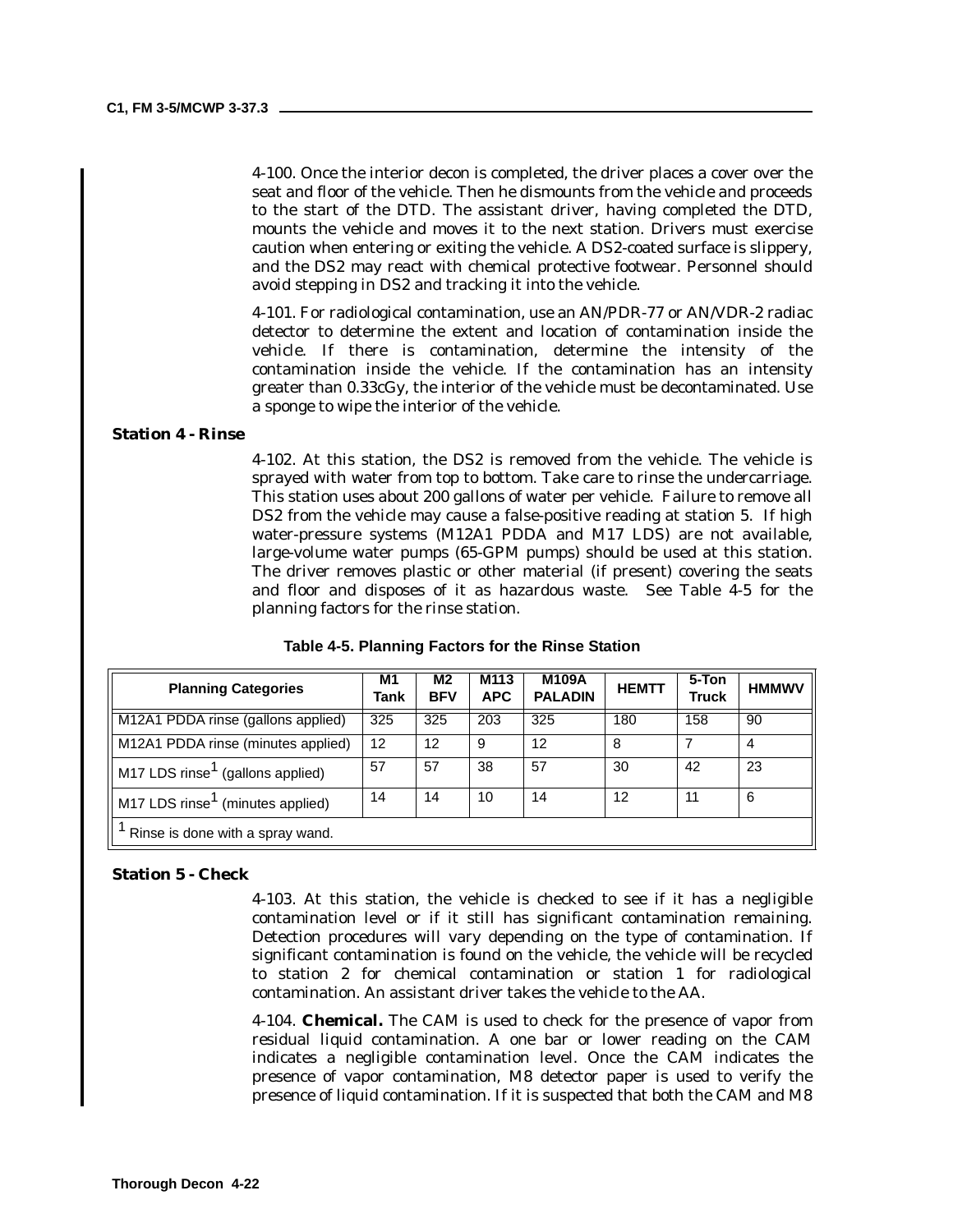4-100. Once the interior decon is completed, the driver places a cover over the seat and floor of the vehicle. Then he dismounts from the vehicle and proceeds to the start of the DTD. The assistant driver, having completed the DTD, mounts the vehicle and moves it to the next station. Drivers must exercise caution when entering or exiting the vehicle. A DS2-coated surface is slippery, and the DS2 may react with chemical protective footwear. Personnel should avoid stepping in DS2 and tracking it into the vehicle.

4-101. For radiological contamination, use an AN/PDR-77 or AN/VDR-2 radiac detector to determine the extent and location of contamination inside the vehicle. If there is contamination, determine the intensity of the contamination inside the vehicle. If the contamination has an intensity greater than 0.33cGy, the interior of the vehicle must be decontaminated. Use a sponge to wipe the interior of the vehicle.

### Station 4 - Rinse

4-102. At this station, the DS2 is removed from the vehicle. The vehicle is sprayed with water from top to bottom. Take care to rinse the undercarriage. This station uses about 200 gallons of water per vehicle. Failure to remove all DS2 from the vehicle may cause a false-positive reading at station 5. If high water-pressure systems (M12A1 PDDA and M17 LDS) are not available, large-volume water pumps (65-GPM pumps) should be used at this station. The driver removes plastic or other material (if present) covering the seats and floor and disposes of it as hazardous waste. See Table 4-5 for the planning factors for the rinse station.

**Table 4-5. Planning Factors for the Rinse Station**

| Planning Categories | M1 Tank | M2 BFV | M113 APC | M109A PALADIN | HEMTT | 5-Ton Truck | HMMWV |
|---|---|---|---|---|---|---|---|
| M12A1 PDDA rinse (gallons applied) | 325 | 325 | 203 | 325 | 180 | 158 | 90 |
| M12A1 PDDA rinse (minutes applied) | 12 | 12 | 9 | 12 | 8 | 7 | 4 |
| M17 LDS rinse[1] (gallons applied) | 57 | 57 | 38 | 57 | 30 | 42 | 23 |
| M17 LDS rinse[1] (minutes applied) | 14 | 14 | 10 | 14 | 12 | 11 | 6 |

[1] Rinse is done with a spray wand.

### Station 5 - Check

4-103. At this station, the vehicle is checked to see if it has a negligible contamination level or if it still has significant contamination remaining. Detection procedures will vary depending on the type of contamination. If significant contamination is found on the vehicle, the vehicle will be recycled to station 2 for chemical contamination or station 1 for radiological contamination. An assistant driver takes the vehicle to the AA.

4-104. **Chemical.** The CAM is used to check for the presence of vapor from residual liquid contamination. A one bar or lower reading on the CAM indicates a negligible contamination level. Once the CAM indicates the presence of vapor contamination, M8 detector paper is used to verify the presence of liquid contamination. If it is suspected that both the CAM and M8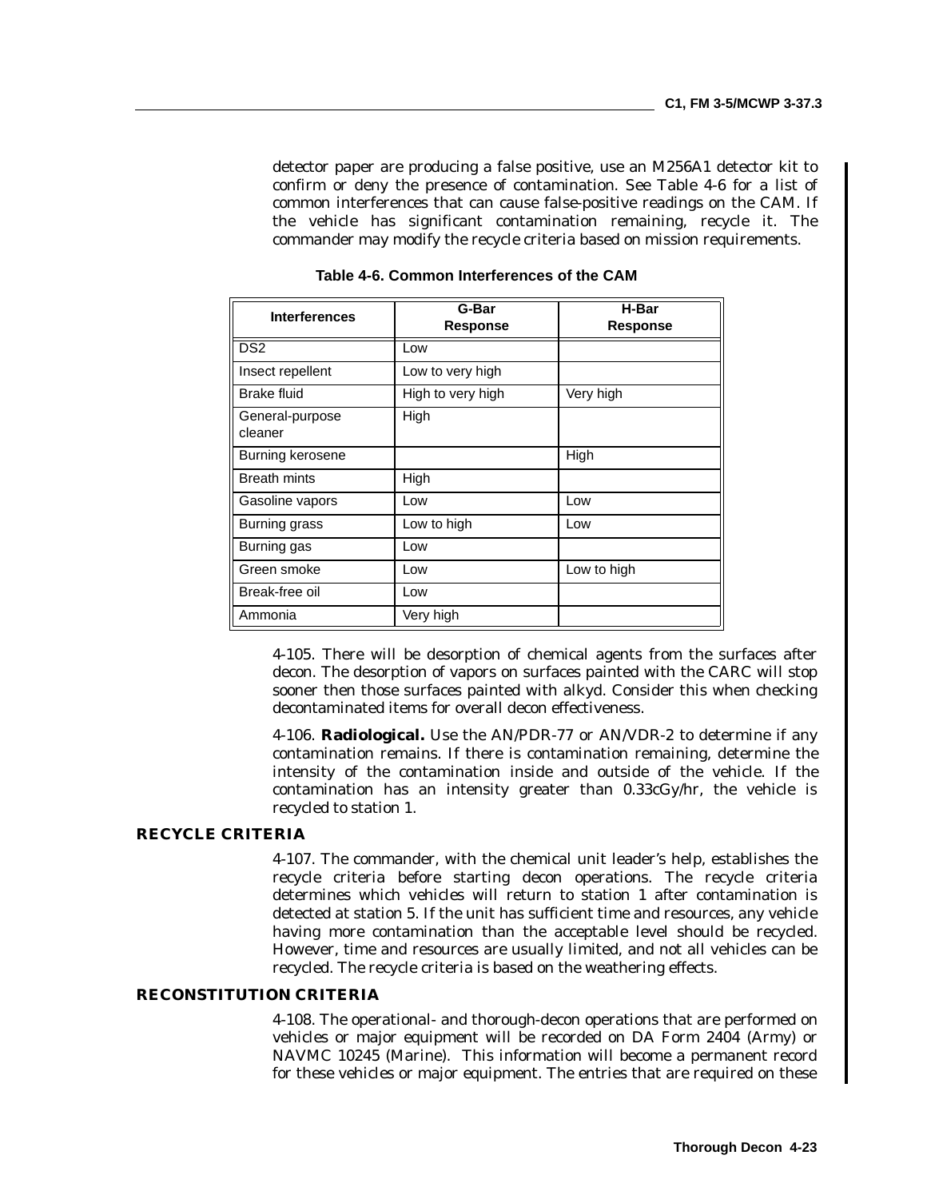detector paper are producing a false positive, use an M256A1 detector kit to confirm or deny the presence of contamination. See Table 4-6 for a list of common interferences that can cause false-positive readings on the CAM. If the vehicle has significant contamination remaining, recycle it. The commander may modify the recycle criteria based on mission requirements.

**Table 4-6. Common Interferences of the CAM**

| Interferences | G-Bar Response | H-Bar Response |
|---|---|---|
| DS2 | Low | |
| Insect repellent | Low to very high | |
| Brake fluid | High to very high | Very high |
| General-purpose cleaner | High | |
| Burning kerosene | | High |
| Breath mints | High | |
| Gasoline vapors | Low | Low |
| Burning grass | Low to high | Low |
| Burning gas | Low | |
| Green smoke | Low | Low to high |
| Break-free oil | Low | |
| Ammonia | Very high | |

4-105. There will be desorption of chemical agents from the surfaces after decon. The desorption of vapors on surfaces painted with the CARC will stop sooner then those surfaces painted with alkyd. Consider this when checking decontaminated items for overall decon effectiveness.

4-106. **Radiological.** Use the AN/PDR-77 or AN/VDR-2 to determine if any contamination remains. If there is contamination remaining, determine the intensity of the contamination inside and outside of the vehicle. If the contamination has an intensity greater than 0.33cGy/hr, the vehicle is recycled to station 1.

## RECYCLE CRITERIA

4-107. The commander, with the chemical unit leader's help, establishes the recycle criteria before starting decon operations. The recycle criteria determines which vehicles will return to station 1 after contamination is detected at station 5. If the unit has sufficient time and resources, any vehicle having more contamination than the acceptable level should be recycled. However, time and resources are usually limited, and not all vehicles can be recycled. The recycle criteria is based on the weathering effects.

## RECONSTITUTION CRITERIA

4-108. The operational- and thorough-decon operations that are performed on vehicles or major equipment will be recorded on DA Form 2404 (Army) or NAVMC 10245 (Marine). This information will become a permanent record for these vehicles or major equipment. The entries that are required on these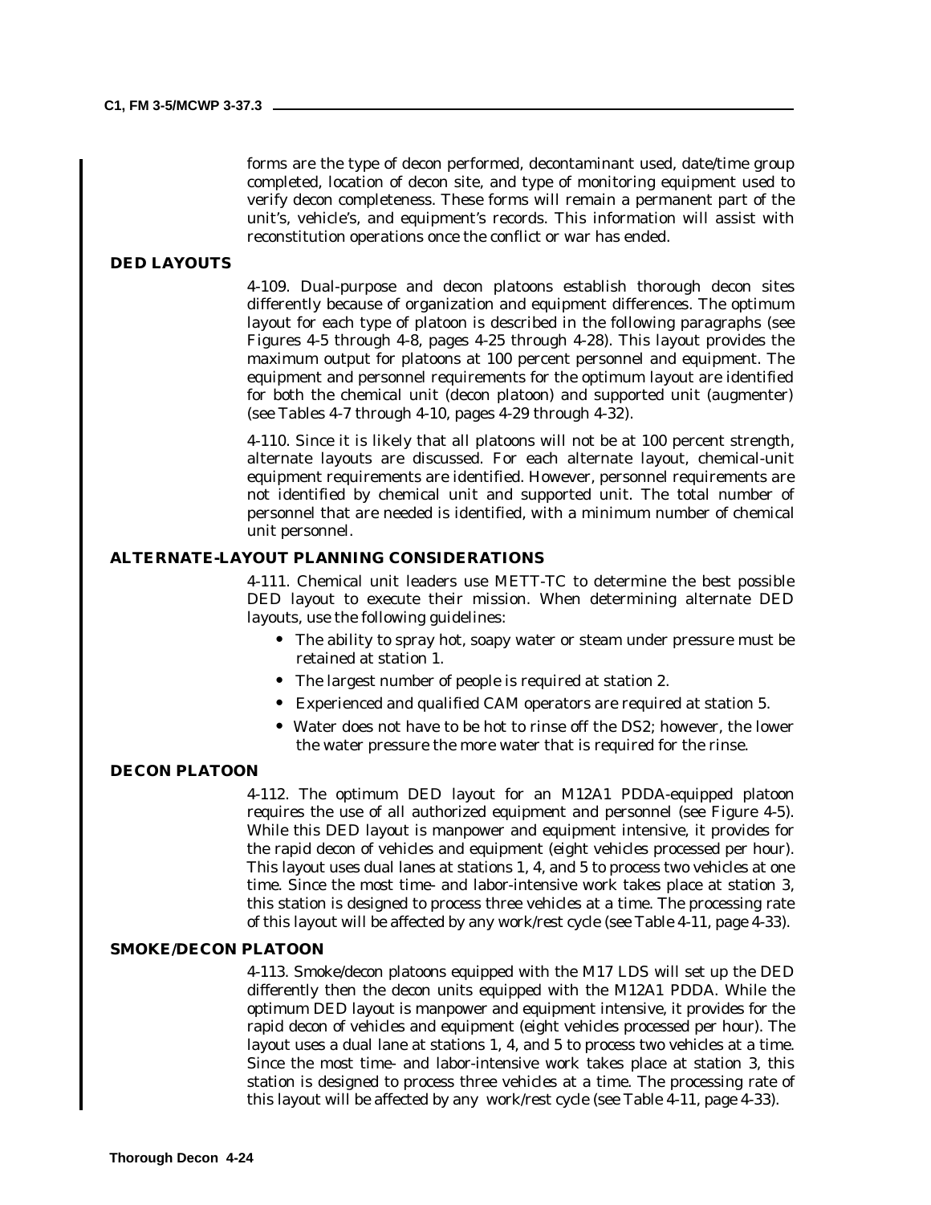forms are the type of decon performed, decontaminant used, date/time group completed, location of decon site, and type of monitoring equipment used to verify decon completeness. These forms will remain a permanent part of the unit's, vehicle's, and equipment's records. This information will assist with reconstitution operations once the conflict or war has ended.

## DED LAYOUTS

4-109. Dual-purpose and decon platoons establish thorough decon sites differently because of organization and equipment differences. The optimum layout for each type of platoon is described in the following paragraphs (see Figures 4-5 through 4-8, pages 4-25 through 4-28). This layout provides the maximum output for platoons at 100 percent personnel and equipment. The equipment and personnel requirements for the optimum layout are identified for both the chemical unit (decon platoon) and supported unit (augmenter) (see Tables 4-7 through 4-10, pages 4-29 through 4-32).

4-110. Since it is likely that all platoons will not be at 100 percent strength, alternate layouts are discussed. For each alternate layout, chemical-unit equipment requirements are identified. However, personnel requirements are not identified by chemical unit and supported unit. The total number of personnel that are needed is identified, with a minimum number of chemical unit personnel.

## ALTERNATE-LAYOUT PLANNING CONSIDERATIONS

4-111. Chemical unit leaders use METT-TC to determine the best possible DED layout to execute their mission. When determining alternate DED layouts, use the following guidelines:

- The ability to spray hot, soapy water or steam under pressure must be retained at station 1.
- The largest number of people is required at station 2.
- Experienced and qualified CAM operators are required at station 5.
- Water does not have to be hot to rinse off the DS2; however, the lower the water pressure the more water that is required for the rinse.

## DECON PLATOON

4-112. The optimum DED layout for an M12A1 PDDA-equipped platoon requires the use of all authorized equipment and personnel (see Figure 4-5). While this DED layout is manpower and equipment intensive, it provides for the rapid decon of vehicles and equipment (eight vehicles processed per hour). This layout uses dual lanes at stations 1, 4, and 5 to process two vehicles at one time. Since the most time- and labor-intensive work takes place at station 3, this station is designed to process three vehicles at a time. The processing rate of this layout will be affected by any work/rest cycle (see Table 4-11, page 4-33).

## SMOKE/DECON PLATOON

4-113. Smoke/decon platoons equipped with the M17 LDS will set up the DED differently then the decon units equipped with the M12A1 PDDA. While the optimum DED layout is manpower and equipment intensive, it provides for the rapid decon of vehicles and equipment (eight vehicles processed per hour). The layout uses a dual lane at stations 1, 4, and 5 to process two vehicles at a time. Since the most time- and labor-intensive work takes place at station 3, this station is designed to process three vehicles at a time. The processing rate of this layout will be affected by any work/rest cycle (see Table 4-11, page 4-33).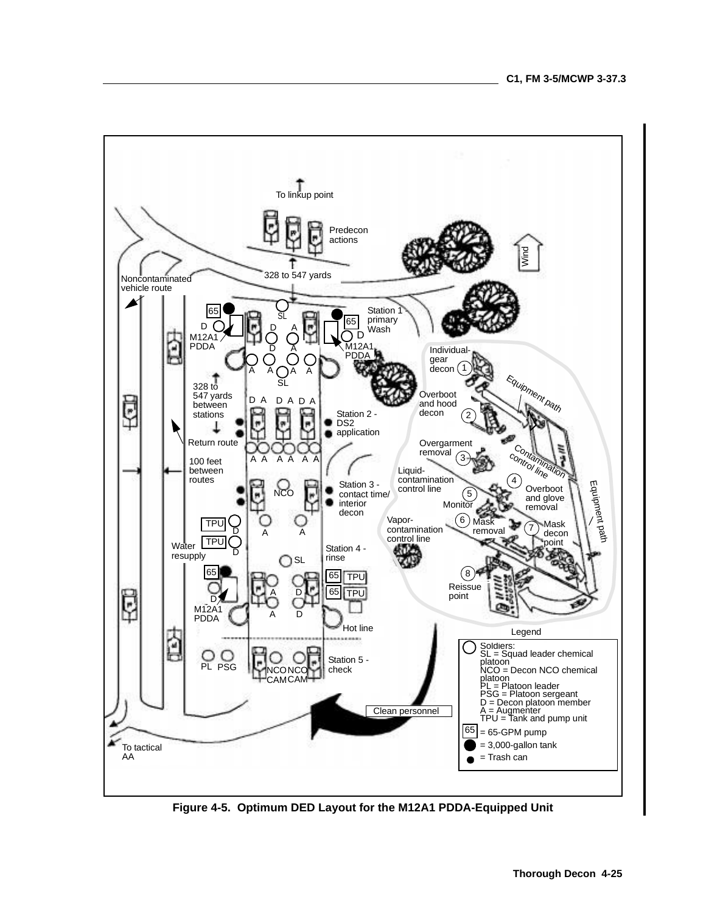To linkup point

Predecon actions

Wind

328 to 547 yards

Noncontaminated vehicle route

65

SL

Station 1 - primary Wash

65

D

D

A

D

M12A1 PDDA

D

A

M12A1 PDDA

Individual-gear decon 1

A A A A

SL

Equipment path

328 to 547 yards between stations

D A D A D A

Overboot and hood decon 2

Station 2 - DS2 application

Return route

Overgarment removal 3

Contamination control line

100 feet between routes

A A A A A A

Liquid-contamination control line

4

Station 3 - contact time/ interior decon

Overboot and glove removal

NCO

5

Monitor

Equipment path

Vapor-contamination control line

6 Mask removal

7 Mask decon point

TPU

D

A A

TPU

Water resupply

D

Station 4 - rinse

SL

65

65 TPU

8

Reissue point

A D

65 TPU

D

M12A1 PDDA

A D

Hot line

Legend

PL PSG

NCO NCO CAM CAM

Station 5 - check

Clean personnel

To tactical AA

Soldiers:
SL = Squad leader chemical platoon
NCO = Decon NCO chemical platoon
PL = Platoon leader
PSG = Platoon sergeant
D = Decon platoon member
A = Augmenter
TPU = Tank and pump unit

65 = 65-GPM pump

= 3,000-gallon tank

= Trash can

**Figure 4-5. Optimum DED Layout for the M12A1 PDDA-Equipped Unit**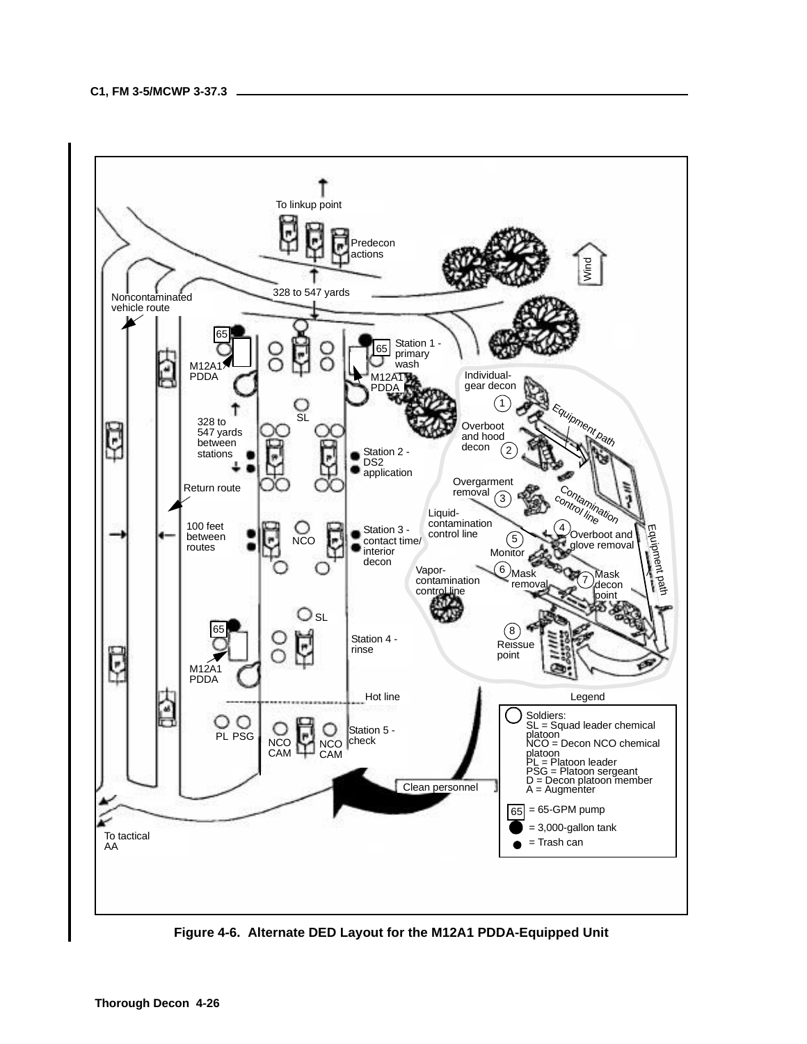To linkup point

Predecon actions

Wind

328 to 547 yards

Noncontaminated vehicle route

65

M12A1 PDDA

Station 1 - primary wash

SL

328 to 547 yards between stations

Station 2 - DS2 application

Return route

100 feet between routes

NCO

Station 3 - contact time/ interior decon

Station 4 - rinse

Hot line

PL PSG

NCO CAM

Station 5 - check

Clean personnel

To tactical AA

Individual-gear decon

1 Overboot and hood decon

2 Overgarment removal

3 Liquid-contamination control line

4 Overboot and glove removal

5 Monitor

6 Mask removal

7 Mask decon point

8 Reissue point

Vapor-contamination control line

Equipment path

Contamination control line

Legend

- Soldiers:
  - SL = Squad leader chemical platoon
  - NCO = Decon NCO chemical platoon
  - PL = Platoon leader
  - PSG = Platoon sergeant
  - D = Decon platoon member
  - A = Augmenter
- 65 = 65-GPM pump
- = 3,000-gallon tank
- = Trash can

**Figure 4-6. Alternate DED Layout for the M12A1 PDDA-Equipped Unit**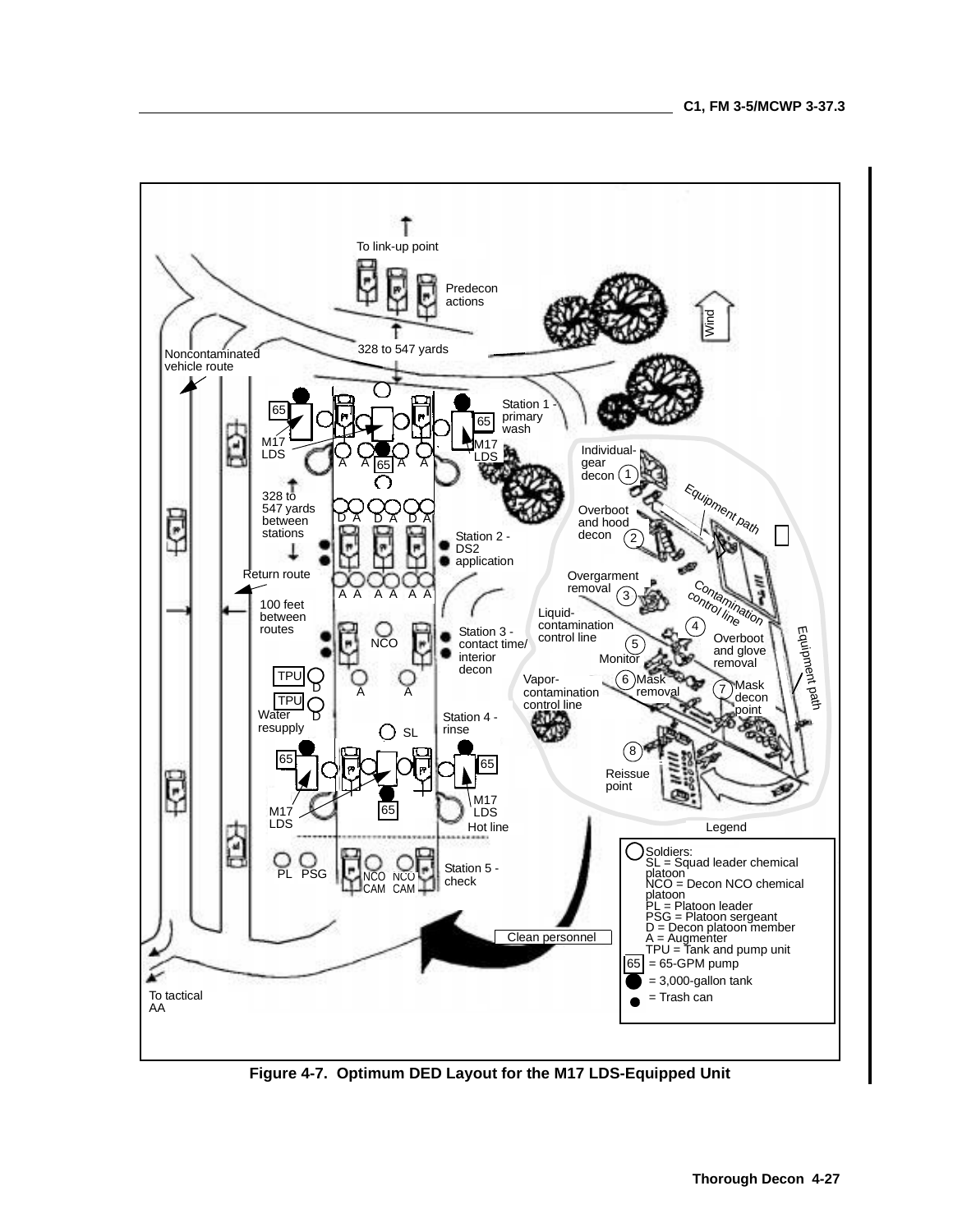Legend

- Soldiers:
  - SL = Squad leader chemical platoon
  - NCO = Decon NCO chemical platoon
  - PL = Platoon leader
  - PSG = Platoon sergeant
  - D = Decon platoon member
  - A = Augmenter
  - TPU = Tank and pump unit
- 65 = 65-GPM pump
- = 3,000-gallon tank
- = Trash can

**Figure 4-7. Optimum DED Layout for the M17 LDS-Equipped Unit**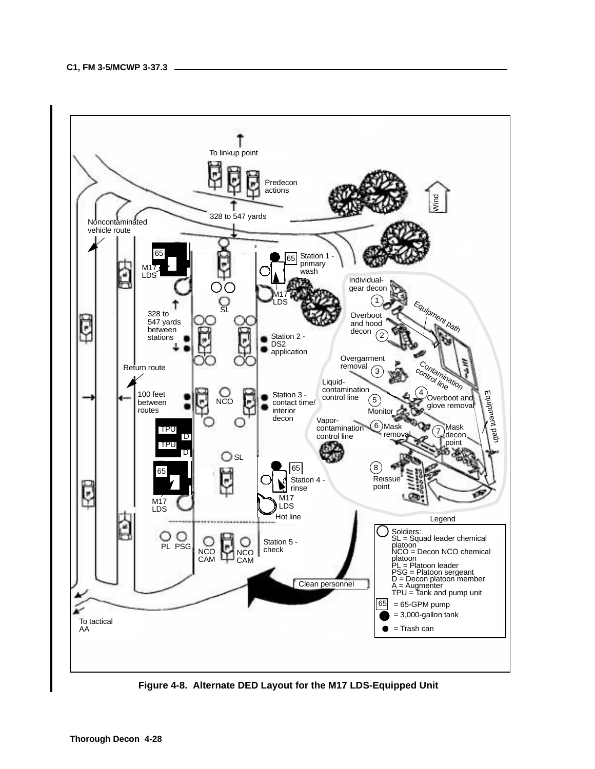**Figure 4-8. Alternate DED Layout for the M17 LDS-Equipped Unit**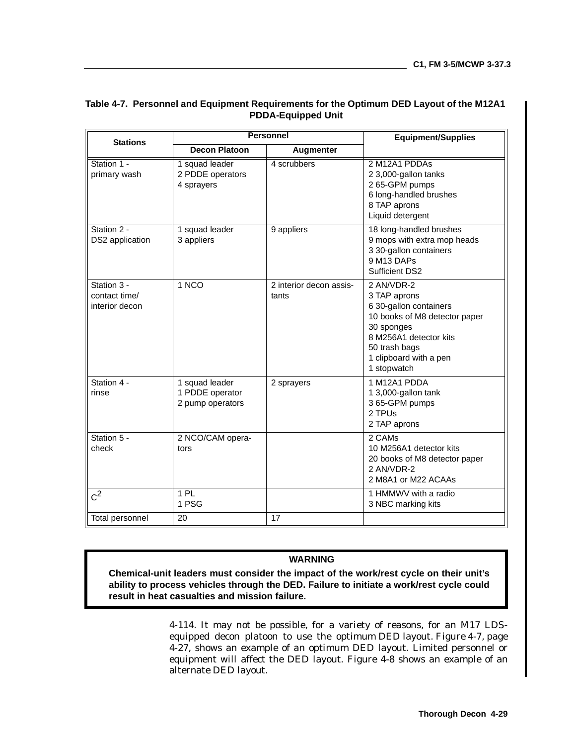**Table 4-7. Personnel and Equipment Requirements for the Optimum DED Layout of the M12A1 PDDA-Equipped Unit**

| Stations | Personnel | | Equipment/Supplies |
|---|---|---|---|
| | Decon Platoon | Augmenter | |
| Station 1 - primary wash | 1 squad leader<br>2 PDDE operators<br>4 sprayers | 4 scrubbers | 2 M12A1 PDDAs<br>2 3,000-gallon tanks<br>2 65-GPM pumps<br>6 long-handled brushes<br>8 TAP aprons<br>Liquid detergent |
| Station 2 - DS2 application | 1 squad leader<br>3 appliers | 9 appliers | 18 long-handled brushes<br>9 mops with extra mop heads<br>3 30-gallon containers<br>9 M13 DAPs<br>Sufficient DS2 |
| Station 3 - contact time/ interior decon | 1 NCO | 2 interior decon assistants | 2 AN/VDR-2<br>3 TAP aprons<br>6 30-gallon containers<br>10 books of M8 detector paper<br>30 sponges<br>8 M256A1 detector kits<br>50 trash bags<br>1 clipboard with a pen<br>1 stopwatch |
| Station 4 - rinse | 1 squad leader<br>1 PDDE operator<br>2 pump operators | 2 sprayers | 1 M12A1 PDDA<br>1 3,000-gallon tank<br>3 65-GPM pumps<br>2 TPUs<br>2 TAP aprons |
| Station 5 - check | 2 NCO/CAM operators | | 2 CAMs<br>10 M256A1 detector kits<br>20 books of M8 detector paper<br>2 AN/VDR-2<br>2 M8A1 or M22 ACAAs |
| $C^2$ | 1 PL<br>1 PSG | | 1 HMMWV with a radio<br>3 NBC marking kits |
| Total personnel | 20 | 17 | |

**WARNING**

**Chemical-unit leaders must consider the impact of the work/rest cycle on their unit's ability to process vehicles through the DED. Failure to initiate a work/rest cycle could result in heat casualties and mission failure.**

4-114. It may not be possible, for a variety of reasons, for an M17 LDS-equipped decon platoon to use the optimum DED layout. Figure 4-7, page 4-27, shows an example of an optimum DED layout. Limited personnel or equipment will affect the DED layout. Figure 4-8 shows an example of an alternate DED layout.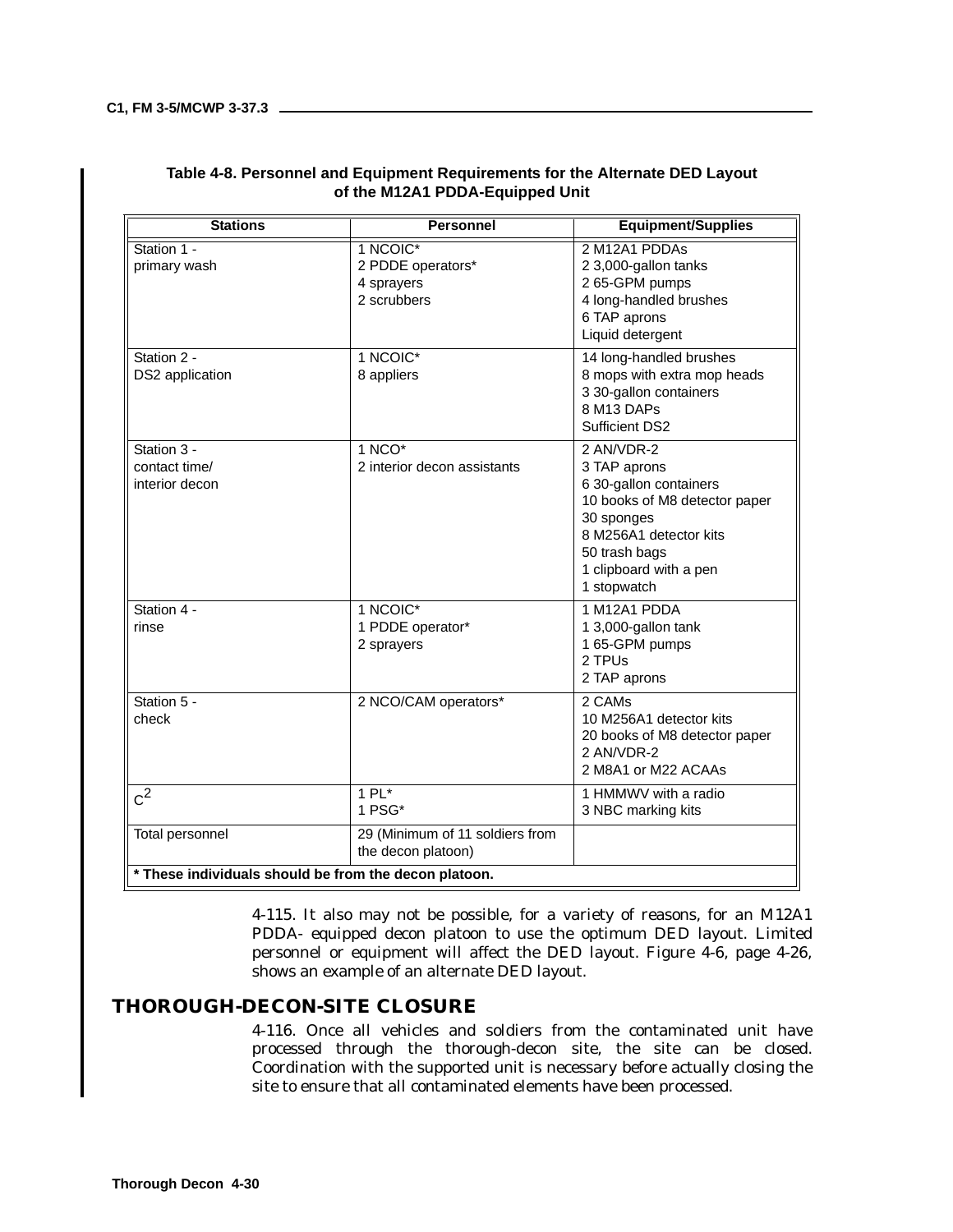**Table 4-8. Personnel and Equipment Requirements for the Alternate DED Layout of the M12A1 PDDA-Equipped Unit**

| Stations | Personnel | Equipment/Supplies |
|---|---|---|
| Station 1 - primary wash | 1 NCOIC*<br>2 PDDE operators*<br>4 sprayers<br>2 scrubbers | 2 M12A1 PDDAs<br>2 3,000-gallon tanks<br>2 65-GPM pumps<br>4 long-handled brushes<br>6 TAP aprons<br>Liquid detergent |
| Station 2 - DS2 application | 1 NCOIC*<br>8 appliers | 14 long-handled brushes<br>8 mops with extra mop heads<br>3 30-gallon containers<br>8 M13 DAPs<br>Sufficient DS2 |
| Station 3 - contact time/ interior decon | 1 NCO*<br>2 interior decon assistants | 2 AN/VDR-2<br>3 TAP aprons<br>6 30-gallon containers<br>10 books of M8 detector paper<br>30 sponges<br>8 M256A1 detector kits<br>50 trash bags<br>1 clipboard with a pen<br>1 stopwatch |
| Station 4 - rinse | 1 NCOIC*<br>1 PDDE operator*<br>2 sprayers | 1 M12A1 PDDA<br>1 3,000-gallon tank<br>1 65-GPM pumps<br>2 TPUs<br>2 TAP aprons |
| Station 5 - check | 2 NCO/CAM operators* | 2 CAMs<br>10 M256A1 detector kits<br>20 books of M8 detector paper<br>2 AN/VDR-2<br>2 M8A1 or M22 ACAAs |
| $C^2$ | 1 PL*<br>1 PSG* | 1 HMMWV with a radio<br>3 NBC marking kits |
| Total personnel | 29 (Minimum of 11 soldiers from the decon platoon) | |
| **\* These individuals should be from the decon platoon.** | | |

4-115. It also may not be possible, for a variety of reasons, for an M12A1 PDDA- equipped decon platoon to use the optimum DED layout. Limited personnel or equipment will affect the DED layout. Figure 4-6, page 4-26, shows an example of an alternate DED layout.

## THOROUGH-DECON-SITE CLOSURE

4-116. Once all vehicles and soldiers from the contaminated unit have processed through the thorough-decon site, the site can be closed. Coordination with the supported unit is necessary before actually closing the site to ensure that all contaminated elements have been processed.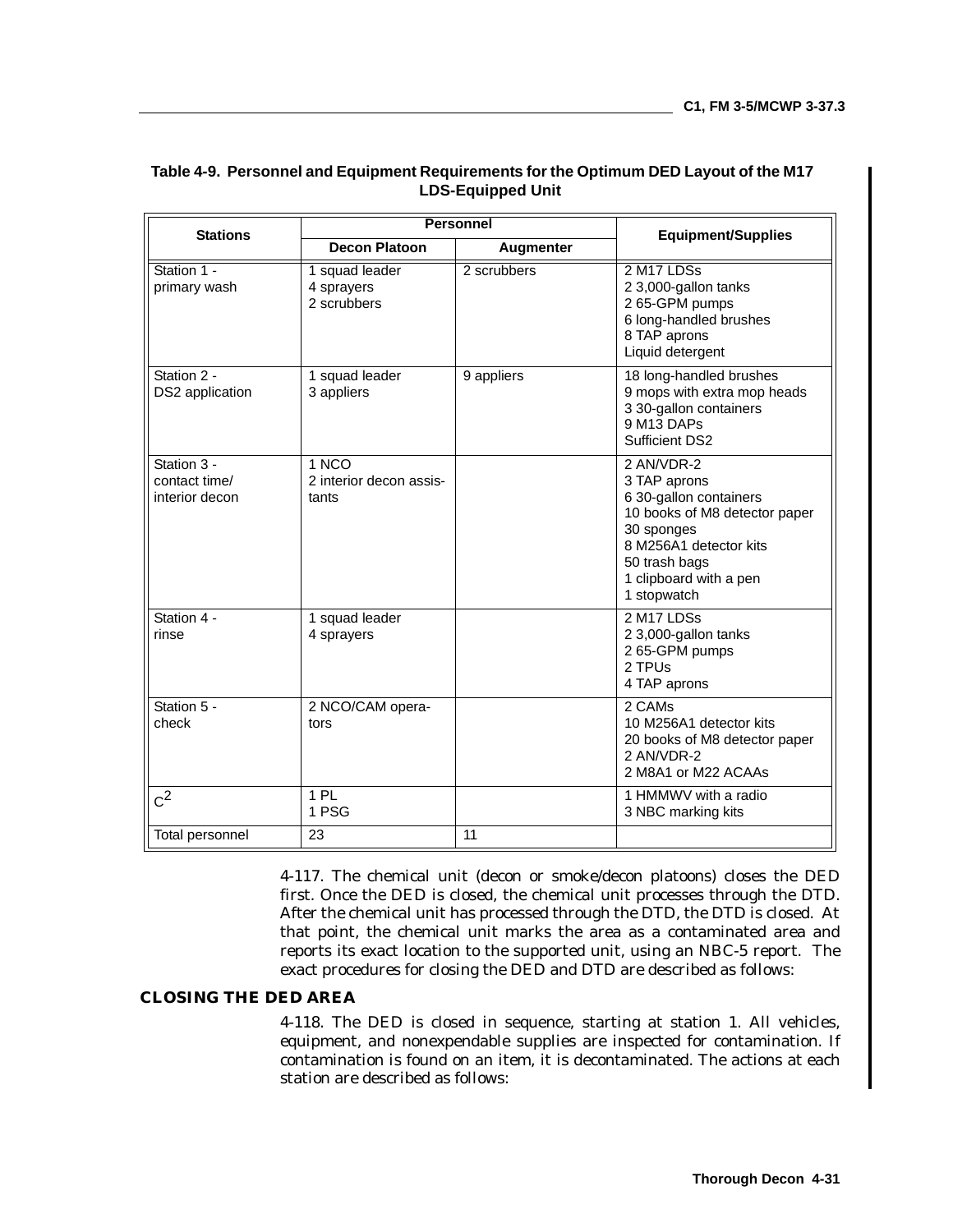**Table 4-9. Personnel and Equipment Requirements for the Optimum DED Layout of the M17 LDS-Equipped Unit**

| Stations | Personnel | | Equipment/Supplies |
|---|---|---|---|
| | Decon Platoon | Augmenter | |
| Station 1 - primary wash | 1 squad leader<br>4 sprayers<br>2 scrubbers | 2 scrubbers | 2 M17 LDSs<br>2 3,000-gallon tanks<br>2 65-GPM pumps<br>6 long-handled brushes<br>8 TAP aprons<br>Liquid detergent |
| Station 2 - DS2 application | 1 squad leader<br>3 appliers | 9 appliers | 18 long-handled brushes<br>9 mops with extra mop heads<br>3 30-gallon containers<br>9 M13 DAPs<br>Sufficient DS2 |
| Station 3 - contact time/ interior decon | 1 NCO<br>2 interior decon assistants | | 2 AN/VDR-2<br>3 TAP aprons<br>6 30-gallon containers<br>10 books of M8 detector paper<br>30 sponges<br>8 M256A1 detector kits<br>50 trash bags<br>1 clipboard with a pen<br>1 stopwatch |
| Station 4 - rinse | 1 squad leader<br>4 sprayers | | 2 M17 LDSs<br>2 3,000-gallon tanks<br>2 65-GPM pumps<br>2 TPUs<br>4 TAP aprons |
| Station 5 - check | 2 NCO/CAM operators | | 2 CAMs<br>10 M256A1 detector kits<br>20 books of M8 detector paper<br>2 AN/VDR-2<br>2 M8A1 or M22 ACAAs |
| $C^2$ | 1 PL<br>1 PSG | | 1 HMMWV with a radio<br>3 NBC marking kits |
| Total personnel | 23 | 11 | |

4-117. The chemical unit (decon or smoke/decon platoons) closes the DED first. Once the DED is closed, the chemical unit processes through the DTD. After the chemical unit has processed through the DTD, the DTD is closed. At that point, the chemical unit marks the area as a contaminated area and reports its exact location to the supported unit, using an NBC-5 report. The exact procedures for closing the DED and DTD are described as follows:

## CLOSING THE DED AREA

4-118. The DED is closed in sequence, starting at station 1. All vehicles, equipment, and nonexpendable supplies are inspected for contamination. If contamination is found on an item, it is decontaminated. The actions at each station are described as follows: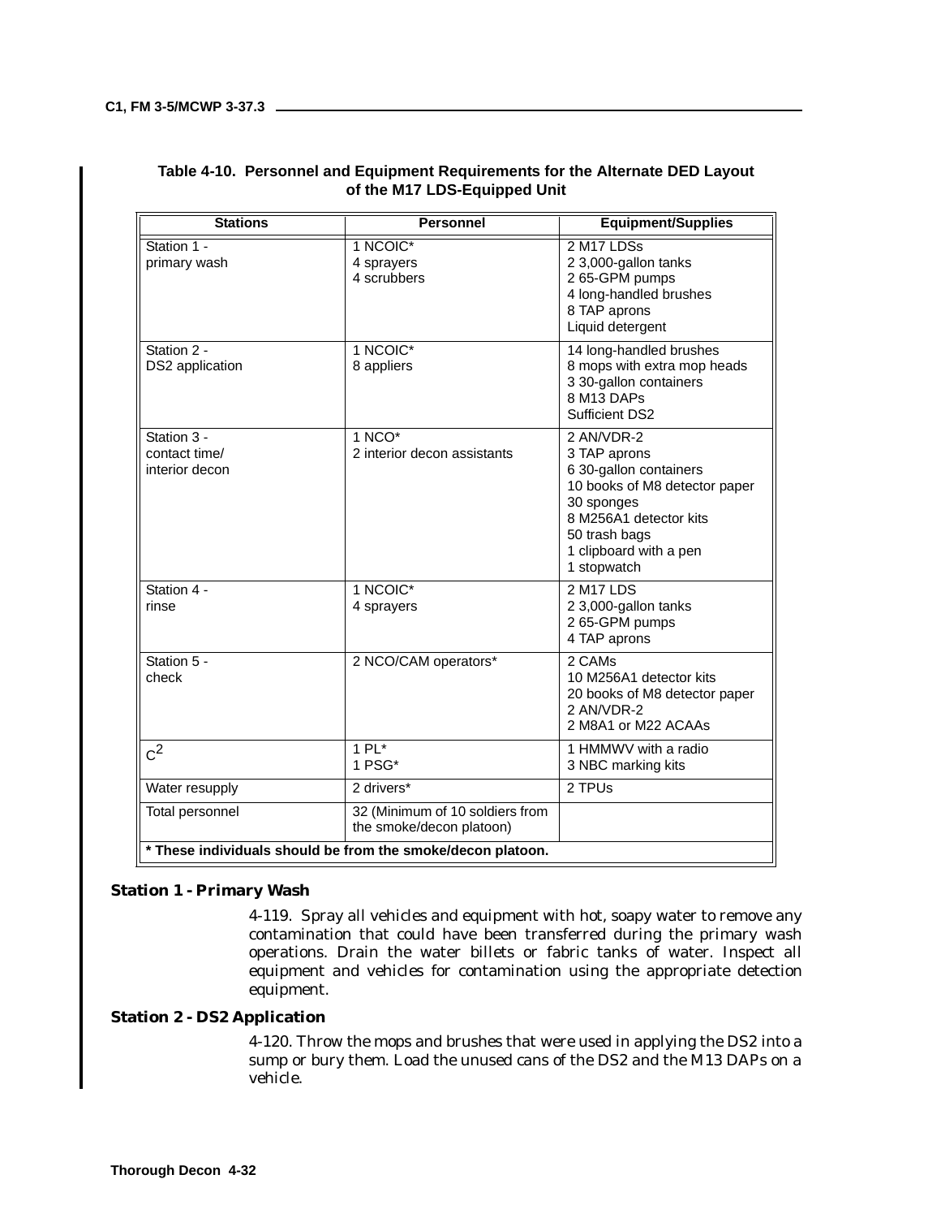**Table 4-10. Personnel and Equipment Requirements for the Alternate DED Layout of the M17 LDS-Equipped Unit**

| Stations | Personnel | Equipment/Supplies |
|---|---|---|
| Station 1 - primary wash | 1 NCOIC*<br>4 sprayers<br>4 scrubbers | 2 M17 LDSs<br>2 3,000-gallon tanks<br>2 65-GPM pumps<br>4 long-handled brushes<br>8 TAP aprons<br>Liquid detergent |
| Station 2 - DS2 application | 1 NCOIC*<br>8 appliers | 14 long-handled brushes<br>8 mops with extra mop heads<br>3 30-gallon containers<br>8 M13 DAPs<br>Sufficient DS2 |
| Station 3 - contact time/ interior decon | 1 NCO*<br>2 interior decon assistants | 2 AN/VDR-2<br>3 TAP aprons<br>6 30-gallon containers<br>10 books of M8 detector paper<br>30 sponges<br>8 M256A1 detector kits<br>50 trash bags<br>1 clipboard with a pen<br>1 stopwatch |
| Station 4 - rinse | 1 NCOIC*<br>4 sprayers | 2 M17 LDS<br>2 3,000-gallon tanks<br>2 65-GPM pumps<br>4 TAP aprons |
| Station 5 - check | 2 NCO/CAM operators* | 2 CAMs<br>10 M256A1 detector kits<br>20 books of M8 detector paper<br>2 AN/VDR-2<br>2 M8A1 or M22 ACAAs |
| $C^2$ | 1 PL*<br>1 PSG* | 1 HMMWV with a radio<br>3 NBC marking kits |
| Water resupply | 2 drivers* | 2 TPUs |
| Total personnel | 32 (Minimum of 10 soldiers from the smoke/decon platoon) | |
| **\* These individuals should be from the smoke/decon platoon.** | | |

### Station 1 - Primary Wash

4-119. Spray all vehicles and equipment with hot, soapy water to remove any contamination that could have been transferred during the primary wash operations. Drain the water billets or fabric tanks of water. Inspect all equipment and vehicles for contamination using the appropriate detection equipment.

### Station 2 - DS2 Application

4-120. Throw the mops and brushes that were used in applying the DS2 into a sump or bury them. Load the unused cans of the DS2 and the M13 DAPs on a vehicle.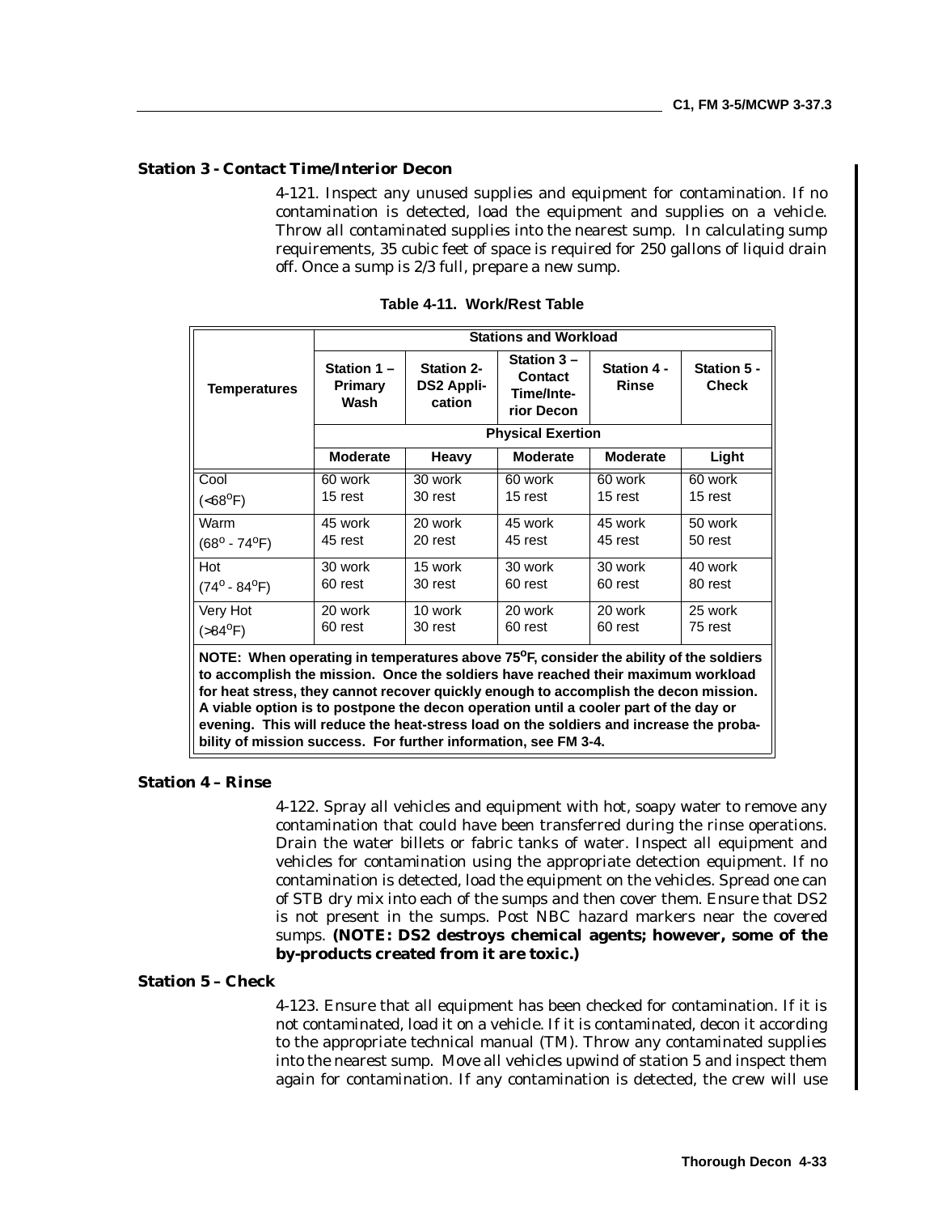### Station 3 - Contact Time/Interior Decon

4-121. Inspect any unused supplies and equipment for contamination. If no contamination is detected, load the equipment and supplies on a vehicle. Throw all contaminated supplies into the nearest sump. In calculating sump requirements, 35 cubic feet of space is required for 250 gallons of liquid drain off. Once a sump is 2/3 full, prepare a new sump.

**Table 4-11. Work/Rest Table**

| Temperatures | Stations and Workload | | | | |
|---|---|---|---|---|---|
| | Station 1 – Primary Wash | Station 2- DS2 Application | Station 3 – Contact Time/Interior Decon | Station 4 - Rinse | Station 5 - Check |
| | Physical Exertion | | | | |
| | Moderate | Heavy | Moderate | Moderate | Light |
| Cool (<68°F) | 60 work 15 rest | 30 work 30 rest | 60 work 15 rest | 60 work 15 rest | 60 work 15 rest |
| Warm (68° - 74°F) | 45 work 45 rest | 20 work 20 rest | 45 work 45 rest | 45 work 45 rest | 50 work 50 rest |
| Hot (74° - 84°F) | 30 work 60 rest | 15 work 30 rest | 30 work 60 rest | 30 work 60 rest | 40 work 80 rest |
| Very Hot (>84°F) | 20 work 60 rest | 10 work 30 rest | 20 work 60 rest | 20 work 60 rest | 25 work 75 rest |

**NOTE: When operating in temperatures above 75°F, consider the ability of the soldiers to accomplish the mission. Once the soldiers have reached their maximum workload for heat stress, they cannot recover quickly enough to accomplish the decon mission. A viable option is to postpone the decon operation until a cooler part of the day or evening. This will reduce the heat-stress load on the soldiers and increase the probability of mission success. For further information, see FM 3-4.**

### Station 4 – Rinse

4-122. Spray all vehicles and equipment with hot, soapy water to remove any contamination that could have been transferred during the rinse operations. Drain the water billets or fabric tanks of water. Inspect all equipment and vehicles for contamination using the appropriate detection equipment. If no contamination is detected, load the equipment on the vehicles. Spread one can of STB dry mix into each of the sumps and then cover them. Ensure that DS2 is not present in the sumps. Post NBC hazard markers near the covered sumps. **(NOTE: DS2 destroys chemical agents; however, some of the by-products created from it are toxic.)**

### Station 5 – Check

4-123. Ensure that all equipment has been checked for contamination. If it is not contaminated, load it on a vehicle. If it is contaminated, decon it according to the appropriate technical manual (TM). Throw any contaminated supplies into the nearest sump. Move all vehicles upwind of station 5 and inspect them again for contamination. If any contamination is detected, the crew will use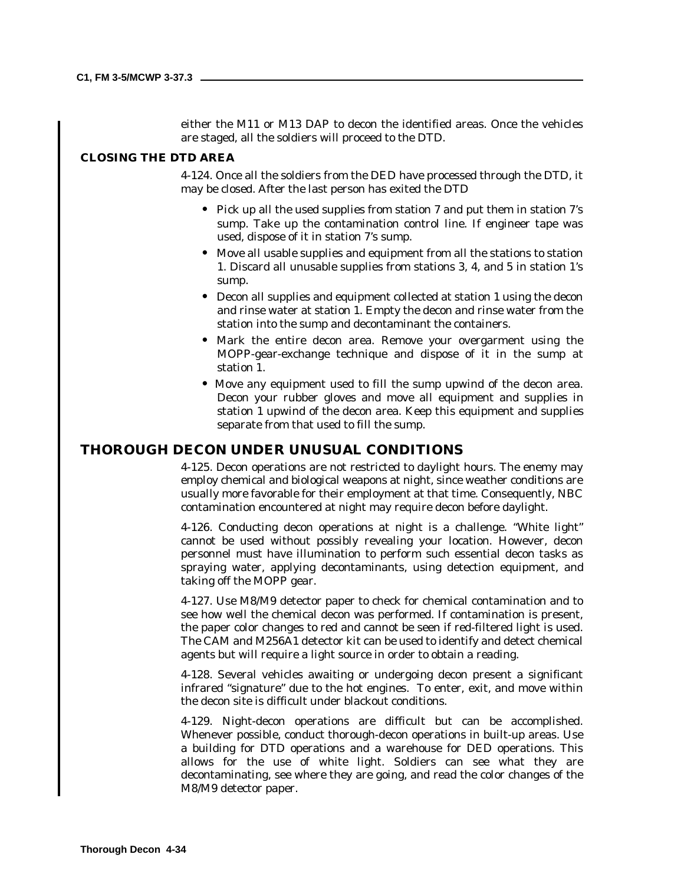either the M11 or M13 DAP to decon the identified areas. Once the vehicles are staged, all the soldiers will proceed to the DTD.

### CLOSING THE DTD AREA

4-124. Once all the soldiers from the DED have processed through the DTD, it may be closed. After the last person has exited the DTD

- Pick up all the used supplies from station 7 and put them in station 7's sump. Take up the contamination control line. If engineer tape was used, dispose of it in station 7's sump.
- Move all usable supplies and equipment from all the stations to station 1. Discard all unusable supplies from stations 3, 4, and 5 in station 1's sump.
- Decon all supplies and equipment collected at station 1 using the decon and rinse water at station 1. Empty the decon and rinse water from the station into the sump and decontaminant the containers.
- Mark the entire decon area. Remove your overgarment using the MOPP-gear-exchange technique and dispose of it in the sump at station 1.
- Move any equipment used to fill the sump upwind of the decon area. Decon your rubber gloves and move all equipment and supplies in station 1 upwind of the decon area. Keep this equipment and supplies separate from that used to fill the sump.

## THOROUGH DECON UNDER UNUSUAL CONDITIONS

4-125. Decon operations are not restricted to daylight hours. The enemy may employ chemical and biological weapons at night, since weather conditions are usually more favorable for their employment at that time. Consequently, NBC contamination encountered at night may require decon before daylight.

4-126. Conducting decon operations at night is a challenge. "White light" cannot be used without possibly revealing your location. However, decon personnel must have illumination to perform such essential decon tasks as spraying water, applying decontaminants, using detection equipment, and taking off the MOPP gear.

4-127. Use M8/M9 detector paper to check for chemical contamination and to see how well the chemical decon was performed. If contamination is present, the paper color changes to red and cannot be seen if red-filtered light is used. The CAM and M256A1 detector kit can be used to identify and detect chemical agents but will require a light source in order to obtain a reading.

4-128. Several vehicles awaiting or undergoing decon present a significant infrared "signature" due to the hot engines. To enter, exit, and move within the decon site is difficult under blackout conditions.

4-129. Night-decon operations are difficult but can be accomplished. Whenever possible, conduct thorough-decon operations in built-up areas. Use a building for DTD operations and a warehouse for DED operations. This allows for the use of white light. Soldiers can see what they are decontaminating, see where they are going, and read the color changes of the M8/M9 detector paper.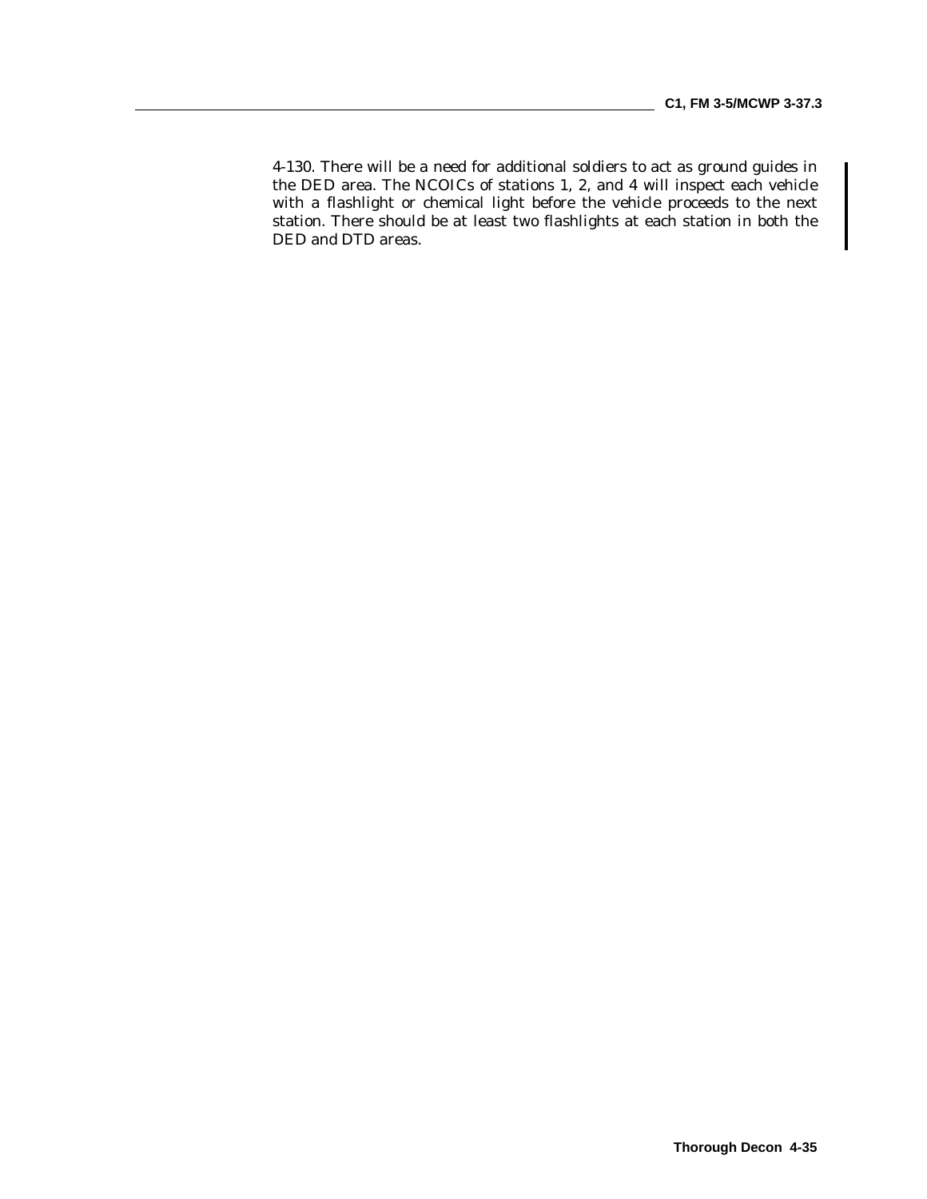4-130. There will be a need for additional soldiers to act as ground guides in the DED area. The NCOICs of stations 1, 2, and 4 will inspect each vehicle with a flashlight or chemical light before the vehicle proceeds to the next station. There should be at least two flashlights at each station in both the DED and DTD areas.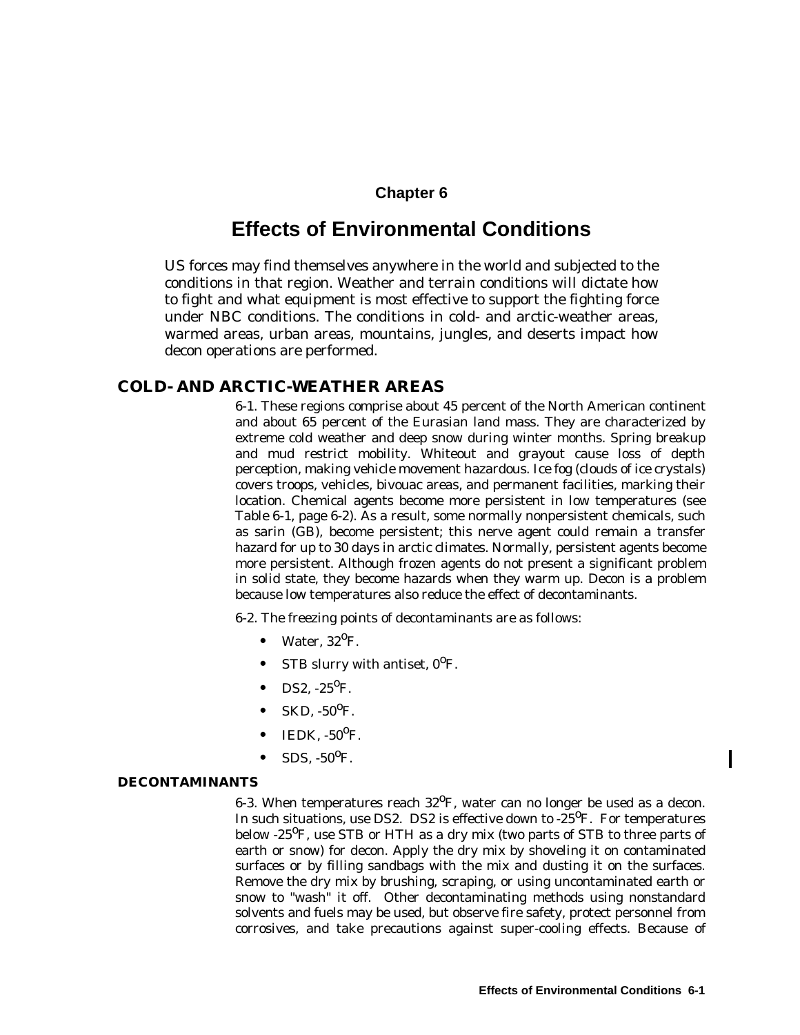# Chapter 6

# Effects of Environmental Conditions

US forces may find themselves anywhere in the world and subjected to the conditions in that region. Weather and terrain conditions will dictate how to fight and what equipment is most effective to support the fighting force under NBC conditions. The conditions in cold- and arctic-weather areas, warmed areas, urban areas, mountains, jungles, and deserts impact how decon operations are performed.

## COLD- AND ARCTIC-WEATHER AREAS

6-1. These regions comprise about 45 percent of the North American continent and about 65 percent of the Eurasian land mass. They are characterized by extreme cold weather and deep snow during winter months. Spring breakup and mud restrict mobility. Whiteout and grayout cause loss of depth perception, making vehicle movement hazardous. Ice fog (clouds of ice crystals) covers troops, vehicles, bivouac areas, and permanent facilities, marking their location. Chemical agents become more persistent in low temperatures (see Table 6-1, page 6-2). As a result, some normally nonpersistent chemicals, such as sarin (GB), become persistent; this nerve agent could remain a transfer hazard for up to 30 days in arctic climates. Normally, persistent agents become more persistent. Although frozen agents do not present a significant problem in solid state, they become hazards when they warm up. Decon is a problem because low temperatures also reduce the effect of decontaminants.

6-2. The freezing points of decontaminants are as follows:

- Water, 32°F.
- STB slurry with antiset, 0°F.
- DS2, -25°F.
- SKD, -50°F.
- IEDK, -50°F.
- SDS, -50°F.

### DECONTAMINANTS

6-3. When temperatures reach 32°F, water can no longer be used as a decon. In such situations, use DS2. DS2 is effective down to -25°F. For temperatures below -25°F, use STB or HTH as a dry mix (two parts of STB to three parts of earth or snow) for decon. Apply the dry mix by shoveling it on contaminated surfaces or by filling sandbags with the mix and dusting it on the surfaces. Remove the dry mix by brushing, scraping, or using uncontaminated earth or snow to "wash" it off. Other decontaminating methods using nonstandard solvents and fuels may be used, but observe fire safety, protect personnel from corrosives, and take precautions against super-cooling effects. Because of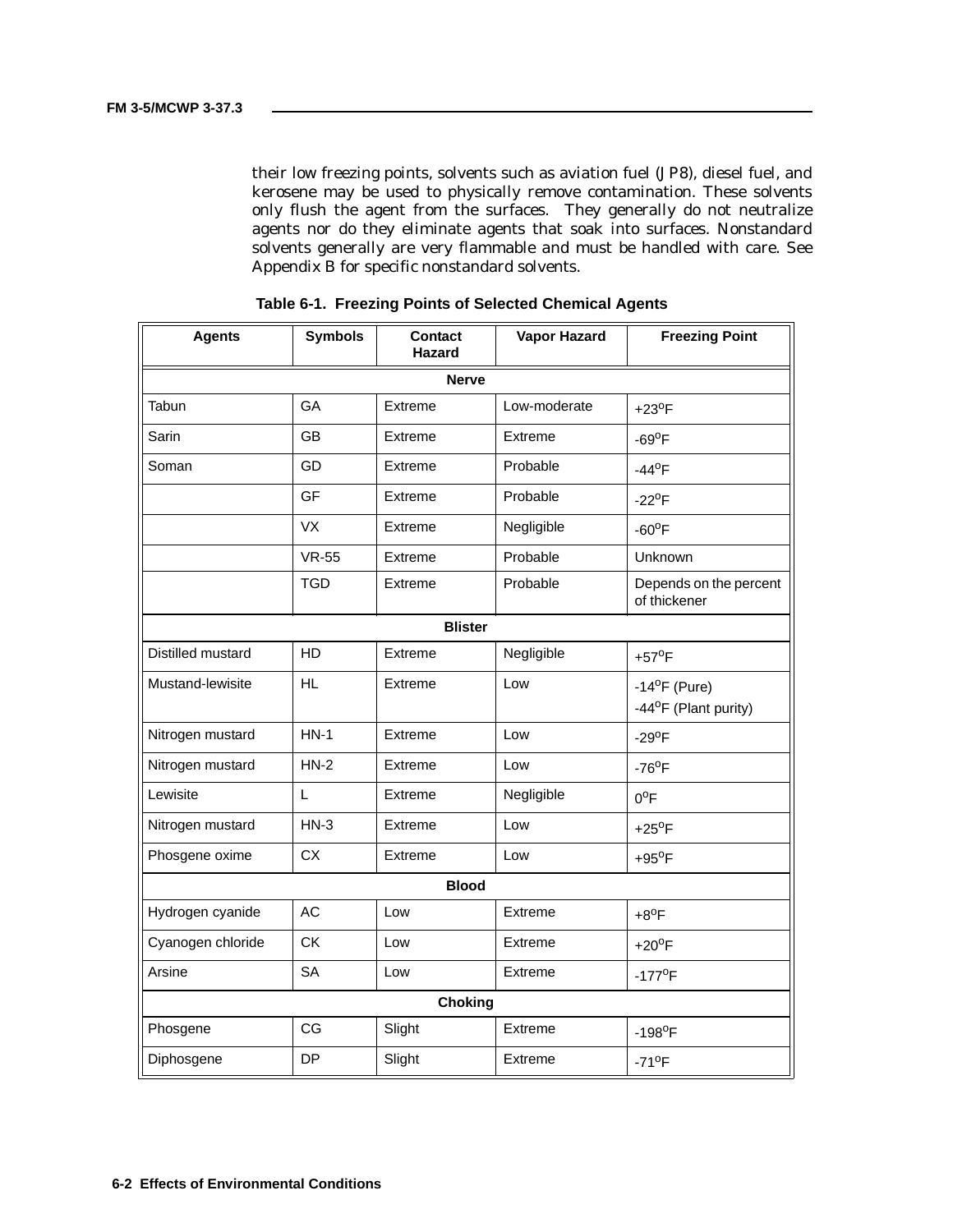their low freezing points, solvents such as aviation fuel (JP8), diesel fuel, and kerosene may be used to physically remove contamination. These solvents only flush the agent from the surfaces. They generally do not neutralize agents nor do they eliminate agents that soak into surfaces. Nonstandard solvents generally are very flammable and must be handled with care. See Appendix B for specific nonstandard solvents.

**Table 6-1. Freezing Points of Selected Chemical Agents**

| Agents | Symbols | Contact Hazard | Vapor Hazard | Freezing Point |
|---|---|---|---|---|
| **Nerve** | | | | |
| Tabun | GA | Extreme | Low-moderate | +23°F |
| Sarin | GB | Extreme | Extreme | -69°F |
| Soman | GD | Extreme | Probable | -44°F |
| | GF | Extreme | Probable | -22°F |
| | VX | Extreme | Negligible | -60°F |
| | VR-55 | Extreme | Probable | Unknown |
| | TGD | Extreme | Probable | Depends on the percent of thickener |
| **Blister** | | | | |
| Distilled mustard | HD | Extreme | Negligible | +57°F |
| Mustand-lewisite | HL | Extreme | Low | -14°F (Pure)<br>-44°F (Plant purity) |
| Nitrogen mustard | HN-1 | Extreme | Low | -29°F |
| Nitrogen mustard | HN-2 | Extreme | Low | -76°F |
| Lewisite | L | Extreme | Negligible | 0°F |
| Nitrogen mustard | HN-3 | Extreme | Low | +25°F |
| Phosgene oxime | CX | Extreme | Low | +95°F |
| **Blood** | | | | |
| Hydrogen cyanide | AC | Low | Extreme | +8°F |
| Cyanogen chloride | CK | Low | Extreme | +20°F |
| Arsine | SA | Low | Extreme | -177°F |
| **Choking** | | | | |
| Phosgene | CG | Slight | Extreme | -198°F |
| Diphosgene | DP | Slight | Extreme | -71°F |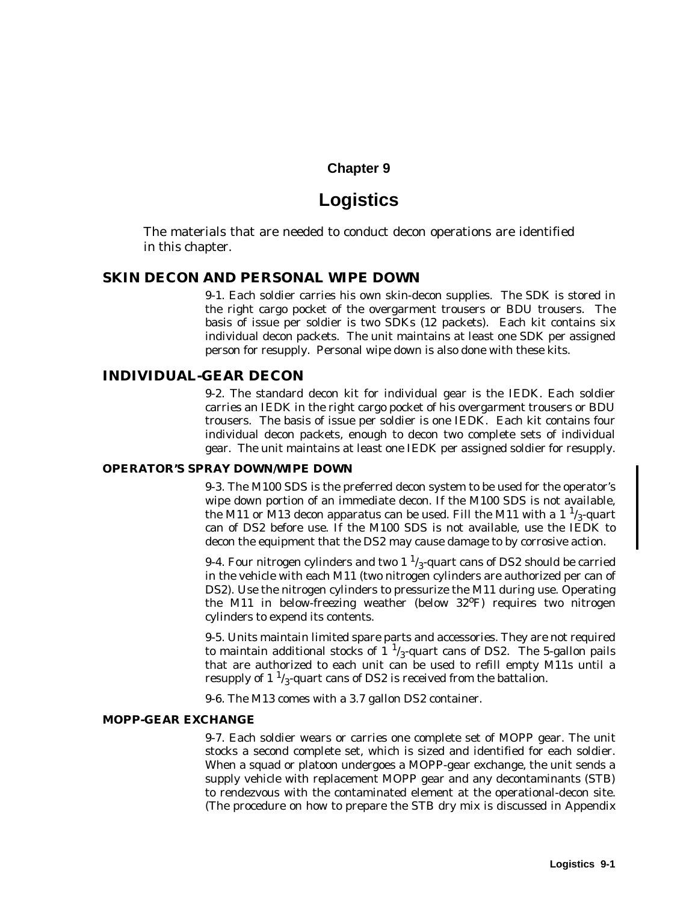# Chapter 9

# Logistics

The materials that are needed to conduct decon operations are identified in this chapter.

## SKIN DECON AND PERSONAL WIPE DOWN

9-1. Each soldier carries his own skin-decon supplies. The SDK is stored in the right cargo pocket of the overgarment trousers or BDU trousers. The basis of issue per soldier is two SDKs (12 packets). Each kit contains six individual decon packets. The unit maintains at least one SDK per assigned person for resupply. Personal wipe down is also done with these kits.

## INDIVIDUAL-GEAR DECON

9-2. The standard decon kit for individual gear is the IEDK. Each soldier carries an IEDK in the right cargo pocket of his overgarment trousers or BDU trousers. The basis of issue per soldier is one IEDK. Each kit contains four individual decon packets, enough to decon two complete sets of individual gear. The unit maintains at least one IEDK per assigned soldier for resupply.

### OPERATOR'S SPRAY DOWN/WIPE DOWN

9-3. The M100 SDS is the preferred decon system to be used for the operator's wipe down portion of an immediate decon. If the M100 SDS is not available, the M11 or M13 decon apparatus can be used. Fill the M11 with a 1 $^{1}/_{3}$-quart can of DS2 before use. If the M100 SDS is not available, use the IEDK to decon the equipment that the DS2 may cause damage to by corrosive action.

9-4. Four nitrogen cylinders and two 1 $^{1}/_{3}$-quart cans of DS2 should be carried in the vehicle with each M11 (two nitrogen cylinders are authorized per can of DS2). Use the nitrogen cylinders to pressurize the M11 during use. Operating the M11 in below-freezing weather (below 32°F) requires two nitrogen cylinders to expend its contents.

9-5. Units maintain limited spare parts and accessories. They are not required to maintain additional stocks of 1 $^{1}/_{3}$-quart cans of DS2. The 5-gallon pails that are authorized to each unit can be used to refill empty M11s until a resupply of 1 $^{1}/_{3}$-quart cans of DS2 is received from the battalion.

9-6. The M13 comes with a 3.7 gallon DS2 container.

### MOPP-GEAR EXCHANGE

9-7. Each soldier wears or carries one complete set of MOPP gear. The unit stocks a second complete set, which is sized and identified for each soldier. When a squad or platoon undergoes a MOPP-gear exchange, the unit sends a supply vehicle with replacement MOPP gear and any decontaminants (STB) to rendezvous with the contaminated element at the operational-decon site. (The procedure on how to prepare the STB dry mix is discussed in Appendix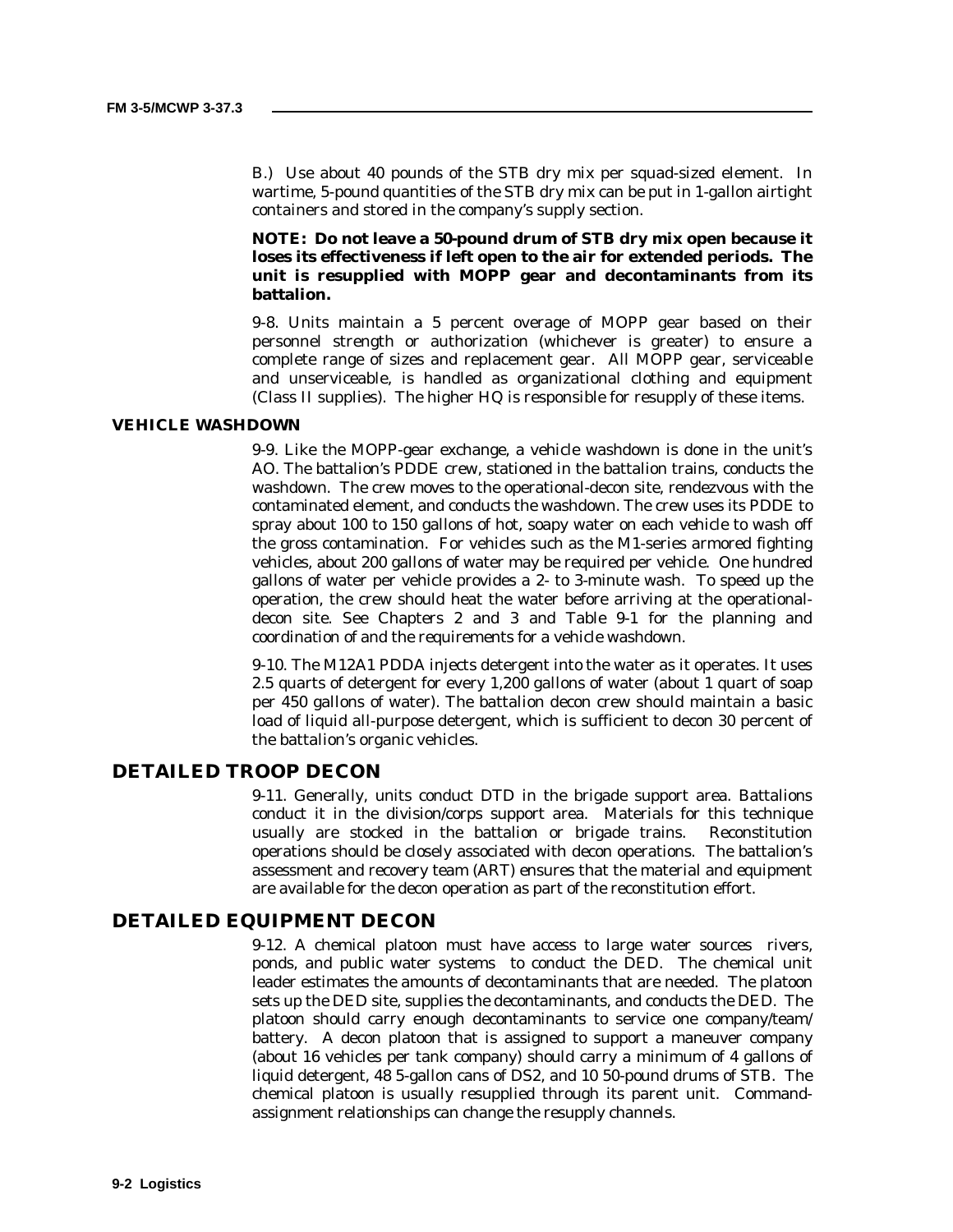B.) Use about 40 pounds of the STB dry mix per squad-sized element. In wartime, 5-pound quantities of the STB dry mix can be put in 1-gallon airtight containers and stored in the company's supply section.

**NOTE: Do not leave a 50-pound drum of STB dry mix open because it loses its effectiveness if left open to the air for extended periods. The unit is resupplied with MOPP gear and decontaminants from its battalion.**

9-8. Units maintain a 5 percent overage of MOPP gear based on their personnel strength or authorization (whichever is greater) to ensure a complete range of sizes and replacement gear. All MOPP gear, serviceable and unserviceable, is handled as organizational clothing and equipment (Class II supplies). The higher HQ is responsible for resupply of these items.

### VEHICLE WASHDOWN

9-9. Like the MOPP-gear exchange, a vehicle washdown is done in the unit's AO. The battalion's PDDE crew, stationed in the battalion trains, conducts the washdown. The crew moves to the operational-decon site, rendezvous with the contaminated element, and conducts the washdown. The crew uses its PDDE to spray about 100 to 150 gallons of hot, soapy water on each vehicle to wash off the gross contamination. For vehicles such as the M1-series armored fighting vehicles, about 200 gallons of water may be required per vehicle. One hundred gallons of water per vehicle provides a 2- to 3-minute wash. To speed up the operation, the crew should heat the water before arriving at the operational-decon site. See Chapters 2 and 3 and Table 9-1 for the planning and coordination of and the requirements for a vehicle washdown.

9-10. The M12A1 PDDA injects detergent into the water as it operates. It uses 2.5 quarts of detergent for every 1,200 gallons of water (about 1 quart of soap per 450 gallons of water). The battalion decon crew should maintain a basic load of liquid all-purpose detergent, which is sufficient to decon 30 percent of the battalion's organic vehicles.

## DETAILED TROOP DECON

9-11. Generally, units conduct DTD in the brigade support area. Battalions conduct it in the division/corps support area. Materials for this technique usually are stocked in the battalion or brigade trains. Reconstitution operations should be closely associated with decon operations. The battalion's assessment and recovery team (ART) ensures that the material and equipment are available for the decon operation as part of the reconstitution effort.

## DETAILED EQUIPMENT DECON

9-12. A chemical platoon must have access to large water sources rivers, ponds, and public water systems to conduct the DED. The chemical unit leader estimates the amounts of decontaminants that are needed. The platoon sets up the DED site, supplies the decontaminants, and conducts the DED. The platoon should carry enough decontaminants to service one company/team/battery. A decon platoon that is assigned to support a maneuver company (about 16 vehicles per tank company) should carry a minimum of 4 gallons of liquid detergent, 48 5-gallon cans of DS2, and 10 50-pound drums of STB. The chemical platoon is usually resupplied through its parent unit. Command-assignment relationships can change the resupply channels.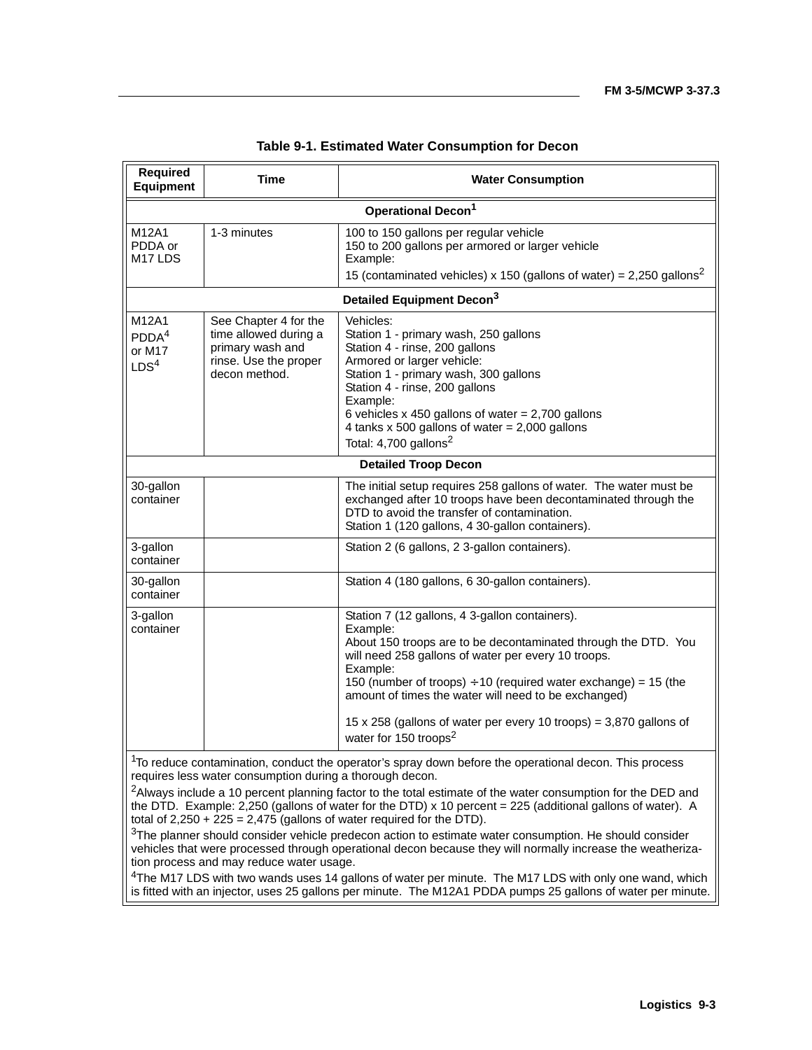**Table 9-1. Estimated Water Consumption for Decon**

| Required Equipment | Time | Water Consumption |
|---|---|---|
| **Operational Decon[1]** | | |
| M12A1 PDDA or M17 LDS | 1-3 minutes | 100 to 150 gallons per regular vehicle<br>150 to 200 gallons per armored or larger vehicle<br>Example:<br>15 (contaminated vehicles) x 150 (gallons of water) = 2,250 gallons[2] |
| **Detailed Equipment Decon[3]** | | |
| M12A1 PDDA[4] or M17 LDS[4] | See Chapter 4 for the time allowed during a primary wash and rinse. Use the proper decon method. | Vehicles:<br>Station 1 - primary wash, 250 gallons<br>Station 4 - rinse, 200 gallons<br>Armored or larger vehicle:<br>Station 1 - primary wash, 300 gallons<br>Station 4 - rinse, 200 gallons<br>Example:<br>6 vehicles x 450 gallons of water = 2,700 gallons<br>4 tanks x 500 gallons of water = 2,000 gallons<br>Total: 4,700 gallons[2] |
| **Detailed Troop Decon** | | |
| 30-gallon container | | The initial setup requires 258 gallons of water. The water must be exchanged after 10 troops have been decontaminated through the DTD to avoid the transfer of contamination.<br>Station 1 (120 gallons, 4 30-gallon containers). |
| 3-gallon container | | Station 2 (6 gallons, 2 3-gallon containers). |
| 30-gallon container | | Station 4 (180 gallons, 6 30-gallon containers). |
| 3-gallon container | | Station 7 (12 gallons, 4 3-gallon containers).<br>Example:<br>About 150 troops are to be decontaminated through the DTD. You will need 258 gallons of water per every 10 troops.<br>Example:<br>150 (number of troops) ÷ 10 (required water exchange) = 15 (the amount of times the water will need to be exchanged)<br><br>15 x 258 (gallons of water per every 10 troops) = 3,870 gallons of water for 150 troops[2] |

[1]To reduce contamination, conduct the operator's spray down before the operational decon. This process requires less water consumption during a thorough decon.

[2]Always include a 10 percent planning factor to the total estimate of the water consumption for the DED and the DTD. Example: 2,250 (gallons of water for the DTD) x 10 percent = 225 (additional gallons of water). A total of 2,250 + 225 = 2,475 (gallons of water required for the DTD).

[3]The planner should consider vehicle predecon action to estimate water consumption. He should consider vehicles that were processed through operational decon because they will normally increase the weatherization process and may reduce water usage.

[4]The M17 LDS with two wands uses 14 gallons of water per minute. The M17 LDS with only one wand, which is fitted with an injector, uses 25 gallons per minute. The M12A1 PDDA pumps 25 gallons of water per minute.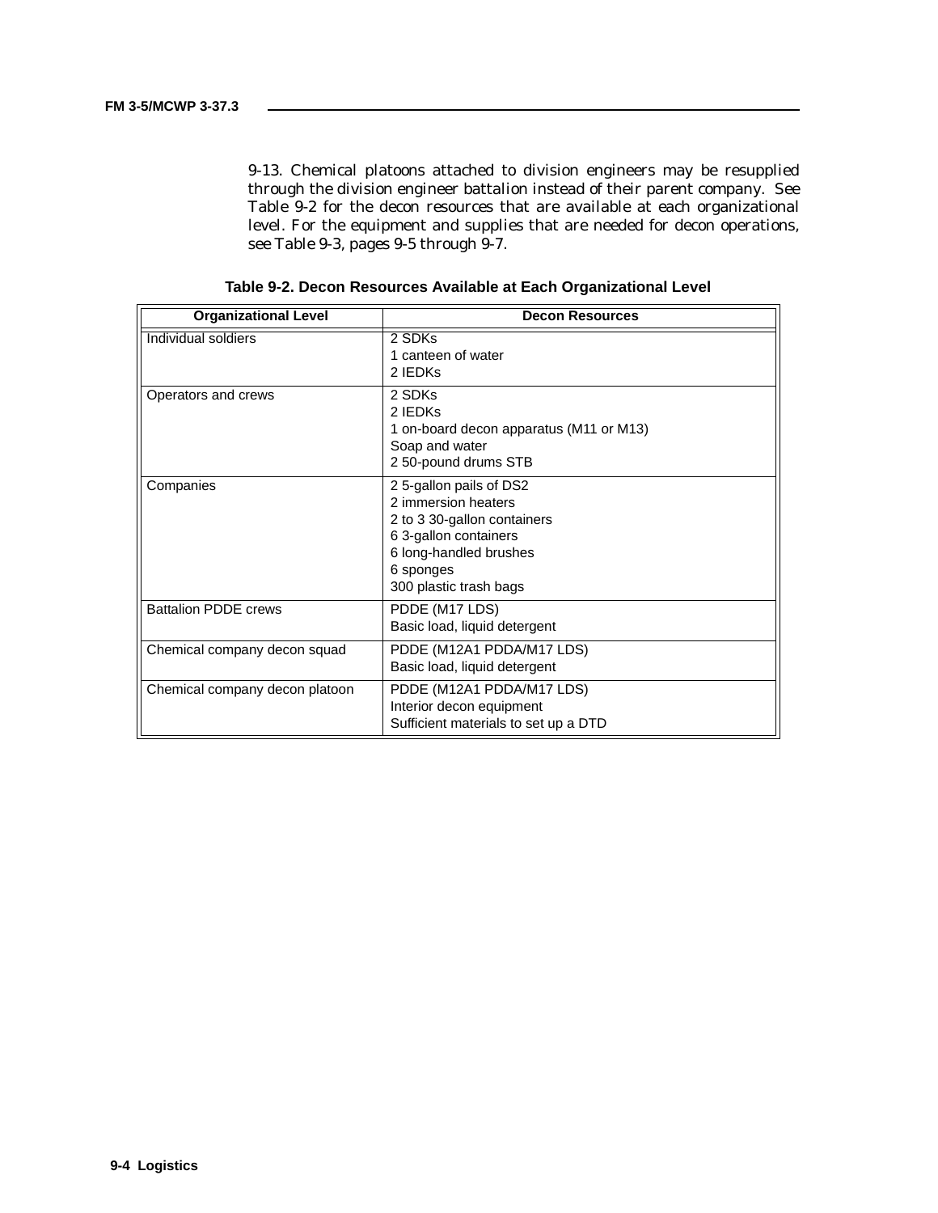9-13. Chemical platoons attached to division engineers may be resupplied through the division engineer battalion instead of their parent company. See Table 9-2 for the decon resources that are available at each organizational level. For the equipment and supplies that are needed for decon operations, see Table 9-3, pages 9-5 through 9-7.

**Table 9-2. Decon Resources Available at Each Organizational Level**

| Organizational Level | Decon Resources |
|---|---|
| Individual soldiers | 2 SDKs<br>1 canteen of water<br>2 IEDKs |
| Operators and crews | 2 SDKs<br>2 IEDKs<br>1 on-board decon apparatus (M11 or M13)<br>Soap and water<br>2 50-pound drums STB |
| Companies | 2 5-gallon pails of DS2<br>2 immersion heaters<br>2 to 3 30-gallon containers<br>6 3-gallon containers<br>6 long-handled brushes<br>6 sponges<br>300 plastic trash bags |
| Battalion PDDE crews | PDDE (M17 LDS)<br>Basic load, liquid detergent |
| Chemical company decon squad | PDDE (M12A1 PDDA/M17 LDS)<br>Basic load, liquid detergent |
| Chemical company decon platoon | PDDE (M12A1 PDDA/M17 LDS)<br>Interior decon equipment<br>Sufficient materials to set up a DTD |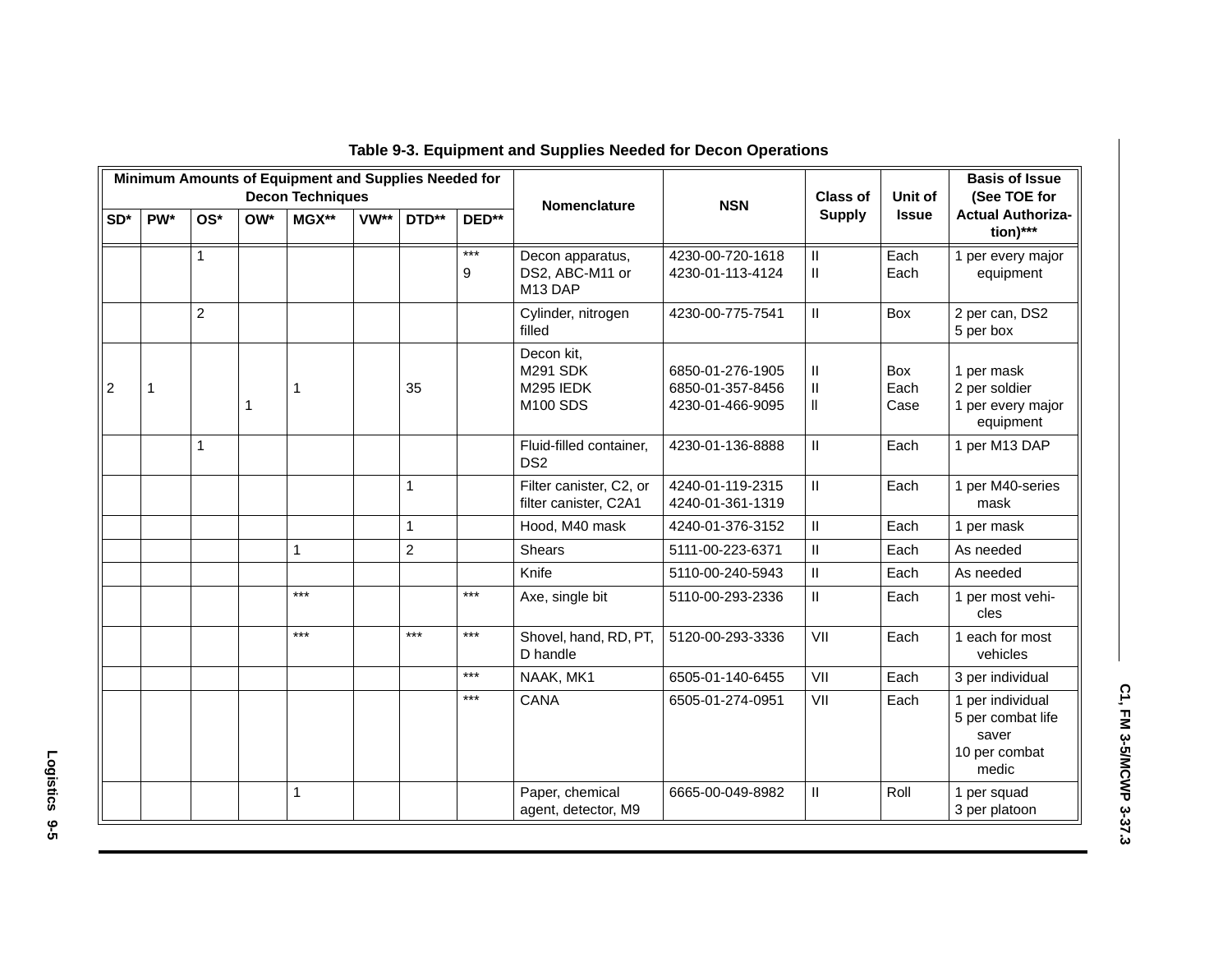**Table 9-3. Equipment and Supplies Needed for Decon Operations**

| Minimum Amounts of Equipment and Supplies Needed for Decon Techniques | | | | | | | | Nomenclature | NSN | Class of Supply | Unit of Issue | Basis of Issue (See TOE for Actual Authorization)*** |
|---|---|---|---|---|---|---|---|---|---|---|---|---|
| SD* | PW* | OS* | OW* | MGX** | VW** | DTD** | DED** | | | | | |
| | | 1 | | | | | ***<br>9 | Decon apparatus, DS2, ABC-M11 or M13 DAP | 4230-00-720-1618<br>4230-01-113-4124 | II<br>II | Each<br>Each | 1 per every major equipment |
| | | 2 | | | | | | Cylinder, nitrogen filled | 4230-00-775-7541 | II | Box | 2 per can, DS2<br>5 per box |
| 2 | 1 | | 1 | 1 | | 35 | | Decon kit,<br>M291 SDK<br>M295 IEDK<br>M100 SDS | 6850-01-276-1905<br>6850-01-357-8456<br>4230-01-466-9095 | II<br>II<br>II | Box<br>Each<br>Case | 1 per mask<br>2 per soldier<br>1 per every major equipment |
| | | 1 | | | | | | Fluid-filled container, DS2 | 4230-01-136-8888 | II | Each | 1 per M13 DAP |
| | | | | | | 1 | | Filter canister, C2, or filter canister, C2A1 | 4240-01-119-2315<br>4240-01-361-1319 | II | Each | 1 per M40-series mask |
| | | | | | | 1 | | Hood, M40 mask | 4240-01-376-3152 | II | Each | 1 per mask |
| | | | | 1 | | 2 | | Shears | 5111-00-223-6371 | II | Each | As needed |
| | | | | | | | | Knife | 5110-00-240-5943 | II | Each | As needed |
| | | | | *** | | | *** | Axe, single bit | 5110-00-293-2336 | II | Each | 1 per most vehicles |
| | | | | *** | | *** | *** | Shovel, hand, RD, PT, D handle | 5120-00-293-3336 | VII | Each | 1 each for most vehicles |
| | | | | | | | *** | NAAK, MK1 | 6505-01-140-6455 | VII | Each | 3 per individual |
| | | | | | | | *** | CANA | 6505-01-274-0951 | VII | Each | 1 per individual<br>5 per combat life saver<br>10 per combat medic |
| | | | | 1 | | | | Paper, chemical agent, detector, M9 | 6665-00-049-8982 | II | Roll | 1 per squad<br>3 per platoon |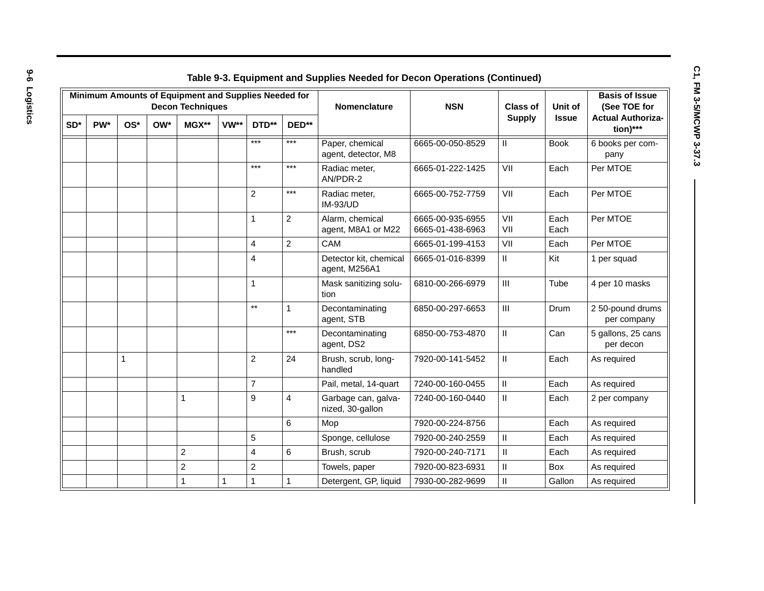**Table 9-3. Equipment and Supplies Needed for Decon Operations (Continued)**

| Minimum Amounts of Equipment and Supplies Needed for Decon Techniques | | | | | | | | Nomenclature | NSN | Class of Supply | Unit of Issue | Basis of Issue (See TOE for Actual Authorization)*** |
|---|---|---|---|---|---|---|---|---|---|---|---|---|
| SD* | PW* | OS* | OW* | MGX** | VW** | DTD** | DED** | | | | | |
| | | | | | | *** | *** | Paper, chemical agent, detector, M8 | 6665-00-050-8529 | II | Book | 6 books per company |
| | | | | | | *** | *** | Radiac meter, AN/PDR-2 | 6665-01-222-1425 | VII | Each | Per MTOE |
| | | | | | | 2 | *** | Radiac meter, IM-93/UD | 6665-00-752-7759 | VII | Each | Per MTOE |
| | | | | | | 1 | 2 | Alarm, chemical agent, M8A1 or M22 | 6665-00-935-6955<br>6665-01-438-6963 | VII<br>VII | Each<br>Each | Per MTOE |
| | | | | | | 4 | 2 | CAM | 6665-01-199-4153 | VII | Each | Per MTOE |
| | | | | | | 4 | | Detector kit, chemical agent, M256A1 | 6665-01-016-8399 | II | Kit | 1 per squad |
| | | | | | | 1 | | Mask sanitizing solution | 6810-00-266-6979 | III | Tube | 4 per 10 masks |
| | | | | | | ** | 1 | Decontaminating agent, STB | 6850-00-297-6653 | III | Drum | 2 50-pound drums per company |
| | | | | | | | *** | Decontaminating agent, DS2 | 6850-00-753-4870 | II | Can | 5 gallons, 25 cans per decon |
| | | 1 | | | | 2 | 24 | Brush, scrub, long-handled | 7920-00-141-5452 | II | Each | As required |
| | | | | | | 7 | | Pail, metal, 14-quart | 7240-00-160-0455 | II | Each | As required |
| | | | | 1 | | 9 | 4 | Garbage can, galvanized, 30-gallon | 7240-00-160-0440 | II | Each | 2 per company |
| | | | | | | | 6 | Mop | 7920-00-224-8756 | | Each | As required |
| | | | | | | 5 | | Sponge, cellulose | 7920-00-240-2559 | II | Each | As required |
| | | | | 2 | | 4 | 6 | Brush, scrub | 7920-00-240-7171 | II | Each | As required |
| | | | | 2 | | 2 | | Towels, paper | 7920-00-823-6931 | II | Box | As required |
| | | | | 1 | 1 | 1 | 1 | Detergent, GP, liquid | 7930-00-282-9699 | II | Gallon | As required |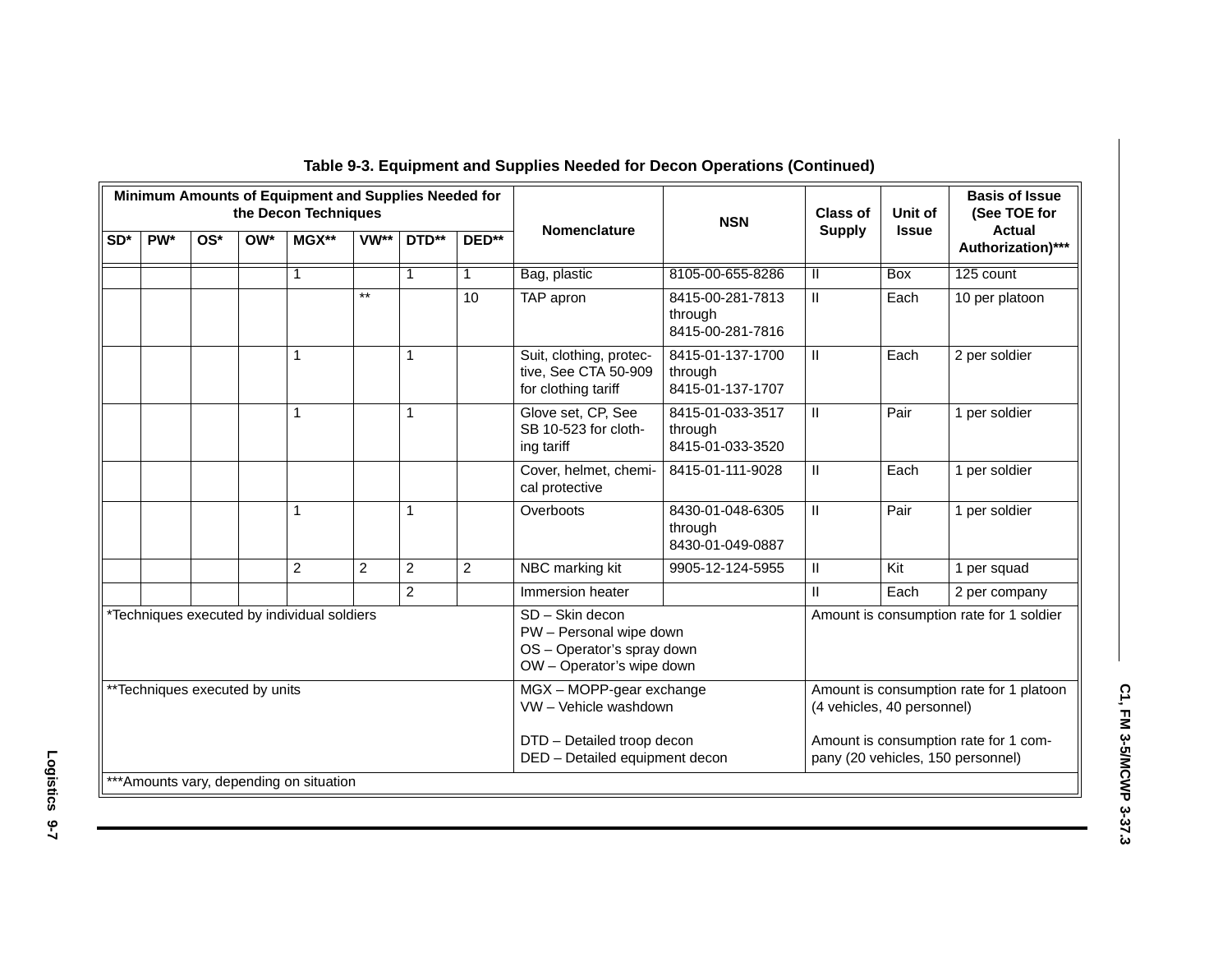**Table 9-3. Equipment and Supplies Needed for Decon Operations (Continued)**

| Minimum Amounts of Equipment and Supplies Needed for the Decon Techniques | | | | | | | | Nomenclature | NSN | Class of Supply | Unit of Issue | Basis of Issue (See TOE for Actual Authorization)*** |
|---|---|---|---|---|---|---|---|---|---|---|---|---|
| SD* | PW* | OS* | OW* | MGX** | VW** | DTD** | DED** | | | | | |
| | | | | 1 | | 1 | 1 | Bag, plastic | 8105-00-655-8286 | II | Box | 125 count |
| | | | | | ** | | 10 | TAP apron | 8415-00-281-7813 through 8415-00-281-7816 | II | Each | 10 per platoon |
| | | | | 1 | | 1 | | Suit, clothing, protective, See CTA 50-909 for clothing tariff | 8415-01-137-1700 through 8415-01-137-1707 | II | Each | 2 per soldier |
| | | | | 1 | | 1 | | Glove set, CP, See SB 10-523 for clothing tariff | 8415-01-033-3517 through 8415-01-033-3520 | II | Pair | 1 per soldier |
| | | | | | | | | Cover, helmet, chemical protective | 8415-01-111-9028 | II | Each | 1 per soldier |
| | | | | 1 | | 1 | | Overboots | 8430-01-048-6305 through 8430-01-049-0887 | II | Pair | 1 per soldier |
| | | | | 2 | 2 | 2 | 2 | NBC marking kit | 9905-12-124-5955 | II | Kit | 1 per squad |
| | | | | | | 2 | | Immersion heater | | II | Each | 2 per company |
| *Techniques executed by individual soldiers | | | | | | | | SD – Skin decon<br>PW – Personal wipe down<br>OS – Operator's spray down<br>OW – Operator's wipe down | | Amount is consumption rate for 1 soldier | | |
| **Techniques executed by units | | | | | | | | MGX – MOPP-gear exchange<br>VW – Vehicle washdown<br><br>DTD – Detailed troop decon<br>DED – Detailed equipment decon | | Amount is consumption rate for 1 platoon (4 vehicles, 40 personnel)<br><br>Amount is consumption rate for 1 company (20 vehicles, 150 personnel) | | |
| ***Amounts vary, depending on situation | | | | | | | | | | | | |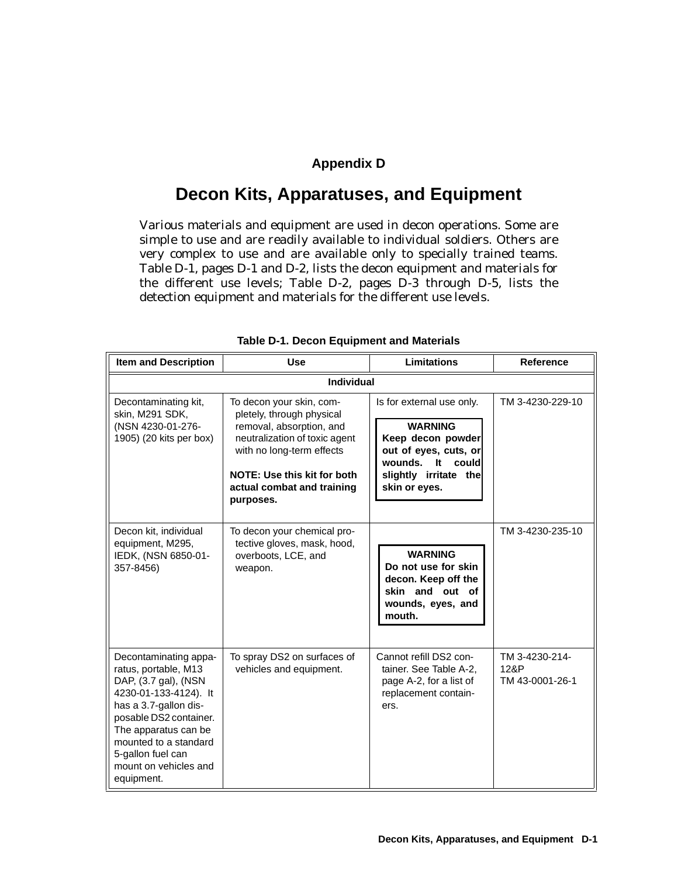# Appendix D

# Decon Kits, Apparatuses, and Equipment

Various materials and equipment are used in decon operations. Some are simple to use and are readily available to individual soldiers. Others are very complex to use and are available only to specially trained teams. Table D-1, pages D-1 and D-2, lists the decon equipment and materials for the different use levels; Table D-2, pages D-3 through D-5, lists the detection equipment and materials for the different use levels.

**Table D-1. Decon Equipment and Materials**

| Item and Description | Use | Limitations | Reference |
|---|---|---|---|
| **Individual** | | | |
| Decontaminating kit, skin, M291 SDK, (NSN 4230-01-276-1905) (20 kits per box) | To decon your skin, completely, through physical removal, absorption, and neutralization of toxic agent with no long-term effects<br><br>**NOTE: Use this kit for both actual combat and training purposes.** | Is for external use only.<br><br>**WARNING**<br>**Keep decon powder out of eyes, cuts, or wounds. It could slightly irritate the skin or eyes.** | TM 3-4230-229-10 |
| Decon kit, individual equipment, M295, IEDK, (NSN 6850-01-357-8456) | To decon your chemical protective gloves, mask, hood, overboots, LCE, and weapon. | **WARNING**<br>**Do not use for skin decon. Keep off the skin and out of wounds, eyes, and mouth.** | TM 3-4230-235-10 |
| Decontaminating apparatus, portable, M13 DAP, (3.7 gal), (NSN 4230-01-133-4124). It has a 3.7-gallon disposable DS2 container. The apparatus can be mounted to a standard 5-gallon fuel can mount on vehicles and equipment. | To spray DS2 on surfaces of vehicles and equipment. | Cannot refill DS2 container. See Table A-2, page A-2, for a list of replacement containers. | TM 3-4230-214-12&P<br>TM 43-0001-26-1 |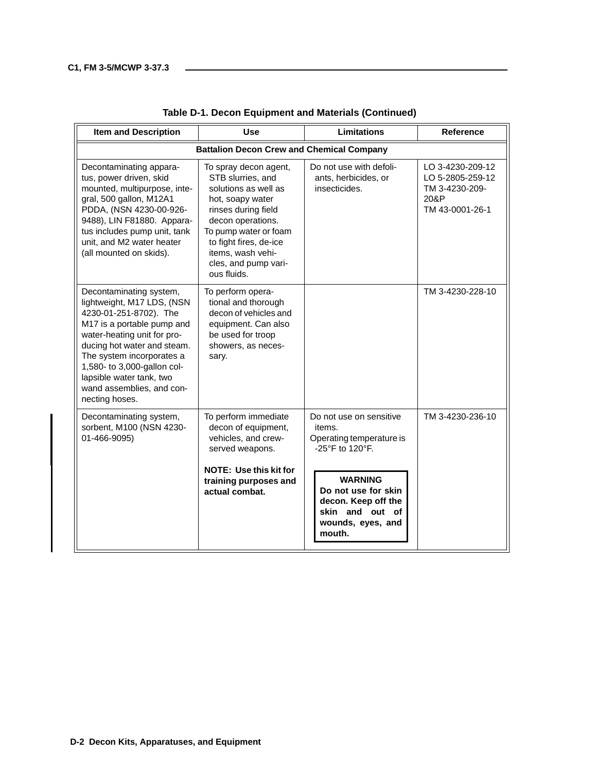**Table D-1. Decon Equipment and Materials (Continued)**

| Item and Description | Use | Limitations | Reference |
|---|---|---|---|
| **Battalion Decon Crew and Chemical Company** | | | |
| Decontaminating apparatus, power driven, skid mounted, multipurpose, integral, 500 gallon, M12A1 PDDA, (NSN 4230-00-926-9488), LIN F81880. Apparatus includes pump unit, tank unit, and M2 water heater (all mounted on skids). | To spray decon agent, STB slurries, and solutions as well as hot, soapy water rinses during field decon operations.<br>To pump water or foam to fight fires, de-ice items, wash vehicles, and pump various fluids. | Do not use with defoliants, herbicides, or insecticides. | LO 3-4230-209-12<br>LO 5-2805-259-12<br>TM 3-4230-209-20&P<br>TM 43-0001-26-1 |
| Decontaminating system, lightweight, M17 LDS, (NSN 4230-01-251-8702). The M17 is a portable pump and water-heating unit for producing hot water and steam. The system incorporates a 1,580- to 3,000-gallon collapsible water tank, two wand assemblies, and connecting hoses. | To perform operational and thorough decon of vehicles and equipment. Can also be used for troop showers, as necessary. | | TM 3-4230-228-10 |
| Decontaminating system, sorbent, M100 (NSN 4230-01-466-9095) | To perform immediate decon of equipment, vehicles, and crew-served weapons.<br>**NOTE: Use this kit for training purposes and actual combat.** | Do not use on sensitive items.<br>Operating temperature is -25°F to 120°F.<br>**WARNING**<br>**Do not use for skin decon. Keep off the skin and out of wounds, eyes, and mouth.** | TM 3-4230-236-10 |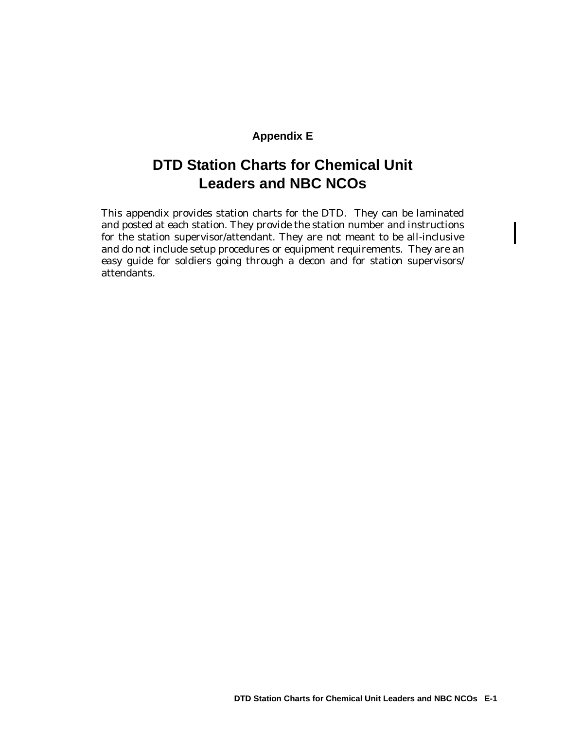## Appendix E

# DTD Station Charts for Chemical Unit Leaders and NBC NCOs

This appendix provides station charts for the DTD. They can be laminated and posted at each station. They provide the station number and instructions for the station supervisor/attendant. They are not meant to be all-inclusive and do not include setup procedures or equipment requirements. They are an easy guide for soldiers going through a decon and for station supervisors/ attendants.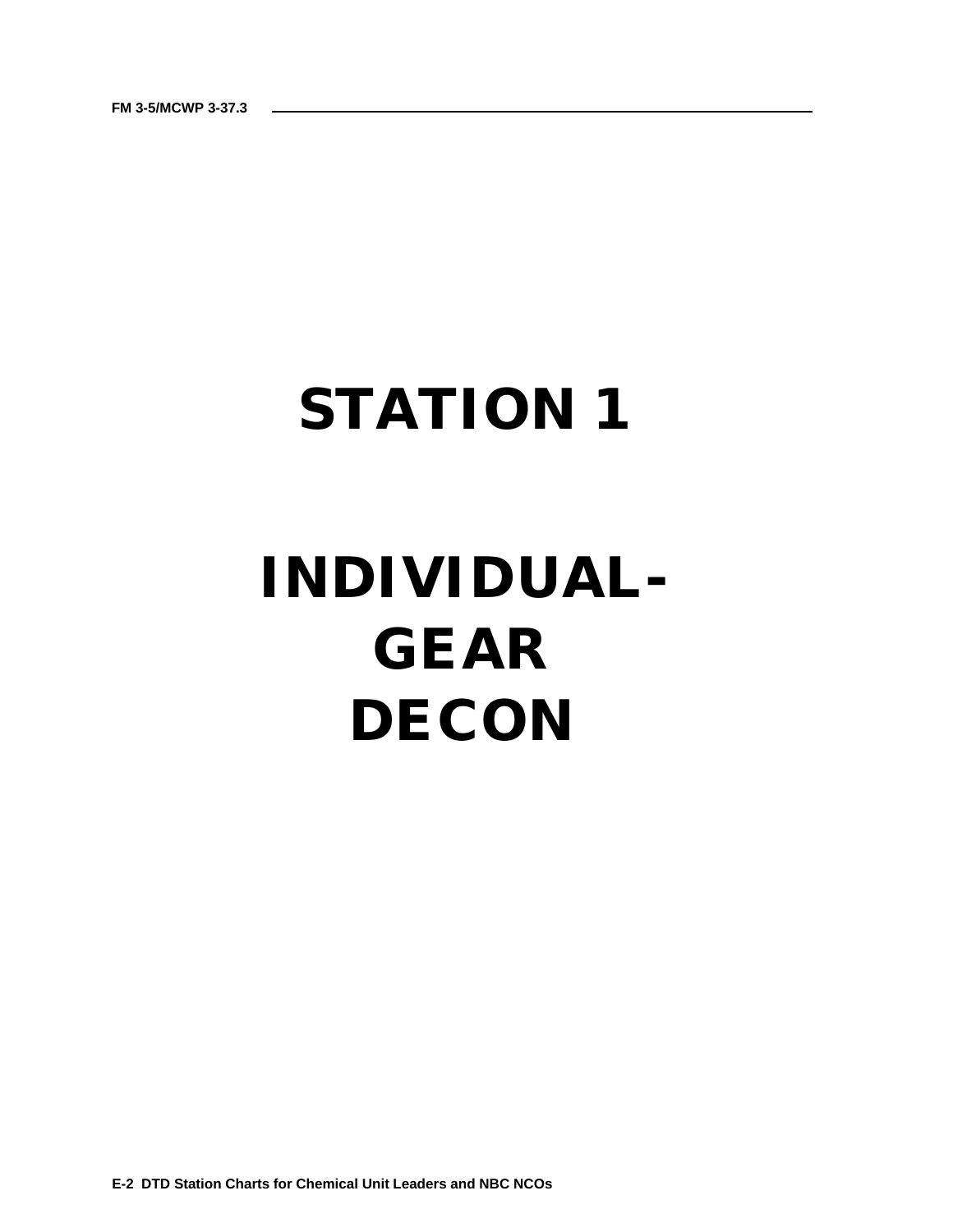# STATION 1

# INDIVIDUAL-GEAR DECON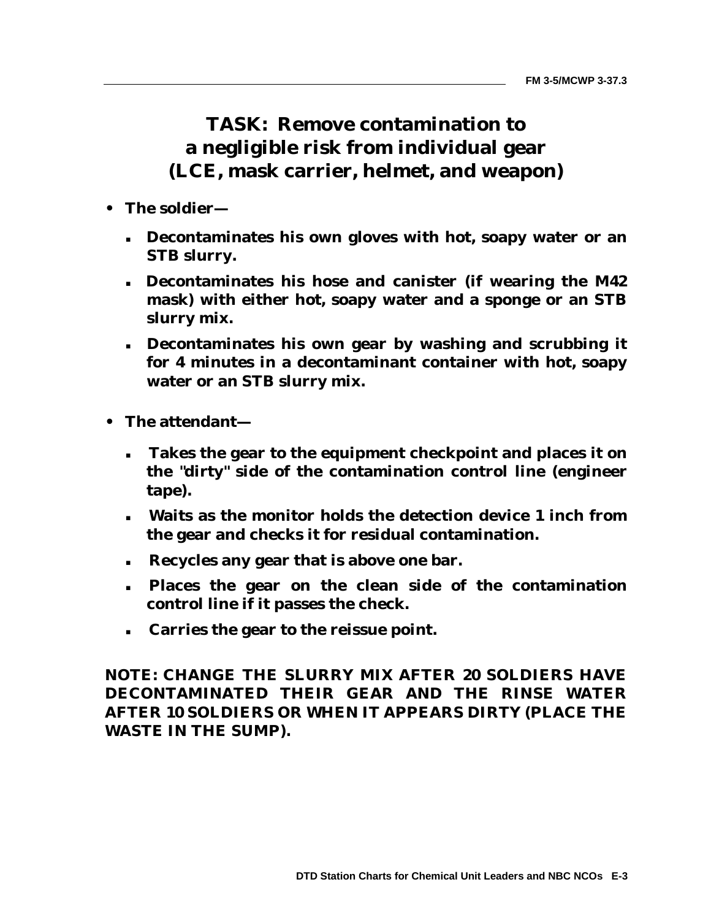# TASK: Remove contamination to a negligible risk from individual gear (LCE, mask carrier, helmet, and weapon)

- **The soldier—**
  - **Decontaminates his own gloves with hot, soapy water or an STB slurry.**
  - **Decontaminates his hose and canister (if wearing the M42 mask) with either hot, soapy water and a sponge or an STB slurry mix.**
  - **Decontaminates his own gear by washing and scrubbing it for 4 minutes in a decontaminant container with hot, soapy water or an STB slurry mix.**
- **The attendant—**
  - **Takes the gear to the equipment checkpoint and places it on the "dirty" side of the contamination control line (engineer tape).**
  - **Waits as the monitor holds the detection device 1 inch from the gear and checks it for residual contamination.**
  - **Recycles any gear that is above one bar.**
  - **Places the gear on the clean side of the contamination control line if it passes the check.**
  - **Carries the gear to the reissue point.**

**NOTE: CHANGE THE SLURRY MIX AFTER 20 SOLDIERS HAVE DECONTAMINATED THEIR GEAR AND THE RINSE WATER AFTER 10 SOLDIERS OR WHEN IT APPEARS DIRTY (PLACE THE WASTE IN THE SUMP).**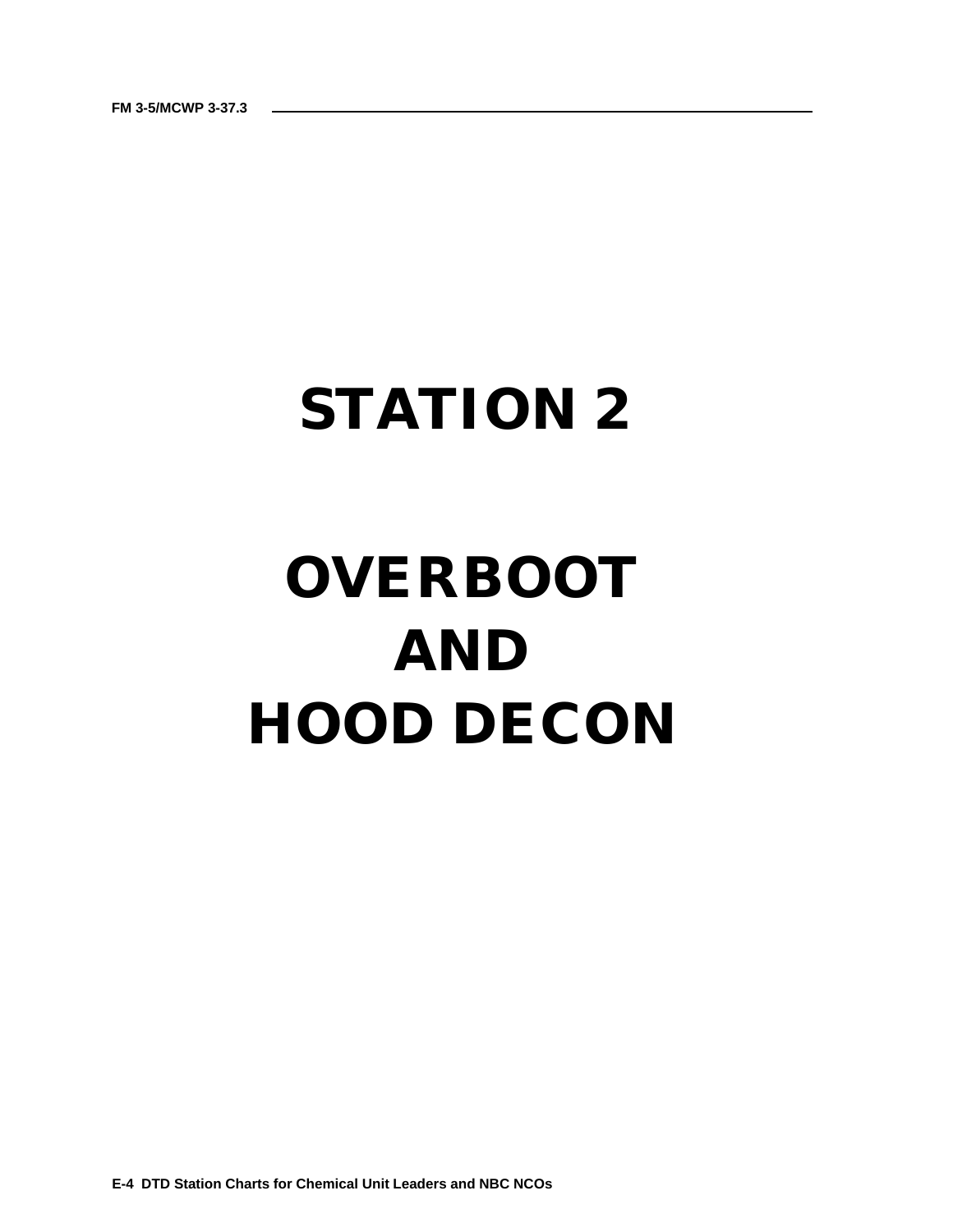# STATION 2

# OVERBOOT AND HOOD DECON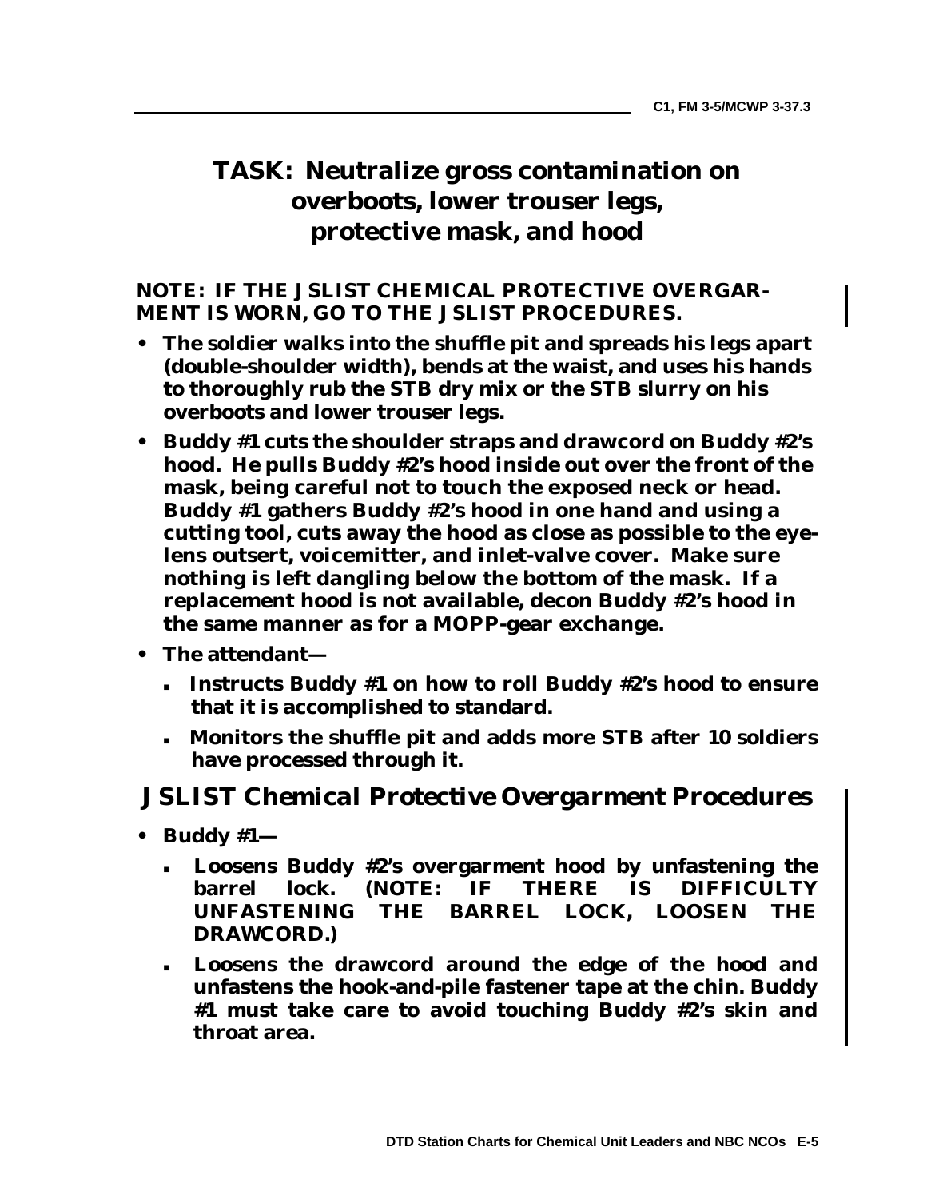# TASK: Neutralize gross contamination on overboots, lower trouser legs, protective mask, and hood

**NOTE: IF THE JSLIST CHEMICAL PROTECTIVE OVERGARMENT IS WORN, GO TO THE JSLIST PROCEDURES.**

- **The soldier walks into the shuffle pit and spreads his legs apart (double-shoulder width), bends at the waist, and uses his hands to thoroughly rub the STB dry mix or the STB slurry on his overboots and lower trouser legs.**
- **Buddy #1 cuts the shoulder straps and drawcord on Buddy #2's hood. He pulls Buddy #2's hood inside out over the front of the mask, being careful not to touch the exposed neck or head. Buddy #1 gathers Buddy #2's hood in one hand and using a cutting tool, cuts away the hood as close as possible to the eye-lens outsert, voicemitter, and inlet-valve cover. Make sure nothing is left dangling below the bottom of the mask. If a replacement hood is not available, decon Buddy #2's hood in the same manner as for a MOPP-gear exchange.**
- **The attendant—**
  - **Instructs Buddy #1 on how to roll Buddy #2's hood to ensure that it is accomplished to standard.**
  - **Monitors the shuffle pit and adds more STB after 10 soldiers have processed through it.**

## *JSLIST Chemical Protective Overgarment Procedures*

- **Buddy #1—**
  - **Loosens Buddy #2's overgarment hood by unfastening the barrel lock. (NOTE: IF THERE IS DIFFICULTY UNFASTENING THE BARREL LOCK, LOOSEN THE DRAWCORD.)**
  - **Loosens the drawcord around the edge of the hood and unfastens the hook-and-pile fastener tape at the chin. Buddy #1 must take care to avoid touching Buddy #2's skin and throat area.**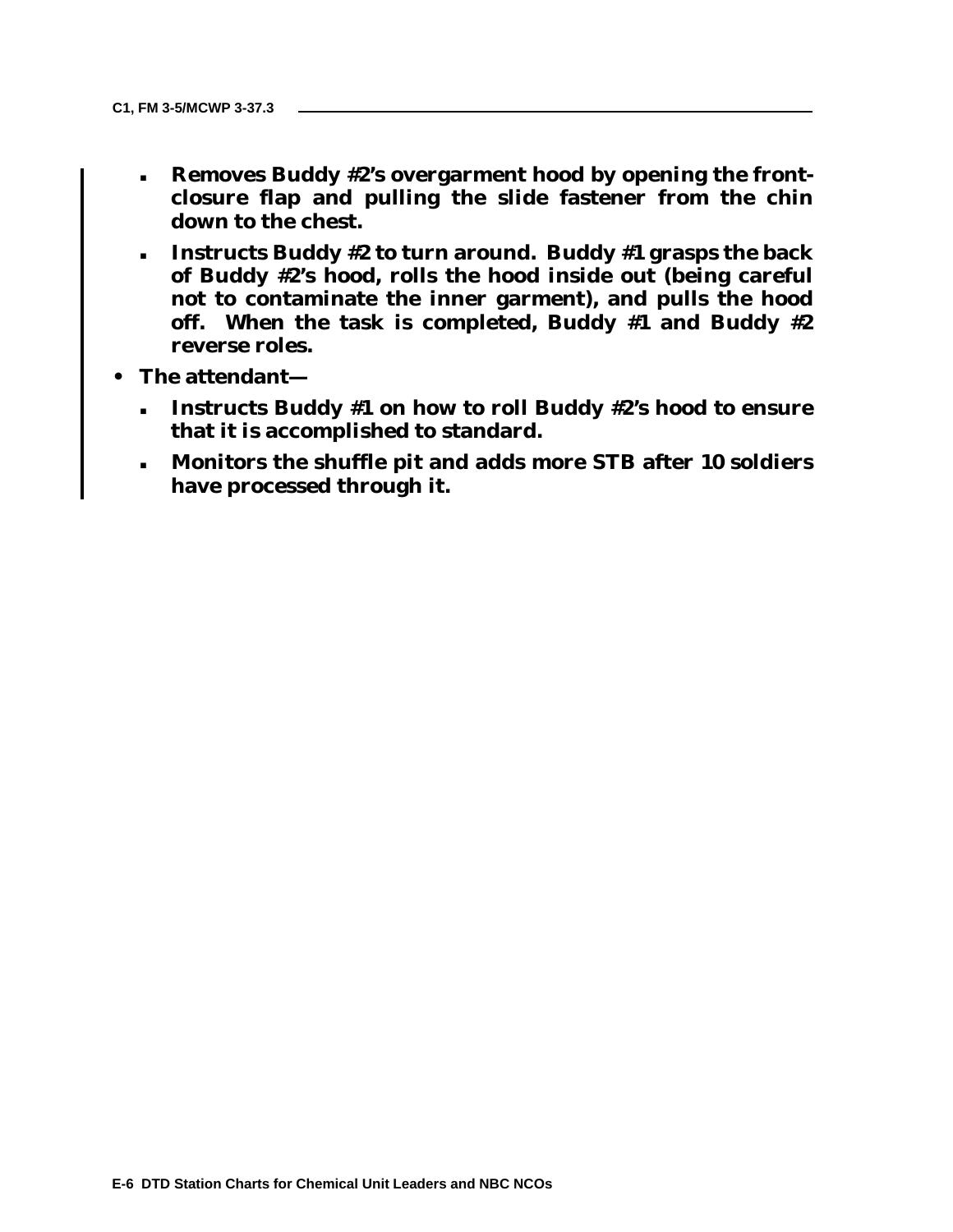- **Removes Buddy #2's overgarment hood by opening the front-closure flap and pulling the slide fastener from the chin down to the chest.**
- **Instructs Buddy #2 to turn around. Buddy #1 grasps the back of Buddy #2's hood, rolls the hood inside out (being careful not to contaminate the inner garment), and pulls the hood off. When the task is completed, Buddy #1 and Buddy #2 reverse roles.**

- **The attendant—**
  - **Instructs Buddy #1 on how to roll Buddy #2's hood to ensure that it is accomplished to standard.**
  - **Monitors the shuffle pit and adds more STB after 10 soldiers have processed through it.**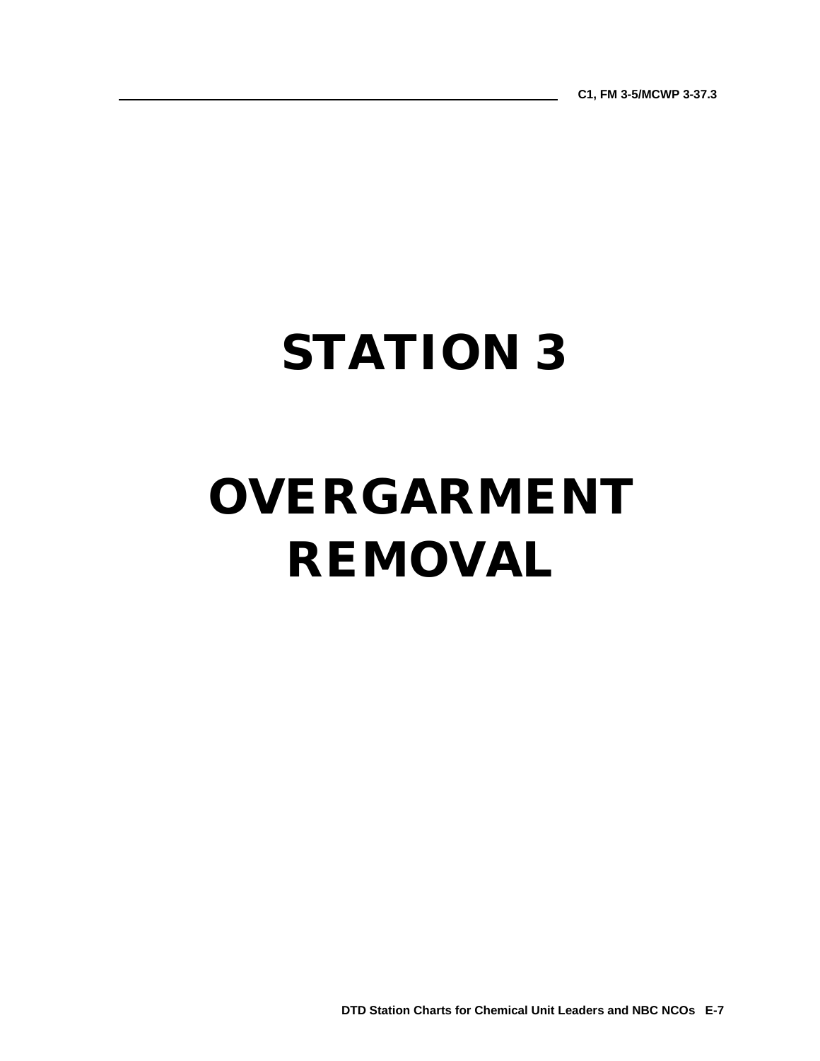# STATION 3

# OVERGARMENT REMOVAL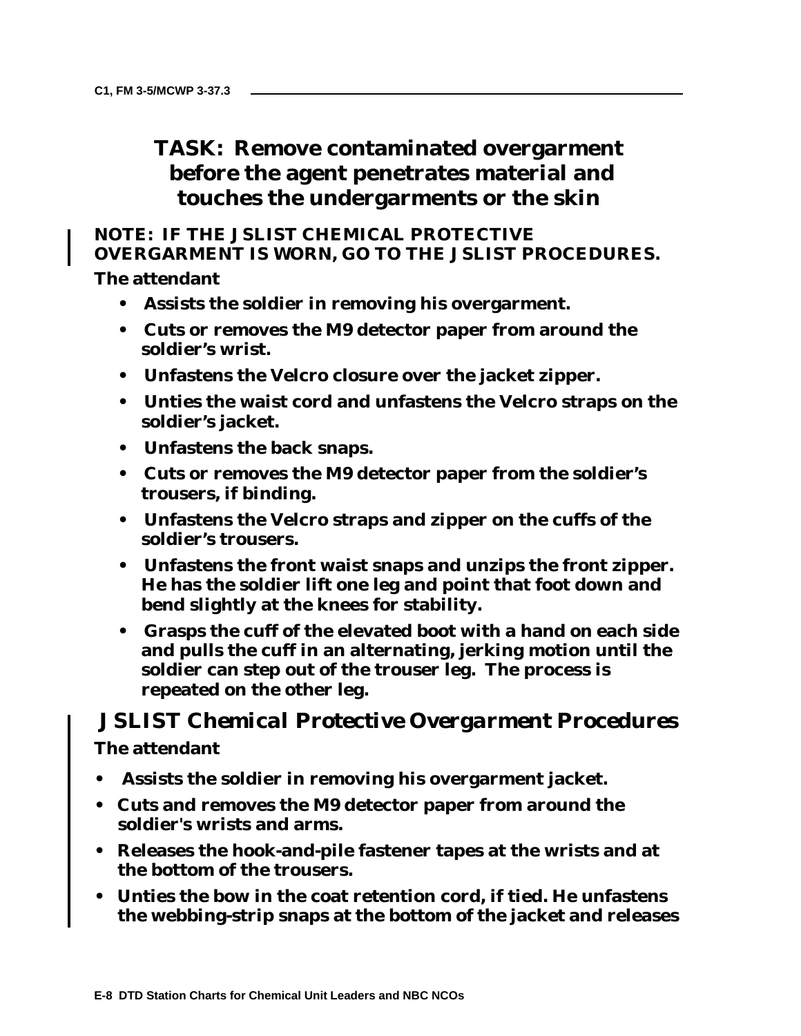## TASK: Remove contaminated overgarment before the agent penetrates material and touches the undergarments or the skin

**NOTE: IF THE JSLIST CHEMICAL PROTECTIVE OVERGARMENT IS WORN, GO TO THE JSLIST PROCEDURES.**

**The attendant**

- **Assists the soldier in removing his overgarment.**
- **Cuts or removes the M9 detector paper from around the soldier's wrist.**
- **Unfastens the Velcro closure over the jacket zipper.**
- **Unties the waist cord and unfastens the Velcro straps on the soldier's jacket.**
- **Unfastens the back snaps.**
- **Cuts or removes the M9 detector paper from the soldier's trousers, if binding.**
- **Unfastens the Velcro straps and zipper on the cuffs of the soldier's trousers.**
- **Unfastens the front waist snaps and unzips the front zipper. He has the soldier lift one leg and point that foot down and bend slightly at the knees for stability.**
- **Grasps the cuff of the elevated boot with a hand on each side and pulls the cuff in an alternating, jerking motion until the soldier can step out of the trouser leg. The process is repeated on the other leg.**

### *JSLIST Chemical Protective Overgarment Procedures*

**The attendant**

- **Assists the soldier in removing his overgarment jacket.**
- **Cuts and removes the M9 detector paper from around the soldier's wrists and arms.**
- **Releases the hook-and-pile fastener tapes at the wrists and at the bottom of the trousers.**
- **Unties the bow in the coat retention cord, if tied. He unfastens the webbing-strip snaps at the bottom of the jacket and releases**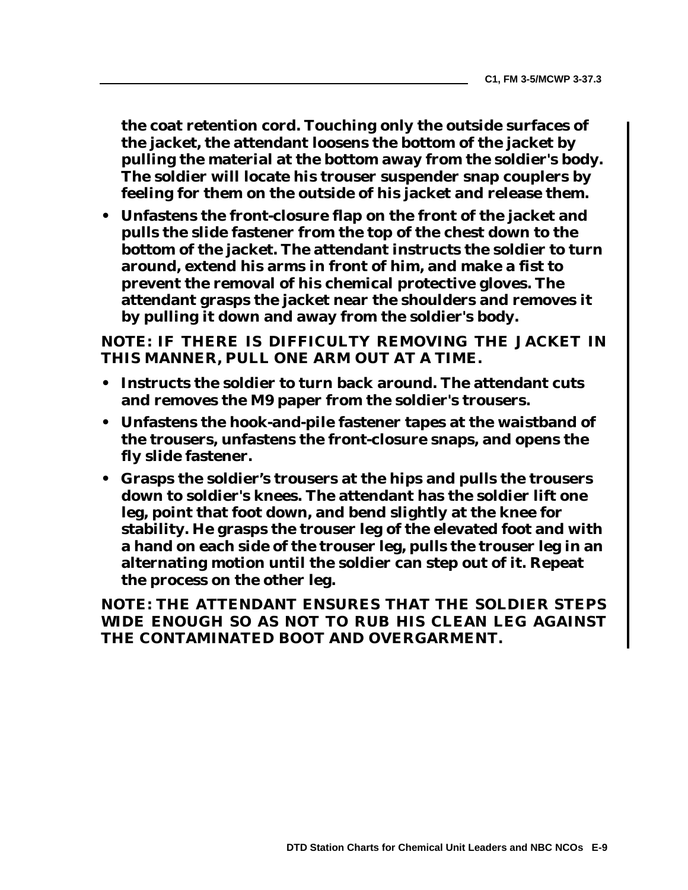**the coat retention cord. Touching only the outside surfaces of the jacket, the attendant loosens the bottom of the jacket by pulling the material at the bottom away from the soldier's body. The soldier will locate his trouser suspender snap couplers by feeling for them on the outside of his jacket and release them.**

- **Unfastens the front-closure flap on the front of the jacket and pulls the slide fastener from the top of the chest down to the bottom of the jacket. The attendant instructs the soldier to turn around, extend his arms in front of him, and make a fist to prevent the removal of his chemical protective gloves. The attendant grasps the jacket near the shoulders and removes it by pulling it down and away from the soldier's body.**

**NOTE: IF THERE IS DIFFICULTY REMOVING THE JACKET IN THIS MANNER, PULL ONE ARM OUT AT A TIME.**

- **Instructs the soldier to turn back around. The attendant cuts and removes the M9 paper from the soldier's trousers.**
- **Unfastens the hook-and-pile fastener tapes at the waistband of the trousers, unfastens the front-closure snaps, and opens the fly slide fastener.**
- **Grasps the soldier's trousers at the hips and pulls the trousers down to soldier's knees. The attendant has the soldier lift one leg, point that foot down, and bend slightly at the knee for stability. He grasps the trouser leg of the elevated foot and with a hand on each side of the trouser leg, pulls the trouser leg in an alternating motion until the soldier can step out of it. Repeat the process on the other leg.**

**NOTE: THE ATTENDANT ENSURES THAT THE SOLDIER STEPS WIDE ENOUGH SO AS NOT TO RUB HIS CLEAN LEG AGAINST THE CONTAMINATED BOOT AND OVERGARMENT.**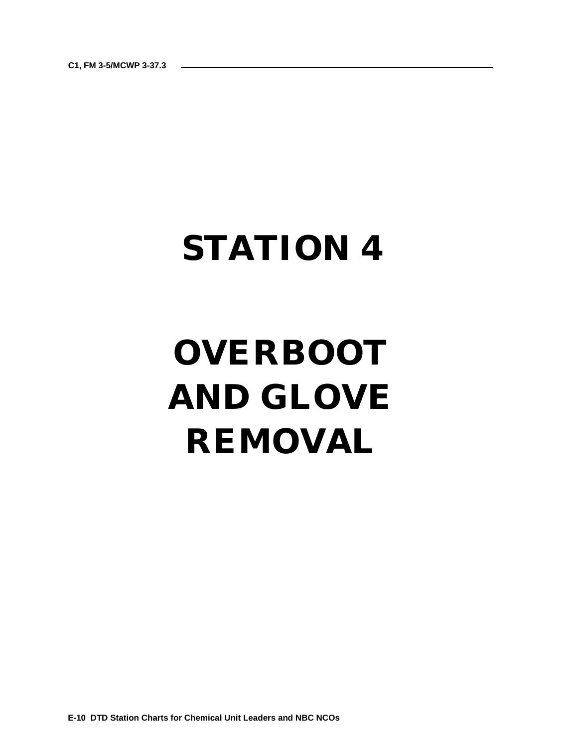# STATION 4

# OVERBOOT AND GLOVE REMOVAL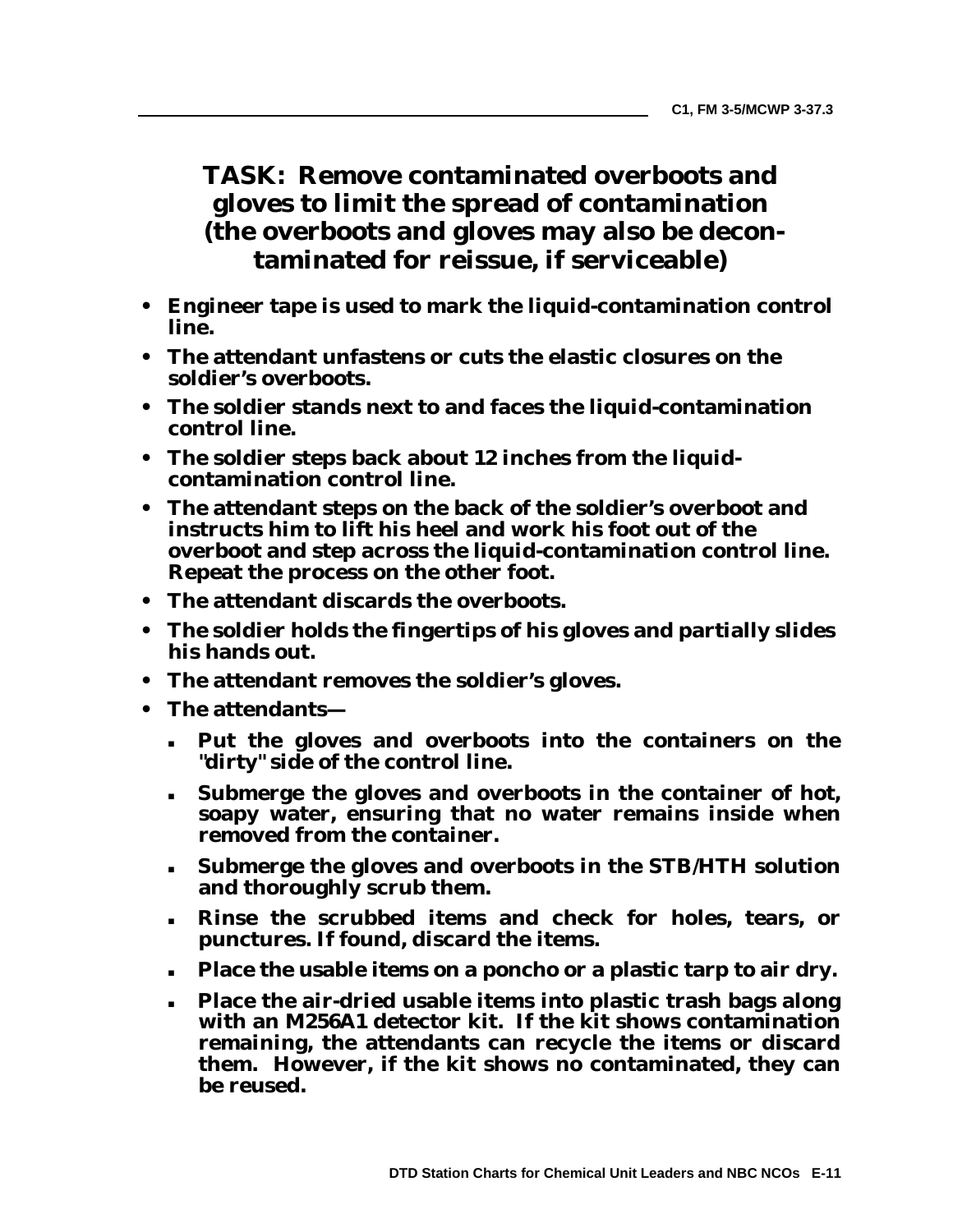## TASK: Remove contaminated overboots and gloves to limit the spread of contamination (the overboots and gloves may also be decontaminated for reissue, if serviceable)

- **Engineer tape is used to mark the liquid-contamination control line.**
- **The attendant unfastens or cuts the elastic closures on the soldier's overboots.**
- **The soldier stands next to and faces the liquid-contamination control line.**
- **The soldier steps back about 12 inches from the liquid-contamination control line.**
- **The attendant steps on the back of the soldier's overboot and instructs him to lift his heel and work his foot out of the overboot and step across the liquid-contamination control line. Repeat the process on the other foot.**
- **The attendant discards the overboots.**
- **The soldier holds the fingertips of his gloves and partially slides his hands out.**
- **The attendant removes the soldier's gloves.**
- **The attendants—**
  - **Put the gloves and overboots into the containers on the "dirty" side of the control line.**
  - **Submerge the gloves and overboots in the container of hot, soapy water, ensuring that no water remains inside when removed from the container.**
  - **Submerge the gloves and overboots in the STB/HTH solution and thoroughly scrub them.**
  - **Rinse the scrubbed items and check for holes, tears, or punctures. If found, discard the items.**
  - **Place the usable items on a poncho or a plastic tarp to air dry.**
  - **Place the air-dried usable items into plastic trash bags along with an M256A1 detector kit. If the kit shows contamination remaining, the attendants can recycle the items or discard them. However, if the kit shows no contaminated, they can be reused.**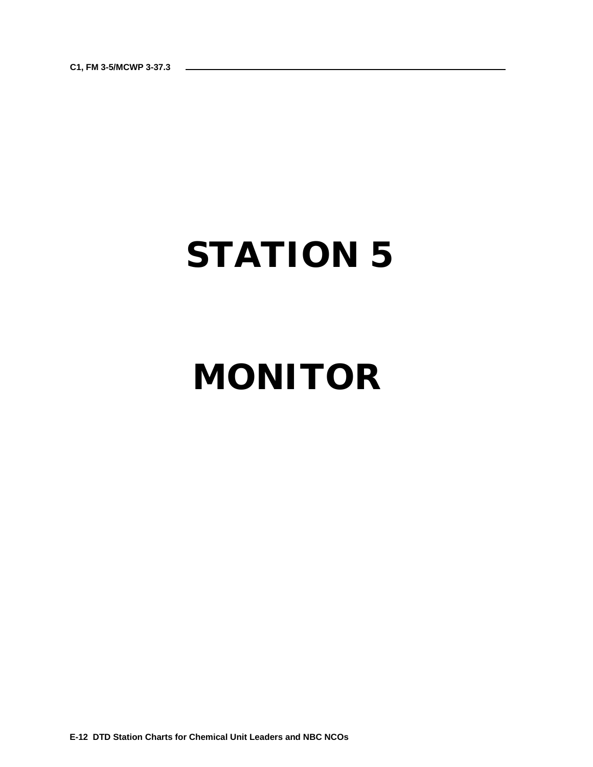# STATION 5

# MONITOR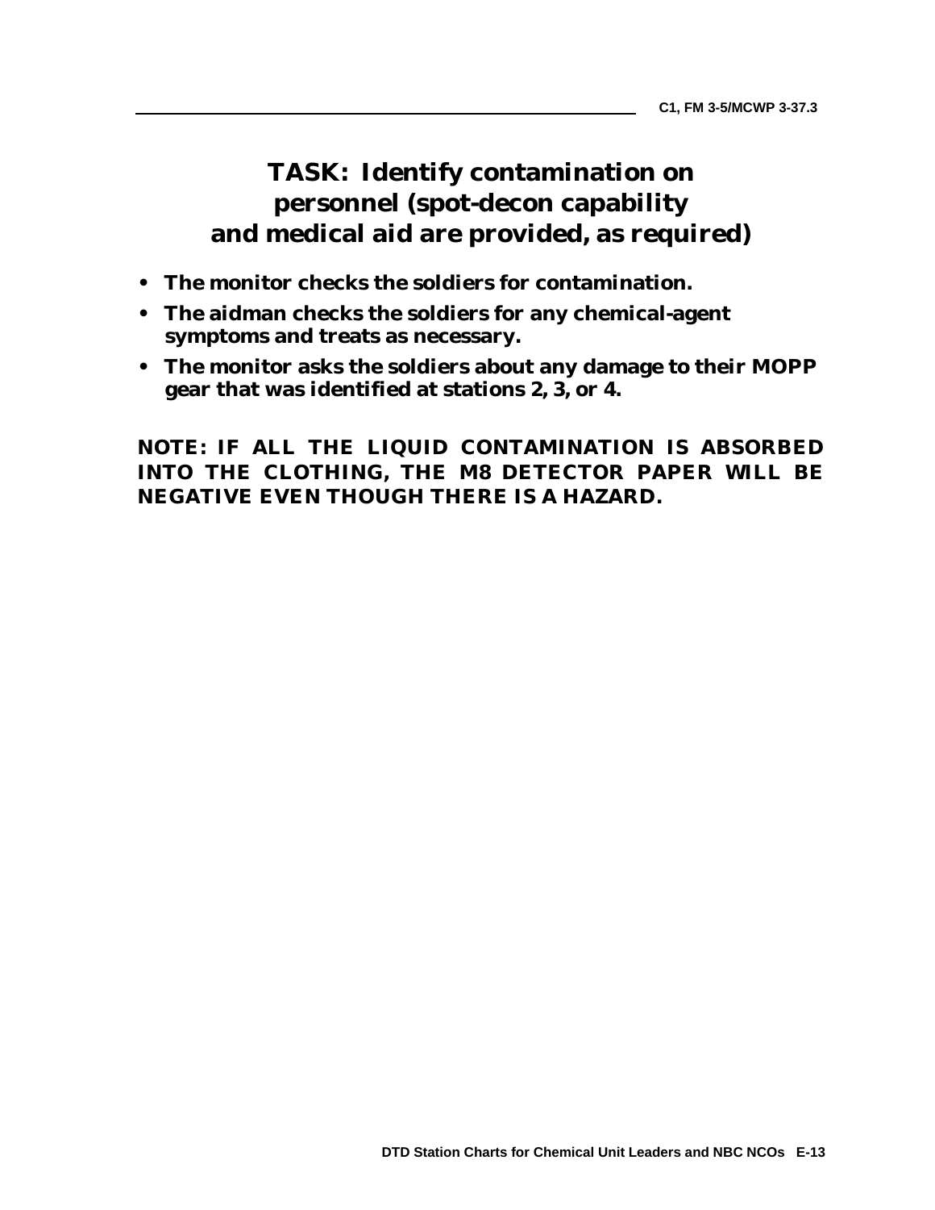# TASK: Identify contamination on personnel (spot-decon capability and medical aid are provided, as required)

- **The monitor checks the soldiers for contamination.**
- **The aidman checks the soldiers for any chemical-agent symptoms and treats as necessary.**
- **The monitor asks the soldiers about any damage to their MOPP gear that was identified at stations 2, 3, or 4.**

**NOTE: IF ALL THE LIQUID CONTAMINATION IS ABSORBED INTO THE CLOTHING, THE M8 DETECTOR PAPER WILL BE NEGATIVE EVEN THOUGH THERE IS A HAZARD.**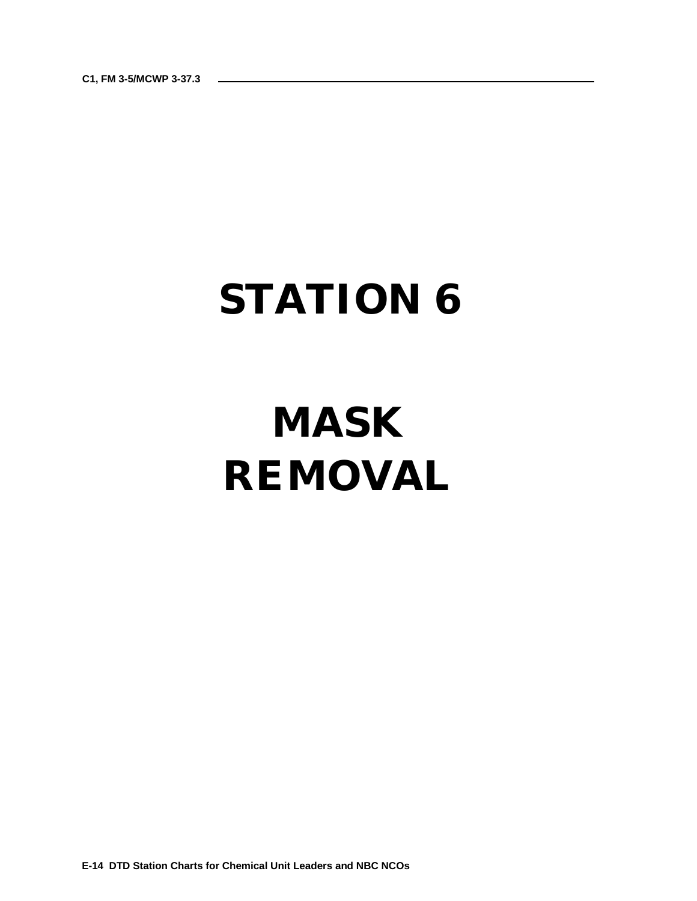# STATION 6

# MASK REMOVAL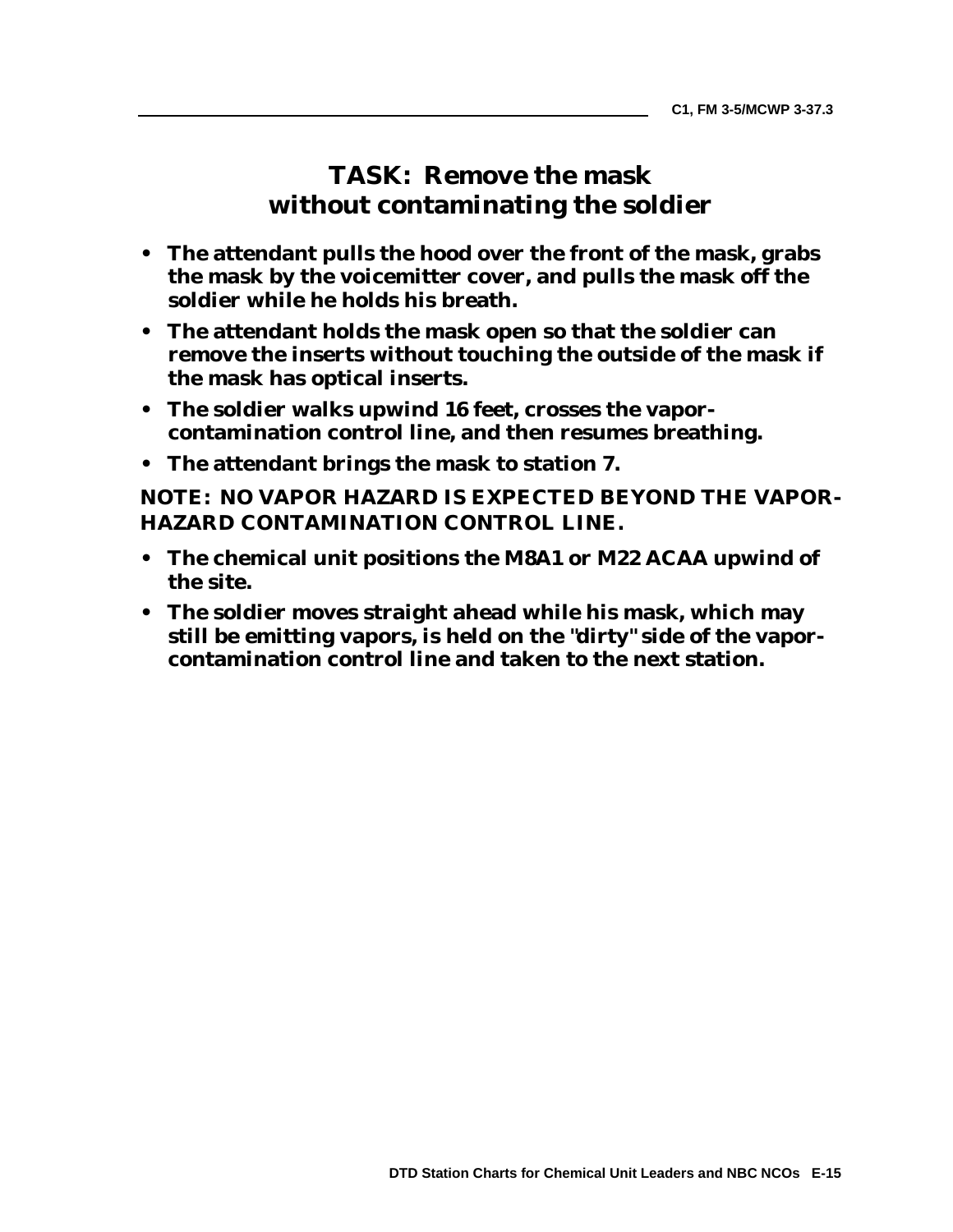# TASK: Remove the mask without contaminating the soldier

- **The attendant pulls the hood over the front of the mask, grabs the mask by the voicemitter cover, and pulls the mask off the soldier while he holds his breath.**
- **The attendant holds the mask open so that the soldier can remove the inserts without touching the outside of the mask if the mask has optical inserts.**
- **The soldier walks upwind 16 feet, crosses the vapor-contamination control line, and then resumes breathing.**
- **The attendant brings the mask to station 7.**

**NOTE: NO VAPOR HAZARD IS EXPECTED BEYOND THE VAPOR-HAZARD CONTAMINATION CONTROL LINE.**

- **The chemical unit positions the M8A1 or M22 ACAA upwind of the site.**
- **The soldier moves straight ahead while his mask, which may still be emitting vapors, is held on the "dirty" side of the vapor-contamination control line and taken to the next station.**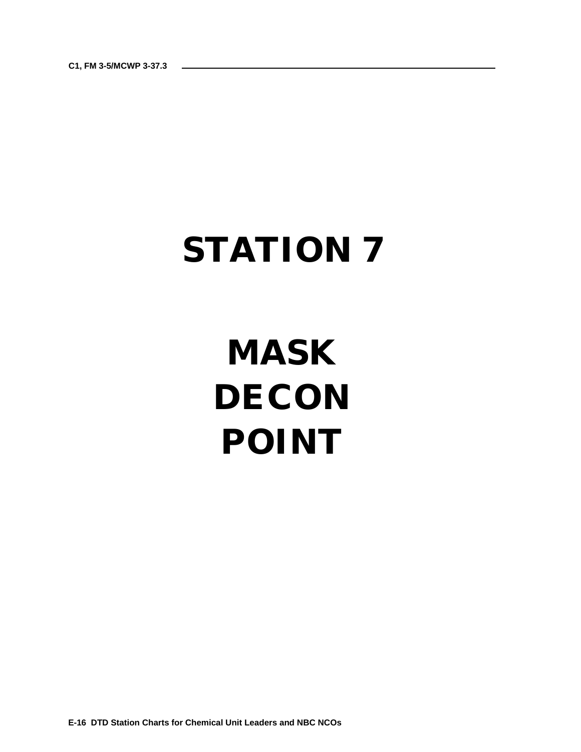# STATION 7

# MASK DECON POINT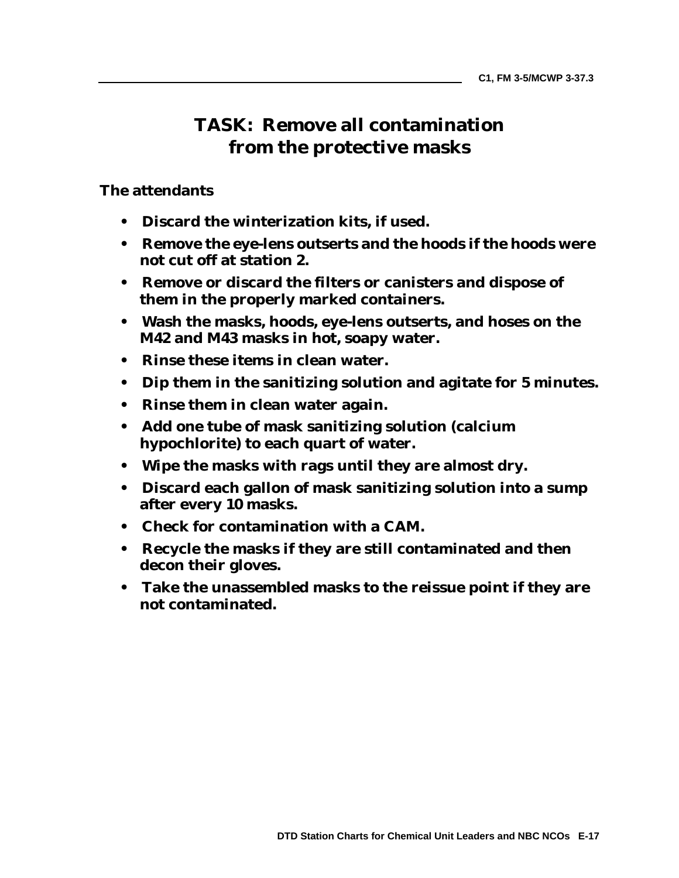# TASK: Remove all contamination from the protective masks

**The attendants**

- **Discard the winterization kits, if used.**
- **Remove the eye-lens outserts and the hoods if the hoods were not cut off at station 2.**
- **Remove or discard the filters or canisters and dispose of them in the properly marked containers.**
- **Wash the masks, hoods, eye-lens outserts, and hoses on the M42 and M43 masks in hot, soapy water.**
- **Rinse these items in clean water.**
- **Dip them in the sanitizing solution and agitate for 5 minutes.**
- **Rinse them in clean water again.**
- **Add one tube of mask sanitizing solution (calcium hypochlorite) to each quart of water.**
- **Wipe the masks with rags until they are almost dry.**
- **Discard each gallon of mask sanitizing solution into a sump after every 10 masks.**
- **Check for contamination with a CAM.**
- **Recycle the masks if they are still contaminated and then decon their gloves.**
- **Take the unassembled masks to the reissue point if they are not contaminated.**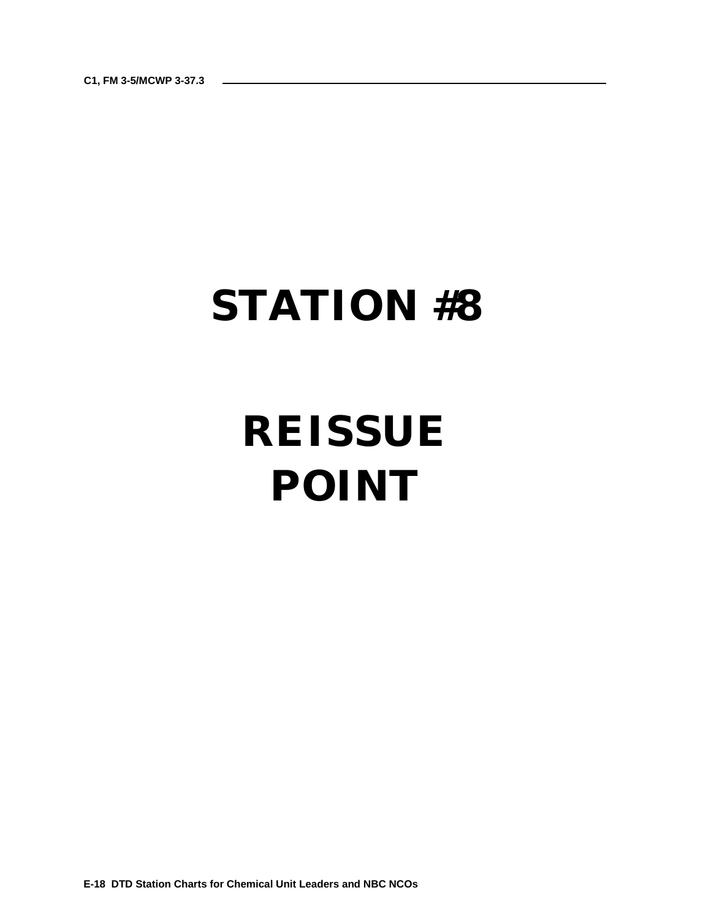# STATION #8

# REISSUE POINT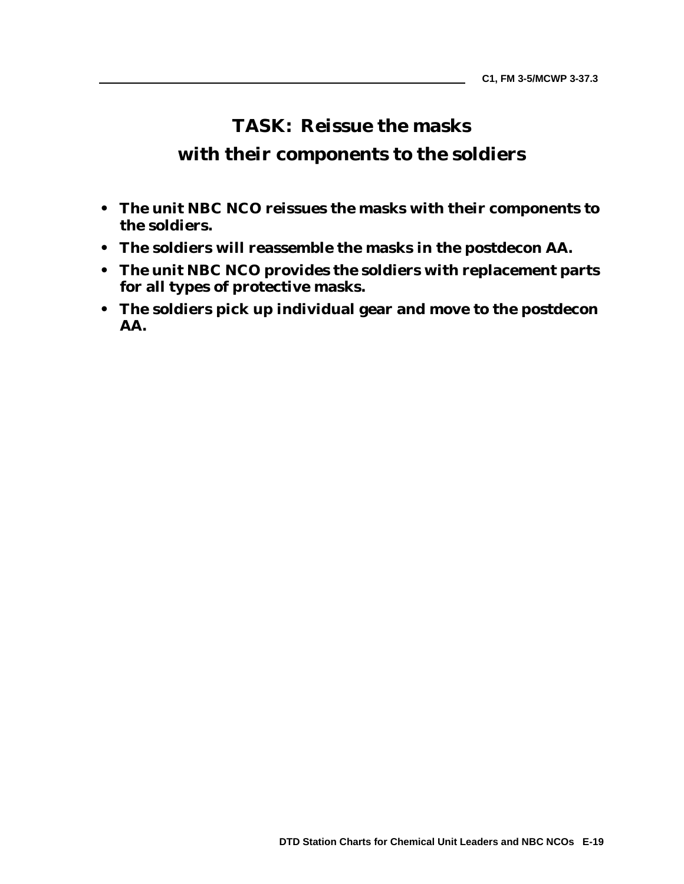# TASK: Reissue the masks with their components to the soldiers

- **The unit NBC NCO reissues the masks with their components to the soldiers.**
- **The soldiers will reassemble the masks in the postdecon AA.**
- **The unit NBC NCO provides the soldiers with replacement parts for all types of protective masks.**
- **The soldiers pick up individual gear and move to the postdecon AA.**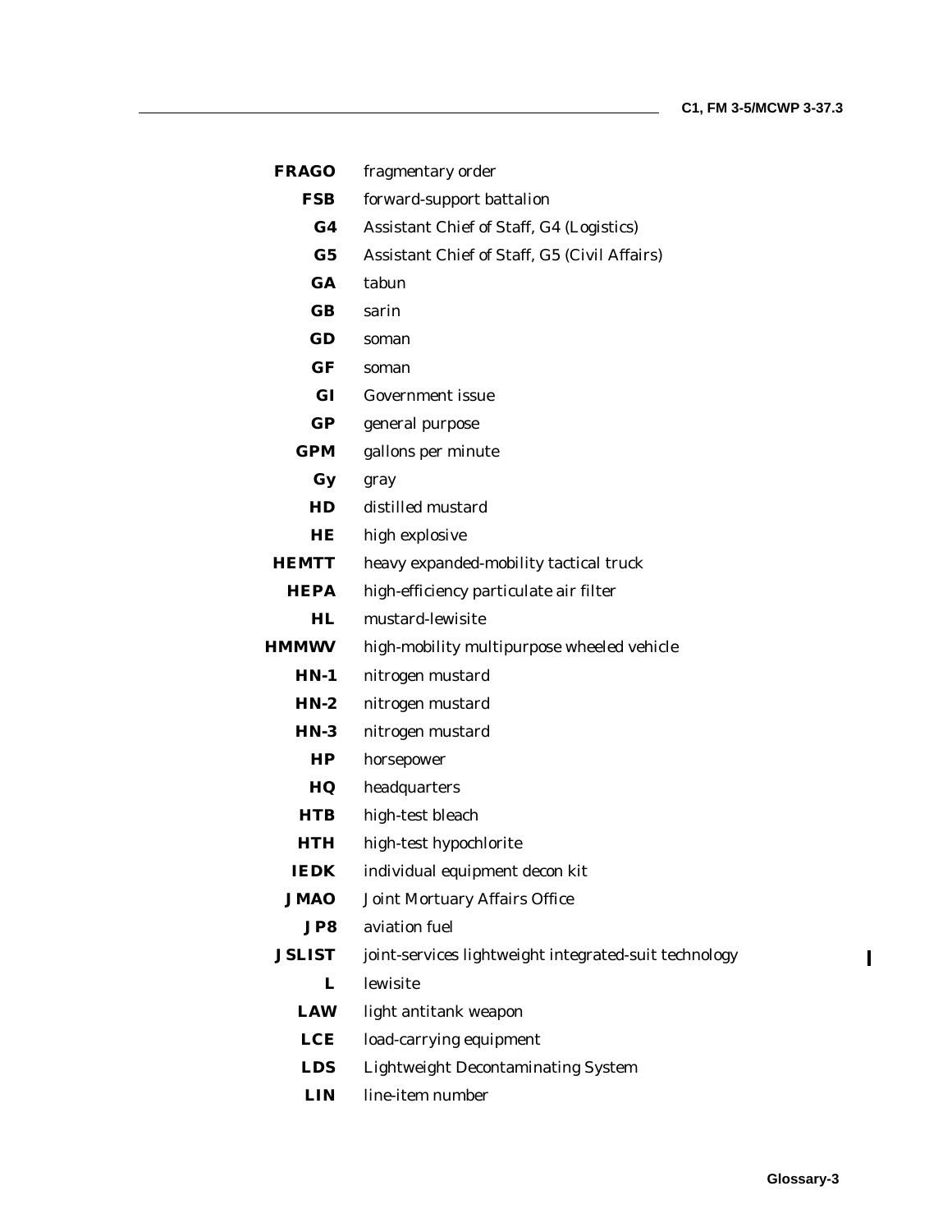**FRAGO** fragmentary order

**FSB** forward-support battalion

**G4** Assistant Chief of Staff, G4 (Logistics)

**G5** Assistant Chief of Staff, G5 (Civil Affairs)

**GA** tabun

**GB** sarin

**GD** soman

**GF** soman

**GI** Government issue

**GP** general purpose

**GPM** gallons per minute

**Gy** gray

**HD** distilled mustard

**HE** high explosive

**HEMTT** heavy expanded-mobility tactical truck

**HEPA** high-efficiency particulate air filter

**HL** mustard-lewisite

**HMMWV** high-mobility multipurpose wheeled vehicle

**HN-1** nitrogen mustard

**HN-2** nitrogen mustard

**HN-3** nitrogen mustard

**HP** horsepower

**HQ** headquarters

**HTB** high-test bleach

**HTH** high-test hypochlorite

**IEDK** individual equipment decon kit

**JMAO** Joint Mortuary Affairs Office

**JP8** aviation fuel

**JSLIST** joint-services lightweight integrated-suit technology

**L** lewisite

**LAW** light antitank weapon

**LCE** load-carrying equipment

**LDS** Lightweight Decontaminating System

**LIN** line-item number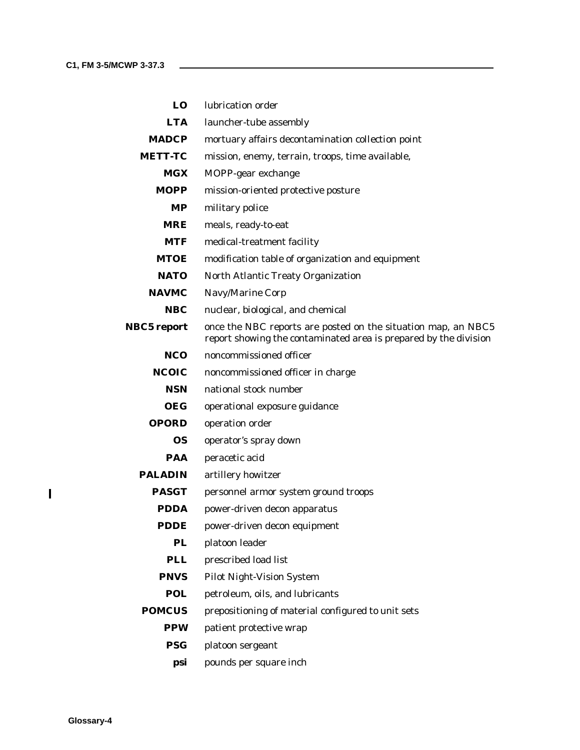**LO** lubrication order

**LTA** launcher-tube assembly

**MADCP** mortuary affairs decontamination collection point

**METT-TC** mission, enemy, terrain, troops, time available,

**MGX** MOPP-gear exchange

**MOPP** mission-oriented protective posture

**MP** military police

**MRE** meals, ready-to-eat

**MTF** medical-treatment facility

**MTOE** modification table of organization and equipment

**NATO** North Atlantic Treaty Organization

**NAVMC** Navy/Marine Corp

**NBC** nuclear, biological, and chemical

**NBC5 report** once the NBC reports are posted on the situation map, an NBC5 report showing the contaminated area is prepared by the division

**NCO** noncommissioned officer

**NCOIC** noncommissioned officer in charge

**NSN** national stock number

**OEG** operational exposure guidance

**OPORD** operation order

**OS** operator's spray down

**PAA** peracetic acid

**PALADIN** artillery howitzer

**PASGT** personnel armor system ground troops

**PDDA** power-driven decon apparatus

**PDDE** power-driven decon equipment

**PL** platoon leader

**PLL** prescribed load list

**PNVS** Pilot Night-Vision System

**POL** petroleum, oils, and lubricants

**POMCUS** prepositioning of material configured to unit sets

**PPW** patient protective wrap

**PSG** platoon sergeant

**psi** pounds per square inch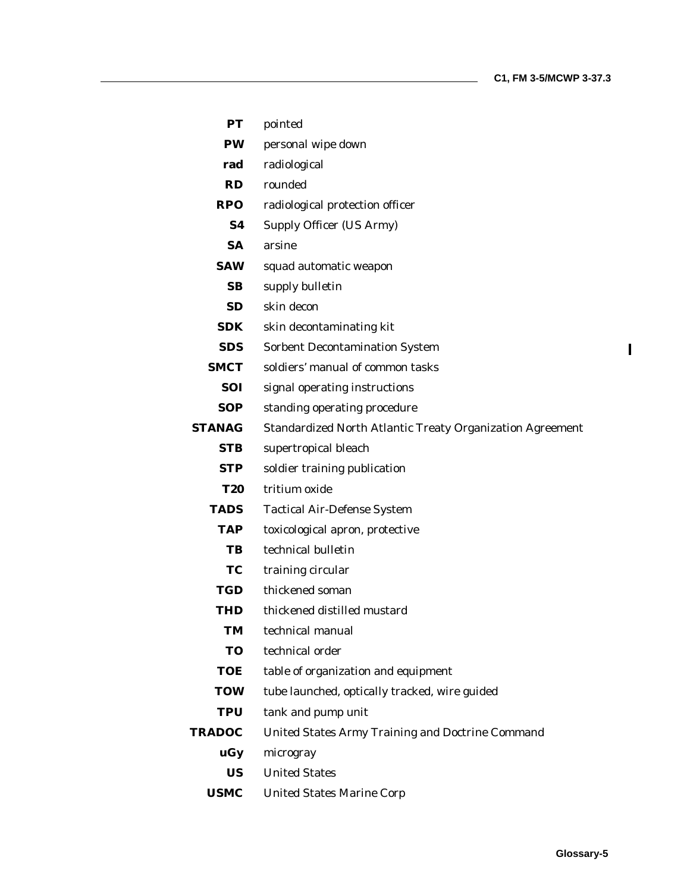**PT** pointed

**PW** personal wipe down

**rad** radiological

**RD** rounded

**RPO** radiological protection officer

**S4** Supply Officer (US Army)

**SA** arsine

**SAW** squad automatic weapon

**SB** supply bulletin

**SD** skin decon

**SDK** skin decontaminating kit

**SDS** Sorbent Decontamination System

**SMCT** soldiers' manual of common tasks

**SOI** signal operating instructions

**SOP** standing operating procedure

**STANAG** Standardized North Atlantic Treaty Organization Agreement

**STB** supertropical bleach

**STP** soldier training publication

**T20** tritium oxide

**TADS** Tactical Air-Defense System

**TAP** toxicological apron, protective

**TB** technical bulletin

**TC** training circular

**TGD** thickened soman

**THD** thickened distilled mustard

**TM** technical manual

**TO** technical order

**TOE** table of organization and equipment

**TOW** tube launched, optically tracked, wire guided

**TPU** tank and pump unit

**TRADOC** United States Army Training and Doctrine Command

**uGy** microgray

**US** United States

**USMC** United States Marine Corp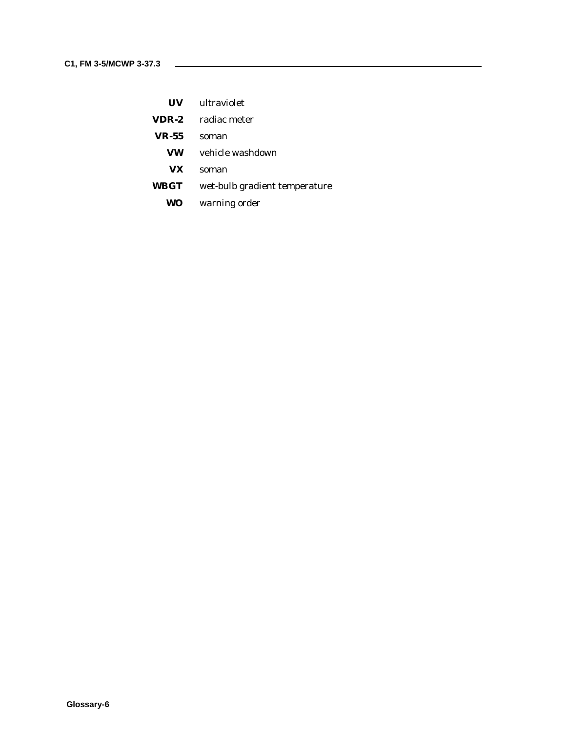**UV** ultraviolet

**VDR-2** radiac meter

**VR-55** soman

**VW** vehicle washdown

**VX** soman

**WBGT** wet-bulb gradient temperature

**WO** warning order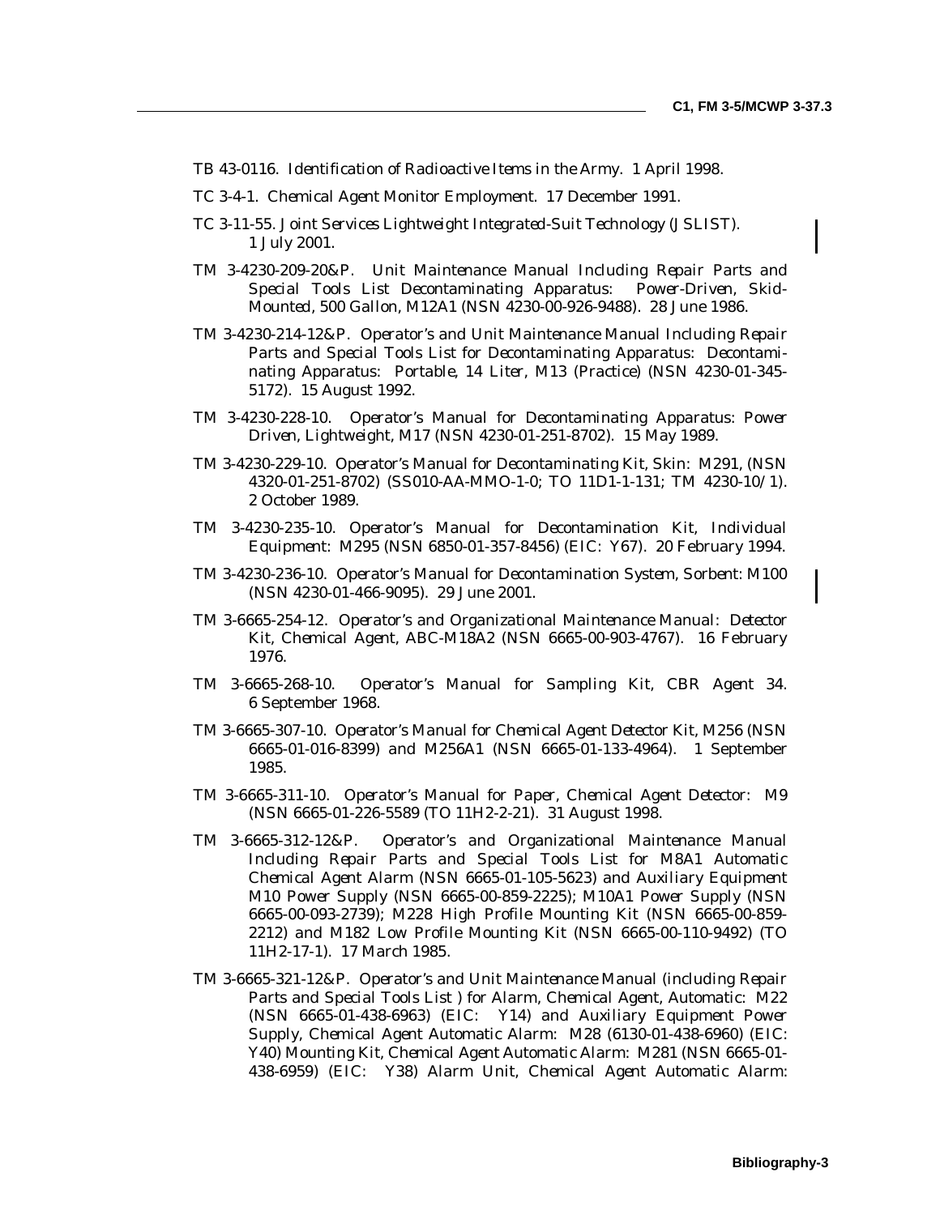TB 43-0116. *Identification of Radioactive Items in the Army.* 1 April 1998.

TC 3-4-1. *Chemical Agent Monitor Employment.* 17 December 1991.

TC 3-11-55. *Joint Services Lightweight Integrated-Suit Technology (JSLIST).* 1 July 2001.

TM 3-4230-209-20&P. *Unit Maintenance Manual Including Repair Parts and Special Tools List Decontaminating Apparatus: Power-Driven, Skid-Mounted, 500 Gallon, M12A1 (NSN 4230-00-926-9488).* 28 June 1986.

TM 3-4230-214-12&P. *Operator's and Unit Maintenance Manual Including Repair Parts and Special Tools List for Decontaminating Apparatus: Decontaminating Apparatus: Portable, 14 Liter, M13 (Practice) (NSN 4230-01-345-5172).* 15 August 1992.

TM 3-4230-228-10. *Operator's Manual for Decontaminating Apparatus: Power Driven, Lightweight, M17 (NSN 4230-01-251-8702).* 15 May 1989.

TM 3-4230-229-10. *Operator's Manual for Decontaminating Kit, Skin: M291, (NSN 4320-01-251-8702) (SS010-AA-MMO-1-0; TO 11D1-1-131; TM 4230-10/1).* 2 October 1989.

TM 3-4230-235-10. *Operator's Manual for Decontamination Kit, Individual Equipment: M295 (NSN 6850-01-357-8456) (EIC: Y67).* 20 February 1994.

TM 3-4230-236-10. *Operator's Manual for Decontamination System, Sorbent: M100 (NSN 4230-01-466-9095).* 29 June 2001.

TM 3-6665-254-12. *Operator's and Organizational Maintenance Manual: Detector Kit, Chemical Agent, ABC-M18A2 (NSN 6665-00-903-4767).* 16 February 1976.

TM 3-6665-268-10. *Operator's Manual for Sampling Kit, CBR Agent 34.* 6 September 1968.

TM 3-6665-307-10. *Operator's Manual for Chemical Agent Detector Kit, M256 (NSN 6665-01-016-8399) and M256A1 (NSN 6665-01-133-4964).* 1 September 1985.

TM 3-6665-311-10. *Operator's Manual for Paper, Chemical Agent Detector: M9 (NSN 6665-01-226-5589 (TO 11H2-2-21).* 31 August 1998.

TM 3-6665-312-12&P. *Operator's and Organizational Maintenance Manual Including Repair Parts and Special Tools List for M8A1 Automatic Chemical Agent Alarm (NSN 6665-01-105-5623) and Auxiliary Equipment M10 Power Supply (NSN 6665-00-859-2225); M10A1 Power Supply (NSN 6665-00-093-2739); M228 High Profile Mounting Kit (NSN 6665-00-859-2212) and M182 Low Profile Mounting Kit (NSN 6665-00-110-9492) (TO 11H2-17-1).* 17 March 1985.

TM 3-6665-321-12&P. *Operator's and Unit Maintenance Manual (including Repair Parts and Special Tools List ) for Alarm, Chemical Agent, Automatic: M22 (NSN 6665-01-438-6963) (EIC: Y14) and Auxiliary Equipment Power Supply, Chemical Agent Automatic Alarm: M28 (6130-01-438-6960) (EIC: Y40) Mounting Kit, Chemical Agent Automatic Alarm: M281 (NSN 6665-01-438-6959) (EIC: Y38) Alarm Unit, Chemical Agent Automatic Alarm:*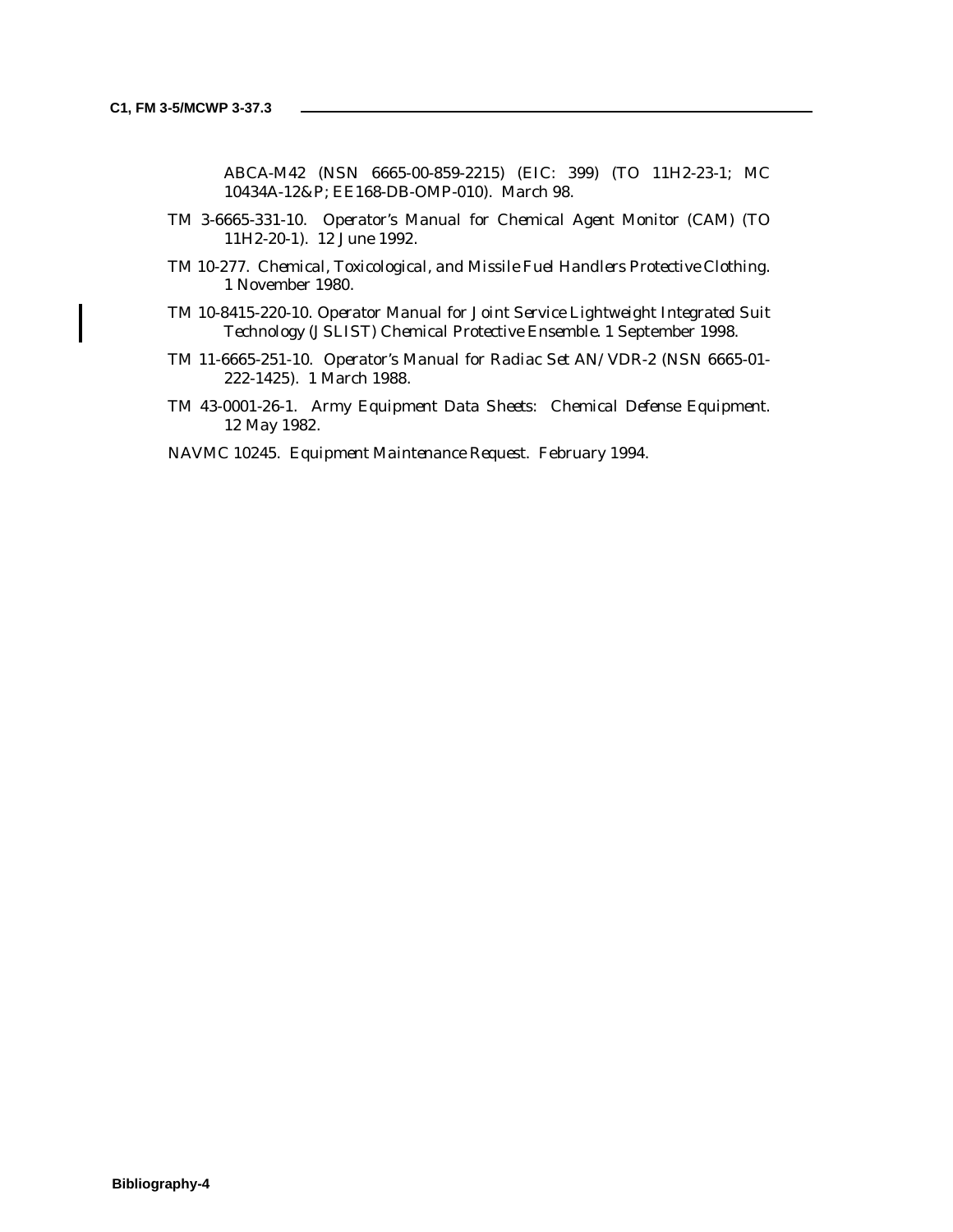ABCA-M42 (NSN 6665-00-859-2215) (EIC: 399) (TO 11H2-23-1; MC 10434A-12&P; EE168-DB-OMP-010). March 98.

TM 3-6665-331-10. *Operator's Manual for Chemical Agent Monitor (CAM)* (TO 11H2-20-1). 12 June 1992.

TM 10-277. *Chemical, Toxicological, and Missile Fuel Handlers Protective Clothing.* 1 November 1980.

TM 10-8415-220-10. *Operator Manual for Joint Service Lightweight Integrated Suit Technology (JSLIST) Chemical Protective Ensemble.* 1 September 1998.

TM 11-6665-251-10. *Operator's Manual for Radiac Set AN/VDR-2* (NSN 6665-01-222-1425). 1 March 1988.

TM 43-0001-26-1. *Army Equipment Data Sheets: Chemical Defense Equipment.* 12 May 1982.

NAVMC 10245. *Equipment Maintenance Request.* February 1994.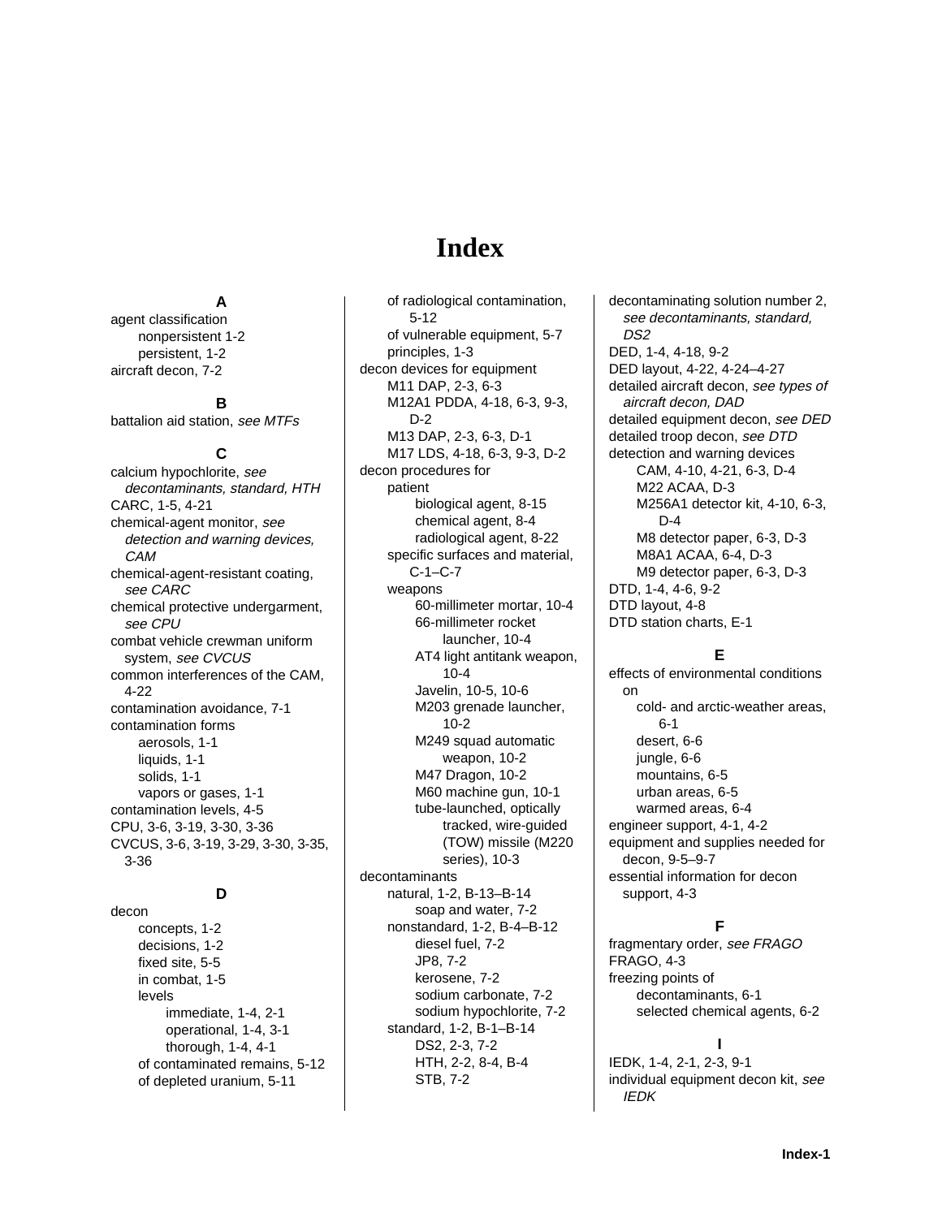# Index

**A**

agent classification
- nonpersistent 1-2
- persistent, 1-2

aircraft decon, 7-2

**B**

battalion aid station, *see MTFs*

**C**

calcium hypochlorite, *see decontaminants, standard, HTH*

CARC, 1-5, 4-21

chemical-agent monitor, *see detection and warning devices, CAM*

chemical-agent-resistant coating, *see CARC*

chemical protective undergarment, *see CPU*

combat vehicle crewman uniform system, *see CVCUS*

common interferences of the CAM, 4-22

contamination avoidance, 7-1

contamination forms
- aerosols, 1-1
- liquids, 1-1
- solids, 1-1
- vapors or gases, 1-1

contamination levels, 4-5

CPU, 3-6, 3-19, 3-30, 3-36

CVCUS, 3-6, 3-19, 3-29, 3-30, 3-35, 3-36

**D**

decon
- concepts, 1-2
- decisions, 1-2
- fixed site, 5-5
- in combat, 1-5
- levels
  - immediate, 1-4, 2-1
  - operational, 1-4, 3-1
  - thorough, 1-4, 4-1
- of contaminated remains, 5-12
- of depleted uranium, 5-11
- of radiological contamination, 5-12
- of vulnerable equipment, 5-7
- principles, 1-3

decon devices for equipment
- M11 DAP, 2-3, 6-3
- M12A1 PDDA, 4-18, 6-3, 9-3, D-2
- M13 DAP, 2-3, 6-3, D-1
- M17 LDS, 4-18, 6-3, 9-3, D-2

decon procedures for
- patient
  - biological agent, 8-15
  - chemical agent, 8-4
  - radiological agent, 8-22
- specific surfaces and material, C-1–C-7
- weapons
  - 60-millimeter mortar, 10-4
  - 66-millimeter rocket launcher, 10-4
  - AT4 light antitank weapon, 10-4
  - Javelin, 10-5, 10-6
  - M203 grenade launcher, 10-2
  - M249 squad automatic weapon, 10-2
  - M47 Dragon, 10-2
  - M60 machine gun, 10-1
  - tube-launched, optically tracked, wire-guided (TOW) missile (M220 series), 10-3

decontaminants
- natural, 1-2, B-13–B-14
  - soap and water, 7-2
- nonstandard, 1-2, B-4–B-12
  - diesel fuel, 7-2
  - JP8, 7-2
  - kerosene, 7-2
  - sodium carbonate, 7-2
  - sodium hypochlorite, 7-2
- standard, 1-2, B-1–B-14
  - DS2, 2-3, 7-2
  - HTH, 2-2, 8-4, B-4
  - STB, 7-2

decontaminating solution number 2, *see decontaminants, standard, DS2*

DED, 1-4, 4-18, 9-2

DED layout, 4-22, 4-24–4-27

detailed aircraft decon, *see types of aircraft decon, DAD*

detailed equipment decon, *see DED*

detailed troop decon, *see DTD*

detection and warning devices
- CAM, 4-10, 4-21, 6-3, D-4
- M22 ACAA, D-3
- M256A1 detector kit, 4-10, 6-3, D-4
- M8 detector paper, 6-3, D-3
- M8A1 ACAA, 6-4, D-3
- M9 detector paper, 6-3, D-3

DTD, 1-4, 4-6, 9-2

DTD layout, 4-8

DTD station charts, E-1

**E**

effects of environmental conditions on
- cold- and arctic-weather areas, 6-1
- desert, 6-6
- jungle, 6-6
- mountains, 6-5
- urban areas, 6-5
- warmed areas, 6-4

engineer support, 4-1, 4-2

equipment and supplies needed for decon, 9-5–9-7

essential information for decon support, 4-3

**F**

fragmentary order, *see FRAGO*

FRAGO, 4-3

freezing points of
- decontaminants, 6-1
- selected chemical agents, 6-2

**I**

IEDK, 1-4, 2-1, 2-3, 9-1

individual equipment decon kit, *see IEDK*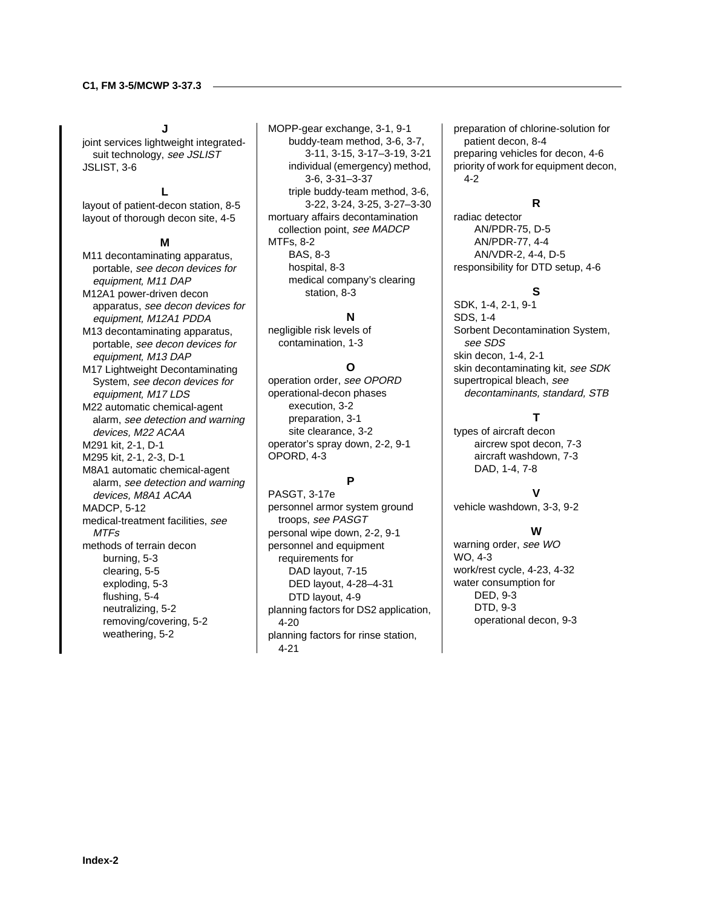**J**

joint services lightweight integrated-suit technology, *see JSLIST*
JSLIST, 3-6

**L**

layout of patient-decon station, 8-5
layout of thorough decon site, 4-5

**M**

M11 decontaminating apparatus, portable, *see decon devices for equipment, M11 DAP*
M12A1 power-driven decon apparatus, *see decon devices for equipment, M12A1 PDDA*
M13 decontaminating apparatus, portable, *see decon devices for equipment, M13 DAP*
M17 Lightweight Decontaminating System, *see decon devices for equipment, M17 LDS*
M22 automatic chemical-agent alarm, *see detection and warning devices, M22 ACAA*
M291 kit, 2-1, D-1
M295 kit, 2-1, 2-3, D-1
M8A1 automatic chemical-agent alarm, *see detection and warning devices, M8A1 ACAA*
MADCP, 5-12
medical-treatment facilities, *see MTFs*
methods of terrain decon
- burning, 5-3
- clearing, 5-5
- exploding, 5-3
- flushing, 5-4
- neutralizing, 5-2
- removing/covering, 5-2
- weathering, 5-2

MOPP-gear exchange, 3-1, 9-1
- buddy-team method, 3-6, 3-7, 3-11, 3-15, 3-17–3-19, 3-21
- individual (emergency) method, 3-6, 3-31–3-37
- triple buddy-team method, 3-6, 3-22, 3-24, 3-25, 3-27–3-30

mortuary affairs decontamination collection point, *see MADCP*
MTFs, 8-2
- BAS, 8-3
- hospital, 8-3
- medical company's clearing station, 8-3

**N**

negligible risk levels of contamination, 1-3

**O**

operation order, *see OPORD*
operational-decon phases
- execution, 3-2
- preparation, 3-1
- site clearance, 3-2

operator's spray down, 2-2, 9-1
OPORD, 4-3

**P**

PASGT, 3-17e
personnel armor system ground troops, *see PASGT*
personal wipe down, 2-2, 9-1
personnel and equipment requirements for
- DAD layout, 7-15
- DED layout, 4-28–4-31
- DTD layout, 4-9

planning factors for DS2 application, 4-20
planning factors for rinse station, 4-21
preparation of chlorine-solution for patient decon, 8-4
preparing vehicles for decon, 4-6
priority of work for equipment decon, 4-2

**R**

radiac detector
- AN/PDR-75, D-5
- AN/PDR-77, 4-4
- AN/VDR-2, 4-4, D-5

responsibility for DTD setup, 4-6

**S**

SDK, 1-4, 2-1, 9-1
SDS, 1-4
Sorbent Decontamination System, *see SDS*
skin decon, 1-4, 2-1
skin decontaminating kit, *see SDK*
supertropical bleach, *see decontaminants, standard, STB*

**T**

types of aircraft decon
- aircrew spot decon, 7-3
- aircraft washdown, 7-3
- DAD, 1-4, 7-8

**V**

vehicle washdown, 3-3, 9-2

**W**

warning order, *see WO*
WO, 4-3
work/rest cycle, 4-23, 4-32
water consumption for
- DED, 9-3
- DTD, 9-3
- operational decon, 9-3